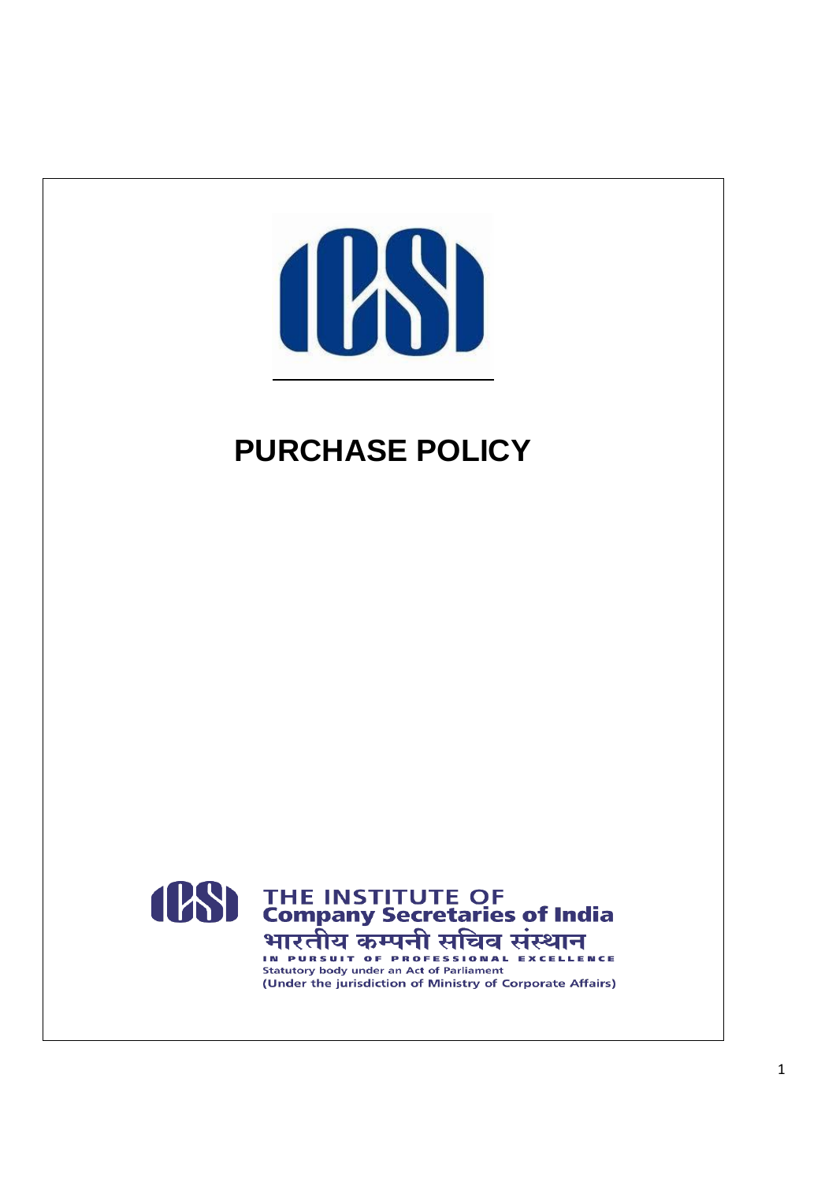# PURCHASE POLICY

THE INSTITUTE OF
Company Secretaries of India
भारतीय कम्पनी सचिव संस्थान
IN PURSUIT OF PROFESSIONAL EXCELLENCE
Statutory body under an Act of Parliament
(Under the jurisdiction of Ministry of Corporate Affairs)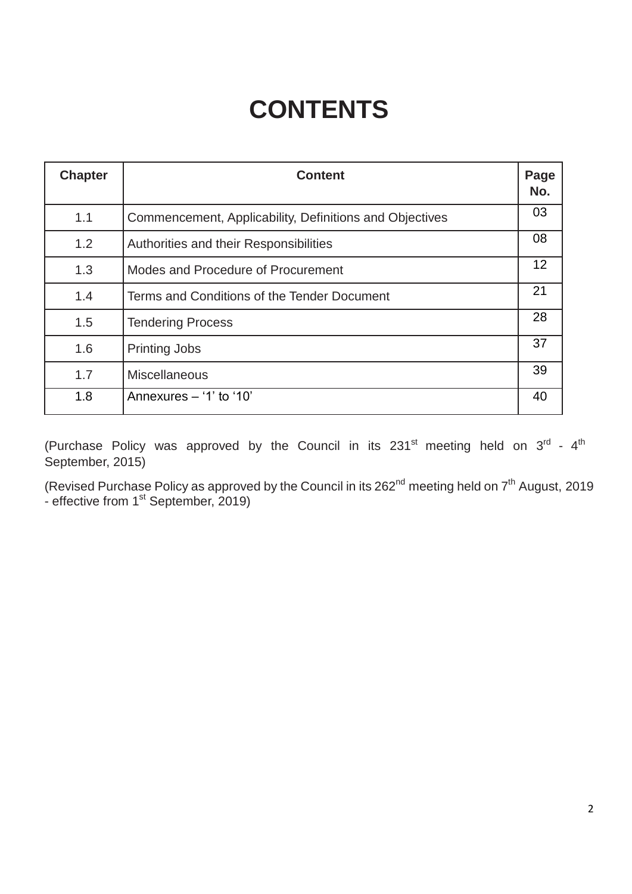# CONTENTS

| Chapter | Content | Page No. |
|---|---|---|
| 1.1 | Commencement, Applicability, Definitions and Objectives | 03 |
| 1.2 | Authorities and their Responsibilities | 08 |
| 1.3 | Modes and Procedure of Procurement | 12 |
| 1.4 | Terms and Conditions of the Tender Document | 21 |
| 1.5 | Tendering Process | 28 |
| 1.6 | Printing Jobs | 37 |
| 1.7 | Miscellaneous | 39 |
| 1.8 | Annexures – ‘1’ to ‘10’ | 40 |

(Purchase Policy was approved by the Council in its 231st meeting held on 3rd - 4th September, 2015)

(Revised Purchase Policy as approved by the Council in its 262nd meeting held on 7th August, 2019 - effective from 1st September, 2019)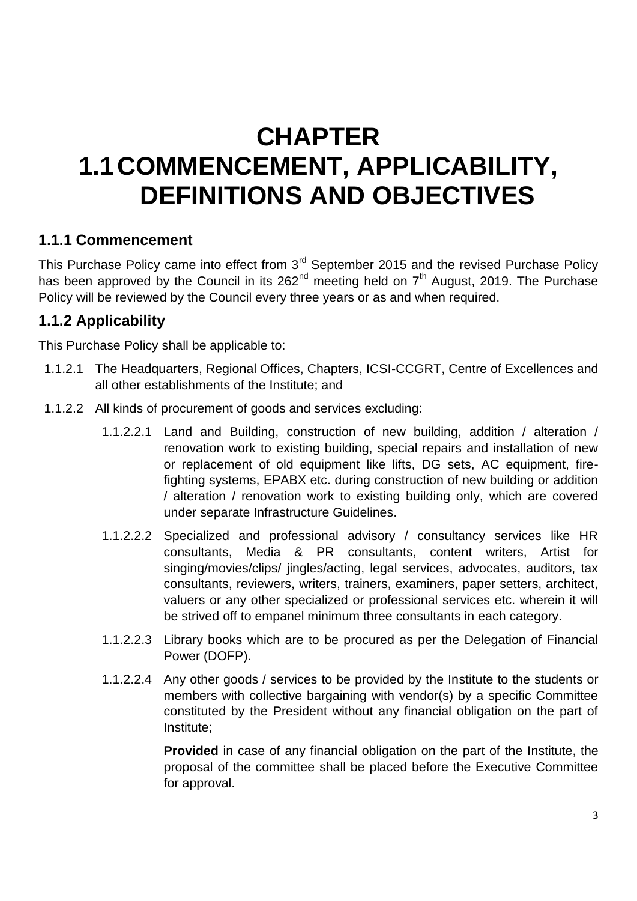# CHAPTER 1.1 COMMENCEMENT, APPLICABILITY, DEFINITIONS AND OBJECTIVES

## 1.1.1 Commencement

This Purchase Policy came into effect from 3rd September 2015 and the revised Purchase Policy has been approved by the Council in its 262nd meeting held on 7th August, 2019. The Purchase Policy will be reviewed by the Council every three years or as and when required.

## 1.1.2 Applicability

This Purchase Policy shall be applicable to:

1.1.2.1 The Headquarters, Regional Offices, Chapters, ICSI-CCGRT, Centre of Excellences and all other establishments of the Institute; and

1.1.2.2 All kinds of procurement of goods and services excluding:

1.1.2.2.1 Land and Building, construction of new building, addition / alteration / renovation work to existing building, special repairs and installation of new or replacement of old equipment like lifts, DG sets, AC equipment, fire-fighting systems, EPABX etc. during construction of new building or addition / alteration / renovation work to existing building only, which are covered under separate Infrastructure Guidelines.

1.1.2.2.2 Specialized and professional advisory / consultancy services like HR consultants, Media & PR consultants, content writers, Artist for singing/movies/clips/ jingles/acting, legal services, advocates, auditors, tax consultants, reviewers, writers, trainers, examiners, paper setters, architect, valuers or any other specialized or professional services etc. wherein it will be strived off to empanel minimum three consultants in each category.

1.1.2.2.3 Library books which are to be procured as per the Delegation of Financial Power (DOFP).

1.1.2.2.4 Any other goods / services to be provided by the Institute to the students or members with collective bargaining with vendor(s) by a specific Committee constituted by the President without any financial obligation on the part of Institute;

**Provided** in case of any financial obligation on the part of the Institute, the proposal of the committee shall be placed before the Executive Committee for approval.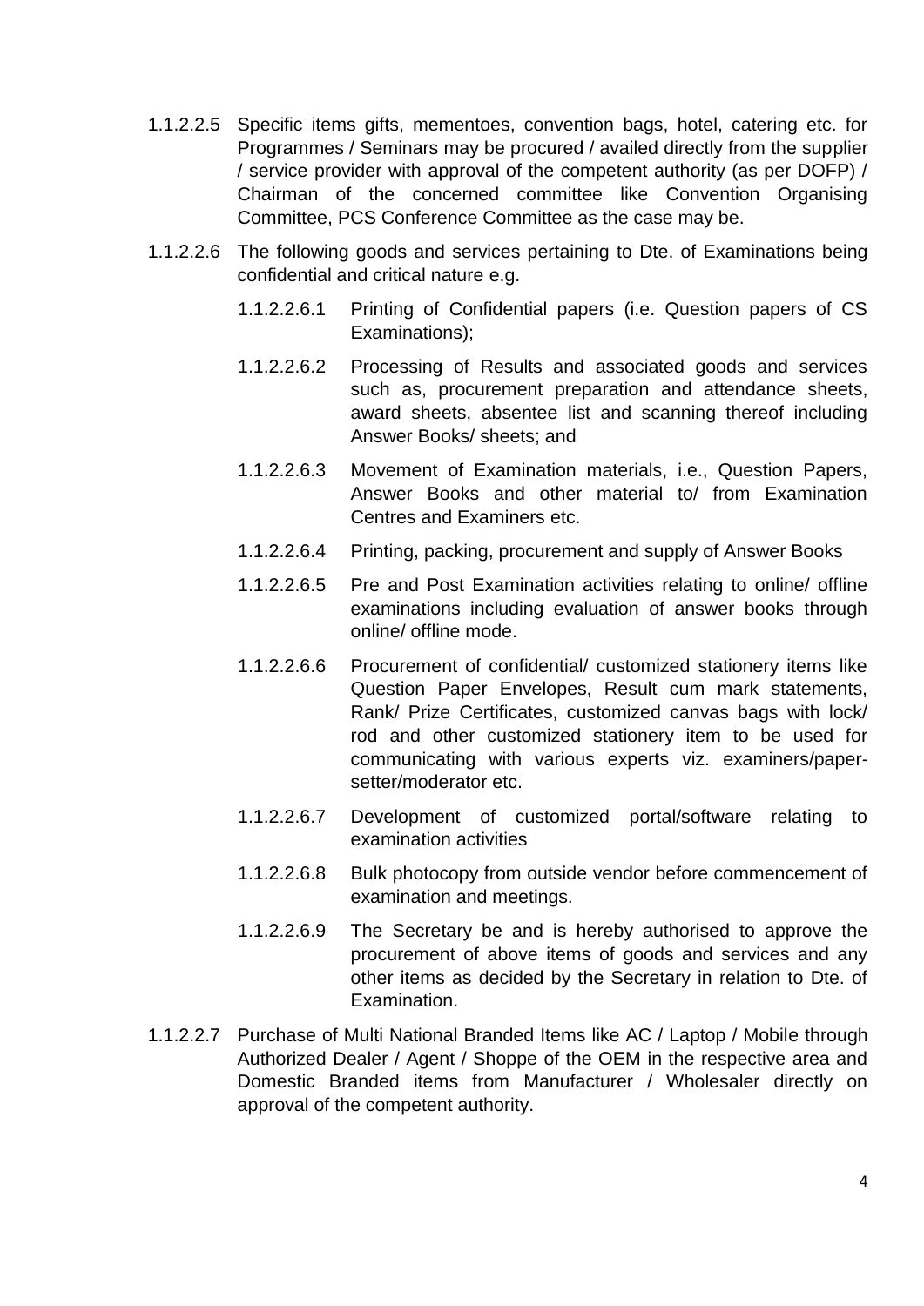1.1.2.2.5 Specific items gifts, mementoes, convention bags, hotel, catering etc. for Programmes / Seminars may be procured / availed directly from the supplier / service provider with approval of the competent authority (as per DOFP) / Chairman of the concerned committee like Convention Organising Committee, PCS Conference Committee as the case may be.

1.1.2.2.6 The following goods and services pertaining to Dte. of Examinations being confidential and critical nature e.g.

- 1.1.2.2.6.1 Printing of Confidential papers (i.e. Question papers of CS Examinations);
- 1.1.2.2.6.2 Processing of Results and associated goods and services such as, procurement preparation and attendance sheets, award sheets, absentee list and scanning thereof including Answer Books/ sheets; and
- 1.1.2.2.6.3 Movement of Examination materials, i.e., Question Papers, Answer Books and other material to/ from Examination Centres and Examiners etc.
- 1.1.2.2.6.4 Printing, packing, procurement and supply of Answer Books
- 1.1.2.2.6.5 Pre and Post Examination activities relating to online/ offline examinations including evaluation of answer books through online/ offline mode.
- 1.1.2.2.6.6 Procurement of confidential/ customized stationery items like Question Paper Envelopes, Result cum mark statements, Rank/ Prize Certificates, customized canvas bags with lock/ rod and other customized stationery item to be used for communicating with various experts viz. examiners/paper-setter/moderator etc.
- 1.1.2.2.6.7 Development of customized portal/software relating to examination activities
- 1.1.2.2.6.8 Bulk photocopy from outside vendor before commencement of examination and meetings.
- 1.1.2.2.6.9 The Secretary be and is hereby authorised to approve the procurement of above items of goods and services and any other items as decided by the Secretary in relation to Dte. of Examination.

1.1.2.2.7 Purchase of Multi National Branded Items like AC / Laptop / Mobile through Authorized Dealer / Agent / Shoppe of the OEM in the respective area and Domestic Branded items from Manufacturer / Wholesaler directly on approval of the competent authority.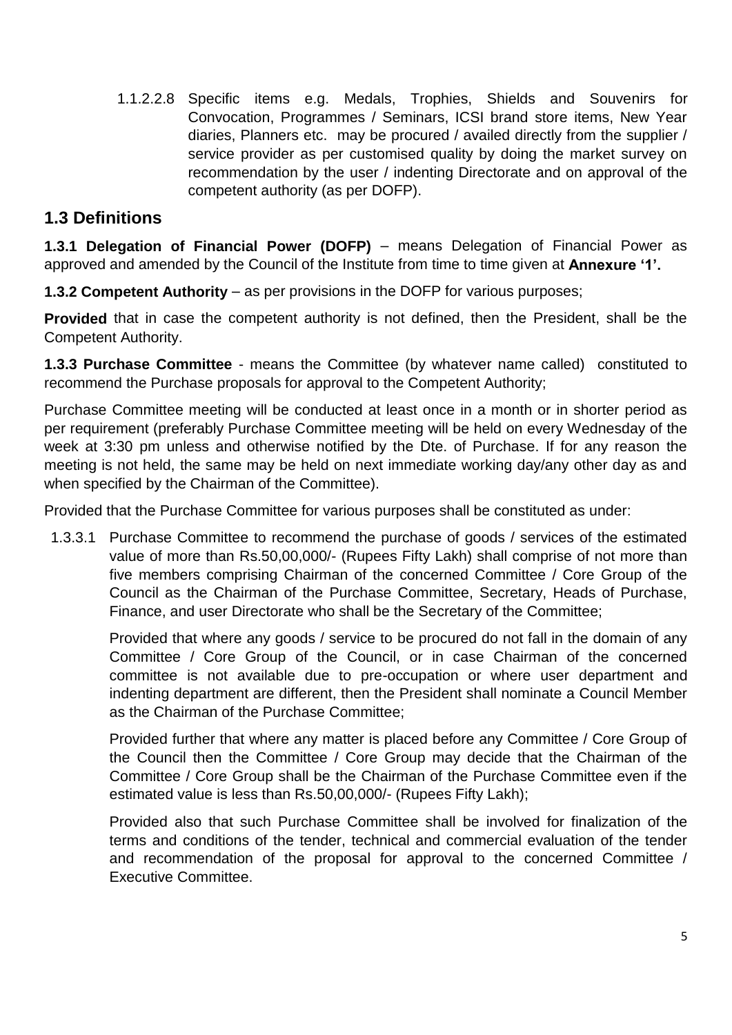1.1.2.2.8 Specific items e.g. Medals, Trophies, Shields and Souvenirs for Convocation, Programmes / Seminars, ICSI brand store items, New Year diaries, Planners etc. may be procured / availed directly from the supplier / service provider as per customised quality by doing the market survey on recommendation by the user / indenting Directorate and on approval of the competent authority (as per DOFP).

## 1.3 Definitions

**1.3.1 Delegation of Financial Power (DOFP)** – means Delegation of Financial Power as approved and amended by the Council of the Institute from time to time given at **Annexure '1'.**

**1.3.2 Competent Authority** – as per provisions in the DOFP for various purposes;

**Provided** that in case the competent authority is not defined, then the President, shall be the Competent Authority.

**1.3.3 Purchase Committee** - means the Committee (by whatever name called) constituted to recommend the Purchase proposals for approval to the Competent Authority;

Purchase Committee meeting will be conducted at least once in a month or in shorter period as per requirement (preferably Purchase Committee meeting will be held on every Wednesday of the week at 3:30 pm unless and otherwise notified by the Dte. of Purchase. If for any reason the meeting is not held, the same may be held on next immediate working day/any other day as and when specified by the Chairman of the Committee).

Provided that the Purchase Committee for various purposes shall be constituted as under:

1.3.3.1 Purchase Committee to recommend the purchase of goods / services of the estimated value of more than Rs.50,00,000/- (Rupees Fifty Lakh) shall comprise of not more than five members comprising Chairman of the concerned Committee / Core Group of the Council as the Chairman of the Purchase Committee, Secretary, Heads of Purchase, Finance, and user Directorate who shall be the Secretary of the Committee;

Provided that where any goods / service to be procured do not fall in the domain of any Committee / Core Group of the Council, or in case Chairman of the concerned committee is not available due to pre-occupation or where user department and indenting department are different, then the President shall nominate a Council Member as the Chairman of the Purchase Committee;

Provided further that where any matter is placed before any Committee / Core Group of the Council then the Committee / Core Group may decide that the Chairman of the Committee / Core Group shall be the Chairman of the Purchase Committee even if the estimated value is less than Rs.50,00,000/- (Rupees Fifty Lakh);

Provided also that such Purchase Committee shall be involved for finalization of the terms and conditions of the tender, technical and commercial evaluation of the tender and recommendation of the proposal for approval to the concerned Committee / Executive Committee.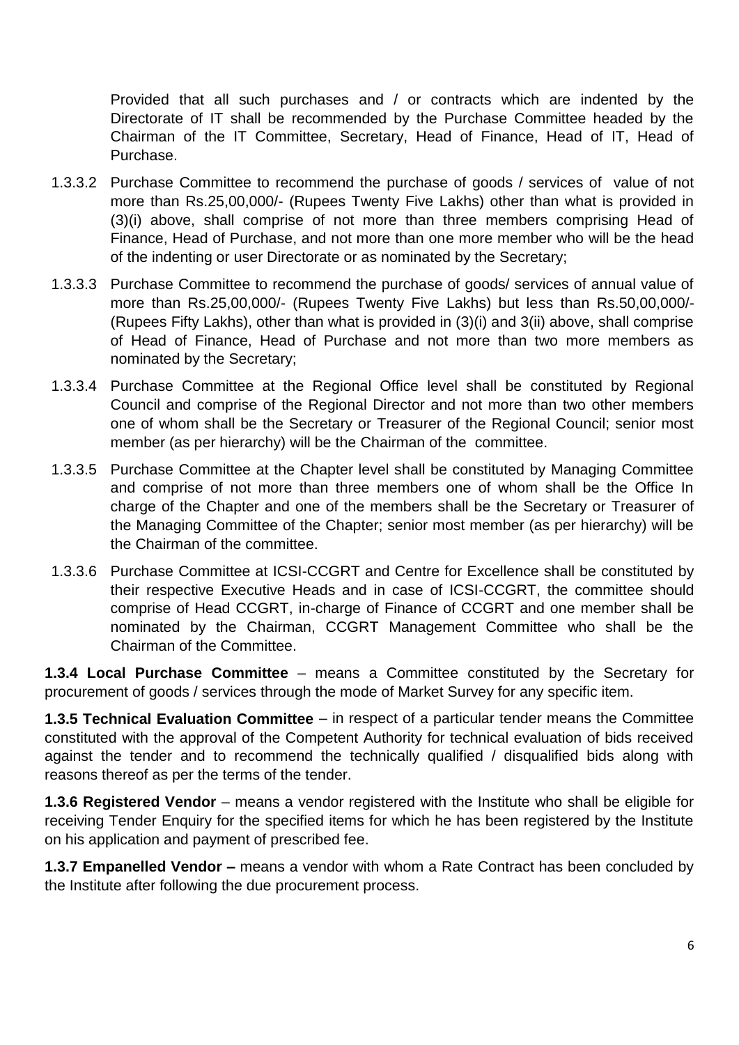Provided that all such purchases and / or contracts which are indented by the Directorate of IT shall be recommended by the Purchase Committee headed by the Chairman of the IT Committee, Secretary, Head of Finance, Head of IT, Head of Purchase.

1.3.3.2 Purchase Committee to recommend the purchase of goods / services of value of not more than Rs.25,00,000/- (Rupees Twenty Five Lakhs) other than what is provided in (3)(i) above, shall comprise of not more than three members comprising Head of Finance, Head of Purchase, and not more than one more member who will be the head of the indenting or user Directorate or as nominated by the Secretary;

1.3.3.3 Purchase Committee to recommend the purchase of goods/ services of annual value of more than Rs.25,00,000/- (Rupees Twenty Five Lakhs) but less than Rs.50,00,000/- (Rupees Fifty Lakhs), other than what is provided in (3)(i) and 3(ii) above, shall comprise of Head of Finance, Head of Purchase and not more than two more members as nominated by the Secretary;

1.3.3.4 Purchase Committee at the Regional Office level shall be constituted by Regional Council and comprise of the Regional Director and not more than two other members one of whom shall be the Secretary or Treasurer of the Regional Council; senior most member (as per hierarchy) will be the Chairman of the committee.

1.3.3.5 Purchase Committee at the Chapter level shall be constituted by Managing Committee and comprise of not more than three members one of whom shall be the Office In charge of the Chapter and one of the members shall be the Secretary or Treasurer of the Managing Committee of the Chapter; senior most member (as per hierarchy) will be the Chairman of the committee.

1.3.3.6 Purchase Committee at ICSI-CCGRT and Centre for Excellence shall be constituted by their respective Executive Heads and in case of ICSI-CCGRT, the committee should comprise of Head CCGRT, in-charge of Finance of CCGRT and one member shall be nominated by the Chairman, CCGRT Management Committee who shall be the Chairman of the Committee.

**1.3.4 Local Purchase Committee** – means a Committee constituted by the Secretary for procurement of goods / services through the mode of Market Survey for any specific item.

**1.3.5 Technical Evaluation Committee** – in respect of a particular tender means the Committee constituted with the approval of the Competent Authority for technical evaluation of bids received against the tender and to recommend the technically qualified / disqualified bids along with reasons thereof as per the terms of the tender.

**1.3.6 Registered Vendor** – means a vendor registered with the Institute who shall be eligible for receiving Tender Enquiry for the specified items for which he has been registered by the Institute on his application and payment of prescribed fee.

**1.3.7 Empanelled Vendor –** means a vendor with whom a Rate Contract has been concluded by the Institute after following the due procurement process.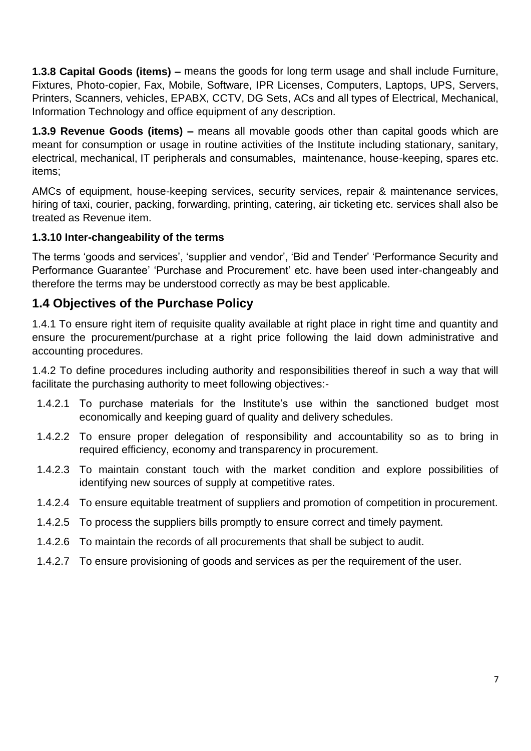**1.3.8 Capital Goods (items) –** means the goods for long term usage and shall include Furniture, Fixtures, Photo-copier, Fax, Mobile, Software, IPR Licenses, Computers, Laptops, UPS, Servers, Printers, Scanners, vehicles, EPABX, CCTV, DG Sets, ACs and all types of Electrical, Mechanical, Information Technology and office equipment of any description.

**1.3.9 Revenue Goods (items) –** means all movable goods other than capital goods which are meant for consumption or usage in routine activities of the Institute including stationary, sanitary, electrical, mechanical, IT peripherals and consumables, maintenance, house-keeping, spares etc. items;

AMCs of equipment, house-keeping services, security services, repair & maintenance services, hiring of taxi, courier, packing, forwarding, printing, catering, air ticketing etc. services shall also be treated as Revenue item.

**1.3.10 Inter-changeability of the terms**

The terms 'goods and services', 'supplier and vendor', 'Bid and Tender' 'Performance Security and Performance Guarantee' 'Purchase and Procurement' etc. have been used inter-changeably and therefore the terms may be understood correctly as may be best applicable.

## 1.4 Objectives of the Purchase Policy

1.4.1 To ensure right item of requisite quality available at right place in right time and quantity and ensure the procurement/purchase at a right price following the laid down administrative and accounting procedures.

1.4.2 To define procedures including authority and responsibilities thereof in such a way that will facilitate the purchasing authority to meet following objectives:-

- 1.4.2.1 To purchase materials for the Institute's use within the sanctioned budget most economically and keeping guard of quality and delivery schedules.
- 1.4.2.2 To ensure proper delegation of responsibility and accountability so as to bring in required efficiency, economy and transparency in procurement.
- 1.4.2.3 To maintain constant touch with the market condition and explore possibilities of identifying new sources of supply at competitive rates.
- 1.4.2.4 To ensure equitable treatment of suppliers and promotion of competition in procurement.
- 1.4.2.5 To process the suppliers bills promptly to ensure correct and timely payment.
- 1.4.2.6 To maintain the records of all procurements that shall be subject to audit.
- 1.4.2.7 To ensure provisioning of goods and services as per the requirement of the user.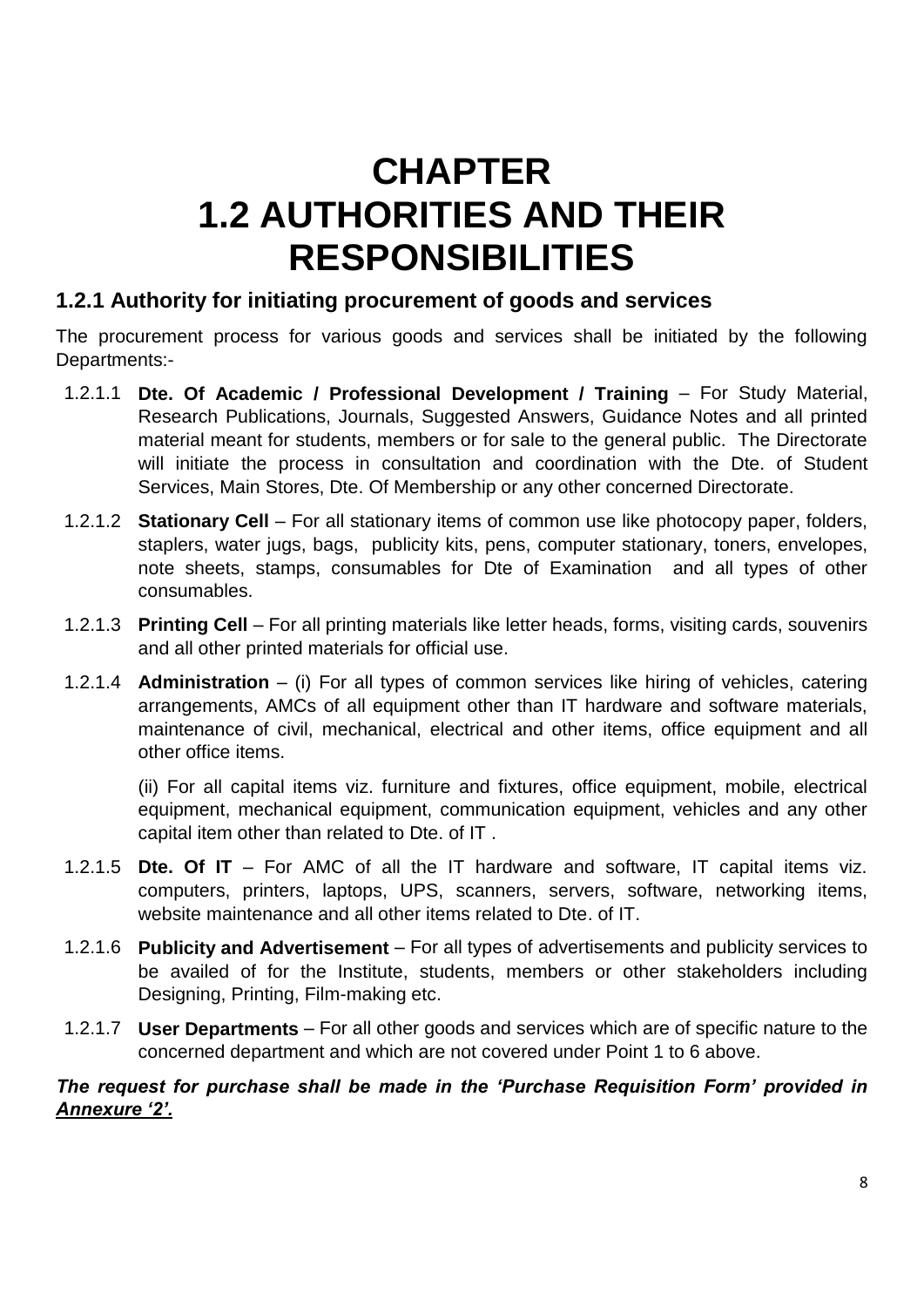# CHAPTER
# 1.2 AUTHORITIES AND THEIR RESPONSIBILITIES

## 1.2.1 Authority for initiating procurement of goods and services

The procurement process for various goods and services shall be initiated by the following Departments:-

1.2.1.1 **Dte. Of Academic / Professional Development / Training** – For Study Material, Research Publications, Journals, Suggested Answers, Guidance Notes and all printed material meant for students, members or for sale to the general public. The Directorate will initiate the process in consultation and coordination with the Dte. of Student Services, Main Stores, Dte. Of Membership or any other concerned Directorate.

1.2.1.2 **Stationary Cell** – For all stationary items of common use like photocopy paper, folders, staplers, water jugs, bags, publicity kits, pens, computer stationary, toners, envelopes, note sheets, stamps, consumables for Dte of Examination and all types of other consumables.

1.2.1.3 **Printing Cell** – For all printing materials like letter heads, forms, visiting cards, souvenirs and all other printed materials for official use.

1.2.1.4 **Administration** – (i) For all types of common services like hiring of vehicles, catering arrangements, AMCs of all equipment other than IT hardware and software materials, maintenance of civil, mechanical, electrical and other items, office equipment and all other office items.

(ii) For all capital items viz. furniture and fixtures, office equipment, mobile, electrical equipment, mechanical equipment, communication equipment, vehicles and any other capital item other than related to Dte. of IT .

1.2.1.5 **Dte. Of IT** – For AMC of all the IT hardware and software, IT capital items viz. computers, printers, laptops, UPS, scanners, servers, software, networking items, website maintenance and all other items related to Dte. of IT.

1.2.1.6 **Publicity and Advertisement** – For all types of advertisements and publicity services to be availed of for the Institute, students, members or other stakeholders including Designing, Printing, Film-making etc.

1.2.1.7 **User Departments** – For all other goods and services which are of specific nature to the concerned department and which are not covered under Point 1 to 6 above.

***The request for purchase shall be made in the 'Purchase Requisition Form' provided in <u>Annexure '2'.</u>***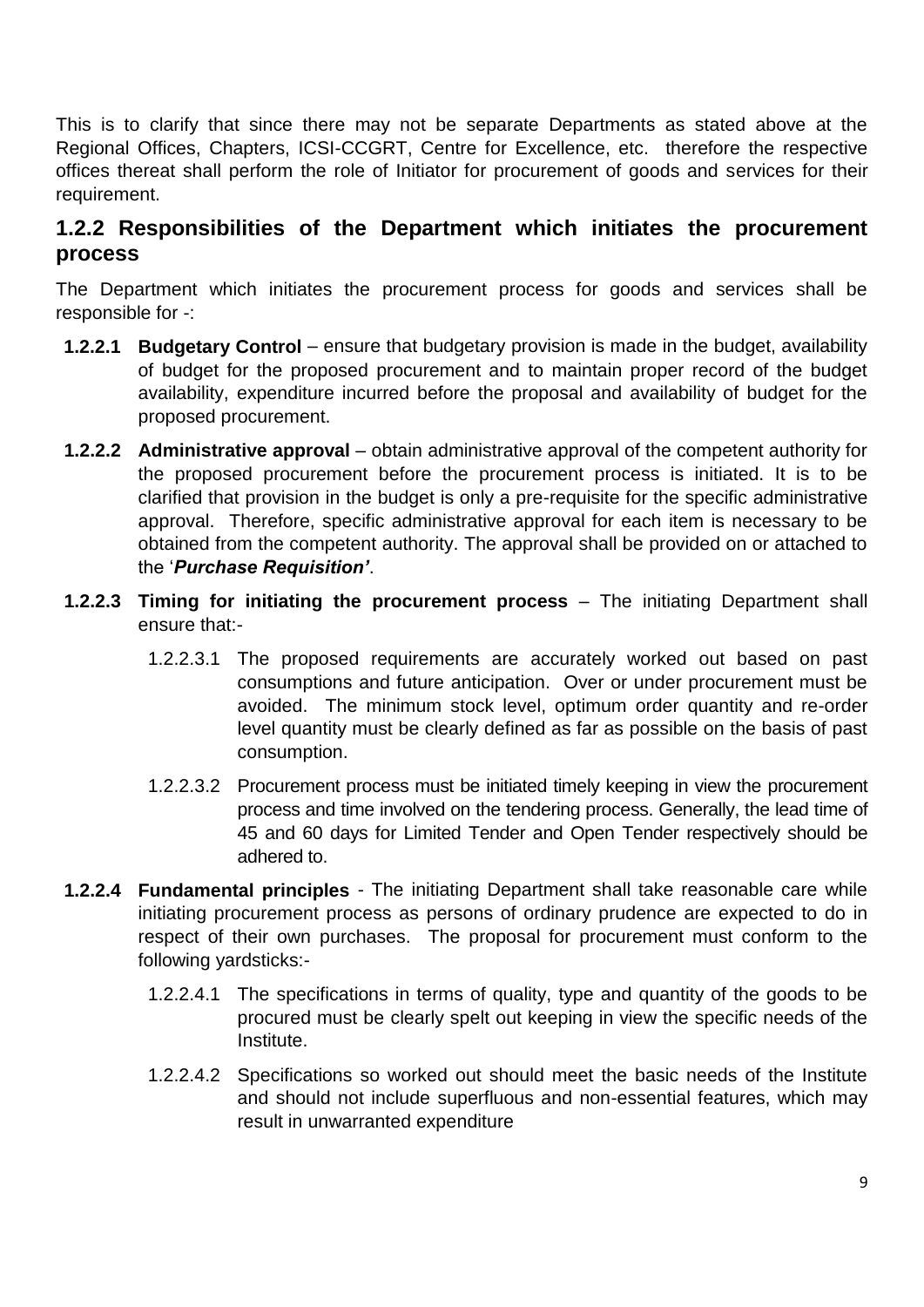This is to clarify that since there may not be separate Departments as stated above at the Regional Offices, Chapters, ICSI-CCGRT, Centre for Excellence, etc. therefore the respective offices thereat shall perform the role of Initiator for procurement of goods and services for their requirement.

### 1.2.2 Responsibilities of the Department which initiates the procurement process

The Department which initiates the procurement process for goods and services shall be responsible for -:

**1.2.2.1 Budgetary Control** – ensure that budgetary provision is made in the budget, availability of budget for the proposed procurement and to maintain proper record of the budget availability, expenditure incurred before the proposal and availability of budget for the proposed procurement.

**1.2.2.2 Administrative approval** – obtain administrative approval of the competent authority for the proposed procurement before the procurement process is initiated. It is to be clarified that provision in the budget is only a pre-requisite for the specific administrative approval. Therefore, specific administrative approval for each item is necessary to be obtained from the competent authority. The approval shall be provided on or attached to the '***Purchase Requisition'***.

**1.2.2.3 Timing for initiating the procurement process** – The initiating Department shall ensure that:-

1.2.2.3.1 The proposed requirements are accurately worked out based on past consumptions and future anticipation. Over or under procurement must be avoided. The minimum stock level, optimum order quantity and re-order level quantity must be clearly defined as far as possible on the basis of past consumption.

1.2.2.3.2 Procurement process must be initiated timely keeping in view the procurement process and time involved on the tendering process. Generally, the lead time of 45 and 60 days for Limited Tender and Open Tender respectively should be adhered to.

**1.2.2.4 Fundamental principles** - The initiating Department shall take reasonable care while initiating procurement process as persons of ordinary prudence are expected to do in respect of their own purchases. The proposal for procurement must conform to the following yardsticks:-

1.2.2.4.1 The specifications in terms of quality, type and quantity of the goods to be procured must be clearly spelt out keeping in view the specific needs of the Institute.

1.2.2.4.2 Specifications so worked out should meet the basic needs of the Institute and should not include superfluous and non-essential features, which may result in unwarranted expenditure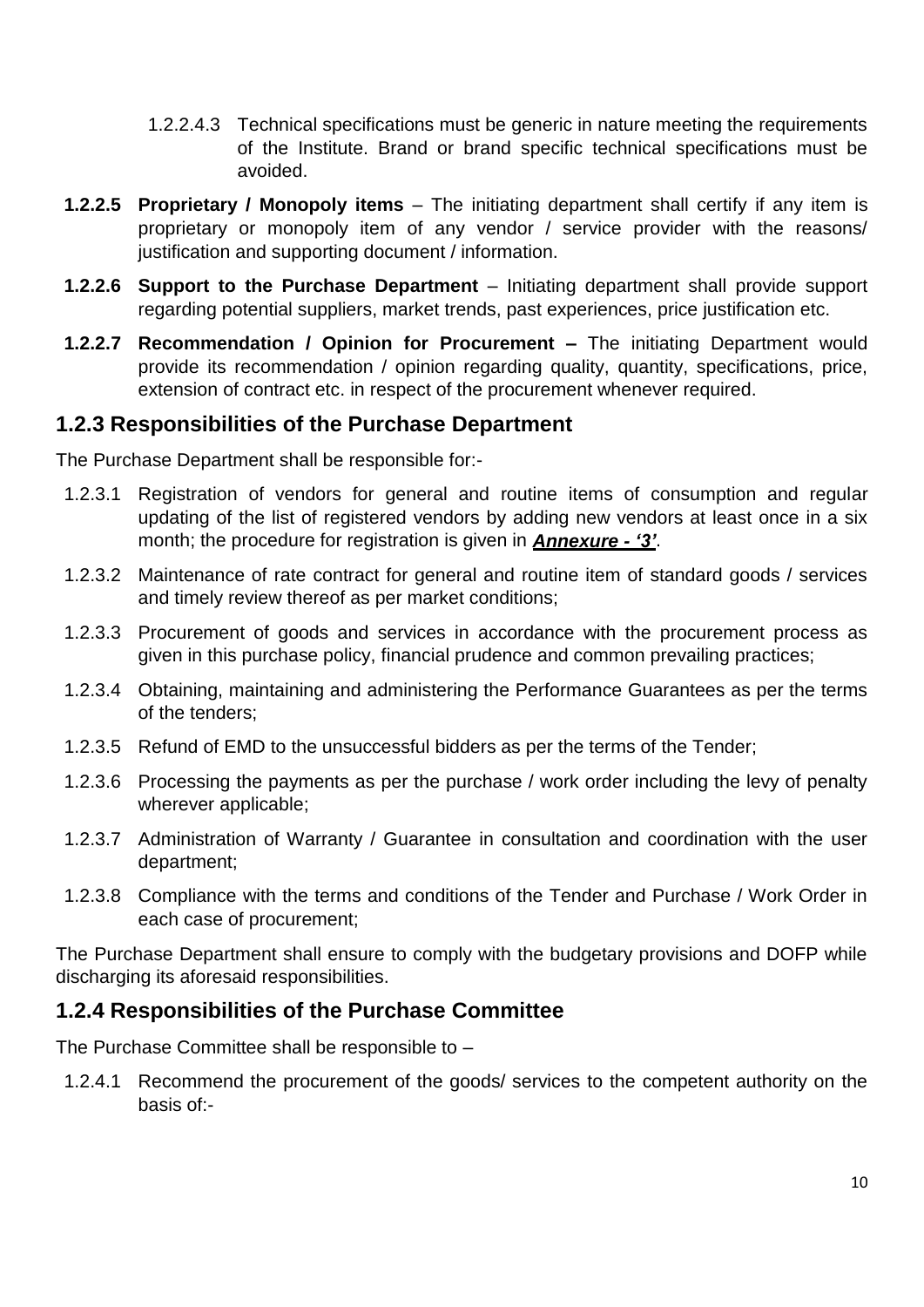1.2.2.4.3 Technical specifications must be generic in nature meeting the requirements of the Institute. Brand or brand specific technical specifications must be avoided.

**1.2.2.5 Proprietary / Monopoly items** – The initiating department shall certify if any item is proprietary or monopoly item of any vendor / service provider with the reasons/ justification and supporting document / information.

**1.2.2.6 Support to the Purchase Department** – Initiating department shall provide support regarding potential suppliers, market trends, past experiences, price justification etc.

**1.2.2.7 Recommendation / Opinion for Procurement –** The initiating Department would provide its recommendation / opinion regarding quality, quantity, specifications, price, extension of contract etc. in respect of the procurement whenever required.

## 1.2.3 Responsibilities of the Purchase Department

The Purchase Department shall be responsible for:-

1.2.3.1 Registration of vendors for general and routine items of consumption and regular updating of the list of registered vendors by adding new vendors at least once in a six month; the procedure for registration is given in ***Annexure - '3'***.

1.2.3.2 Maintenance of rate contract for general and routine item of standard goods / services and timely review thereof as per market conditions;

1.2.3.3 Procurement of goods and services in accordance with the procurement process as given in this purchase policy, financial prudence and common prevailing practices;

1.2.3.4 Obtaining, maintaining and administering the Performance Guarantees as per the terms of the tenders;

1.2.3.5 Refund of EMD to the unsuccessful bidders as per the terms of the Tender;

1.2.3.6 Processing the payments as per the purchase / work order including the levy of penalty wherever applicable;

1.2.3.7 Administration of Warranty / Guarantee in consultation and coordination with the user department;

1.2.3.8 Compliance with the terms and conditions of the Tender and Purchase / Work Order in each case of procurement;

The Purchase Department shall ensure to comply with the budgetary provisions and DOFP while discharging its aforesaid responsibilities.

## 1.2.4 Responsibilities of the Purchase Committee

The Purchase Committee shall be responsible to –

1.2.4.1 Recommend the procurement of the goods/ services to the competent authority on the basis of:-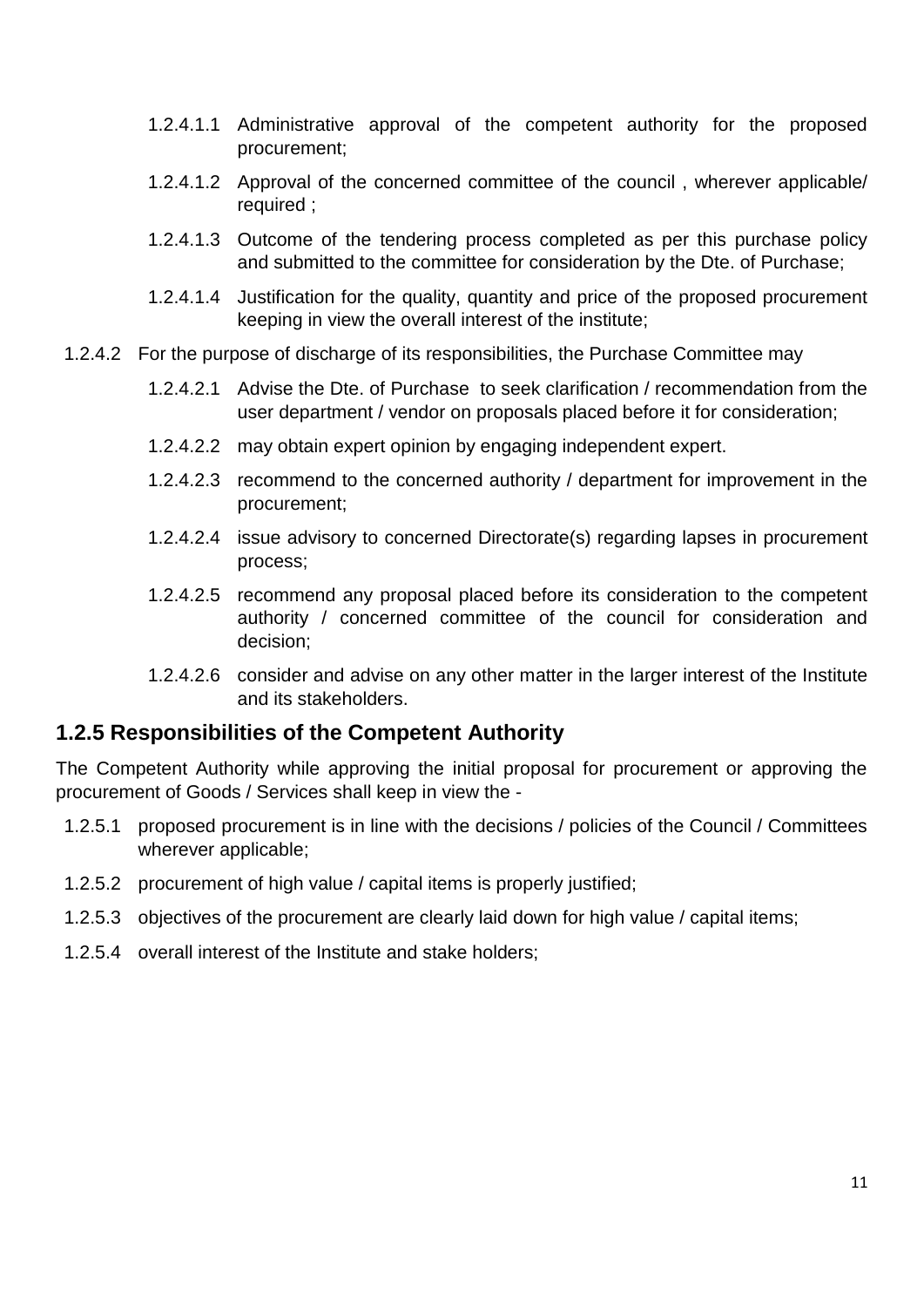1.2.4.1.1 Administrative approval of the competent authority for the proposed procurement;

1.2.4.1.2 Approval of the concerned committee of the council , wherever applicable/ required ;

1.2.4.1.3 Outcome of the tendering process completed as per this purchase policy and submitted to the committee for consideration by the Dte. of Purchase;

1.2.4.1.4 Justification for the quality, quantity and price of the proposed procurement keeping in view the overall interest of the institute;

1.2.4.2 For the purpose of discharge of its responsibilities, the Purchase Committee may

1.2.4.2.1 Advise the Dte. of Purchase to seek clarification / recommendation from the user department / vendor on proposals placed before it for consideration;

1.2.4.2.2 may obtain expert opinion by engaging independent expert.

1.2.4.2.3 recommend to the concerned authority / department for improvement in the procurement;

1.2.4.2.4 issue advisory to concerned Directorate(s) regarding lapses in procurement process;

1.2.4.2.5 recommend any proposal placed before its consideration to the competent authority / concerned committee of the council for consideration and decision;

1.2.4.2.6 consider and advise on any other matter in the larger interest of the Institute and its stakeholders.

### 1.2.5 Responsibilities of the Competent Authority

The Competent Authority while approving the initial proposal for procurement or approving the procurement of Goods / Services shall keep in view the -

1.2.5.1 proposed procurement is in line with the decisions / policies of the Council / Committees wherever applicable;

1.2.5.2 procurement of high value / capital items is properly justified;

1.2.5.3 objectives of the procurement are clearly laid down for high value / capital items;

1.2.5.4 overall interest of the Institute and stake holders;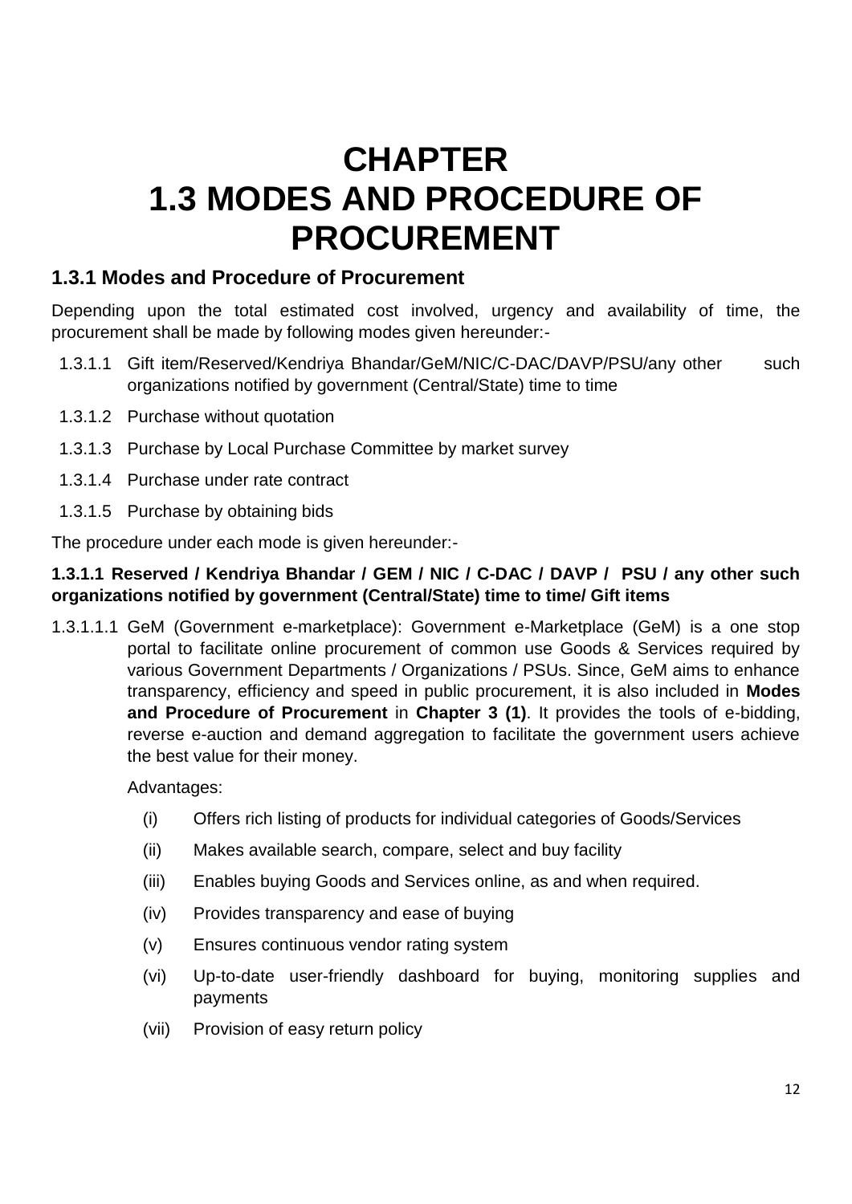# CHAPTER
# 1.3 MODES AND PROCEDURE OF PROCUREMENT

## 1.3.1 Modes and Procedure of Procurement

Depending upon the total estimated cost involved, urgency and availability of time, the procurement shall be made by following modes given hereunder:-

- 1.3.1.1 Gift item/Reserved/Kendriya Bhandar/GeM/NIC/C-DAC/DAVP/PSU/any other such organizations notified by government (Central/State) time to time
- 1.3.1.2 Purchase without quotation
- 1.3.1.3 Purchase by Local Purchase Committee by market survey
- 1.3.1.4 Purchase under rate contract
- 1.3.1.5 Purchase by obtaining bids

The procedure under each mode is given hereunder:-

### 1.3.1.1 Reserved / Kendriya Bhandar / GEM / NIC / C-DAC / DAVP / PSU / any other such organizations notified by government (Central/State) time to time/ Gift items

1.3.1.1.1 GeM (Government e-marketplace): Government e-Marketplace (GeM) is a one stop portal to facilitate online procurement of common use Goods & Services required by various Government Departments / Organizations / PSUs. Since, GeM aims to enhance transparency, efficiency and speed in public procurement, it is also included in **Modes and Procedure of Procurement** in **Chapter 3 (1)**. It provides the tools of e-bidding, reverse e-auction and demand aggregation to facilitate the government users achieve the best value for their money.

Advantages:

- (i) Offers rich listing of products for individual categories of Goods/Services
- (ii) Makes available search, compare, select and buy facility
- (iii) Enables buying Goods and Services online, as and when required.
- (iv) Provides transparency and ease of buying
- (v) Ensures continuous vendor rating system
- (vi) Up-to-date user-friendly dashboard for buying, monitoring supplies and payments
- (vii) Provision of easy return policy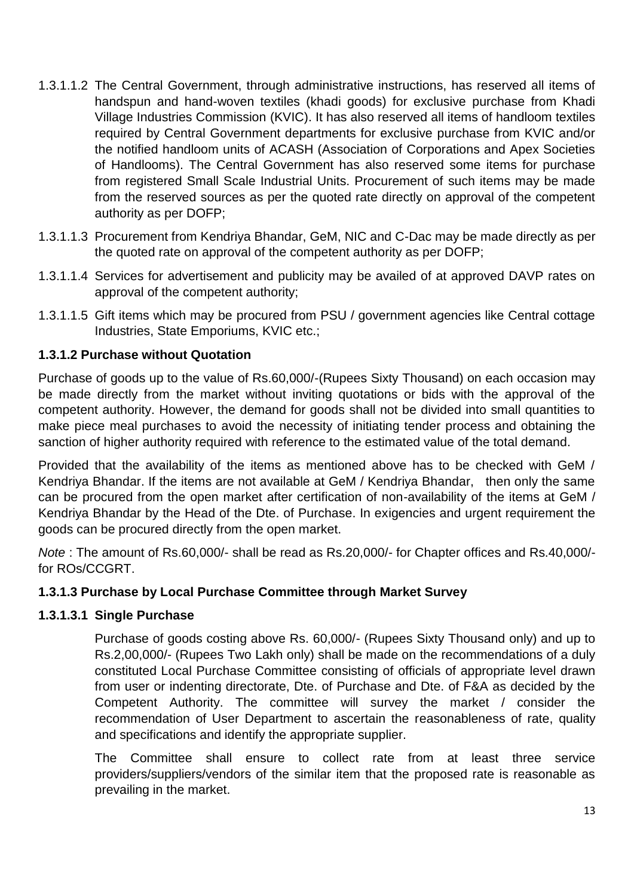1.3.1.1.2 The Central Government, through administrative instructions, has reserved all items of handspun and hand-woven textiles (khadi goods) for exclusive purchase from Khadi Village Industries Commission (KVIC). It has also reserved all items of handloom textiles required by Central Government departments for exclusive purchase from KVIC and/or the notified handloom units of ACASH (Association of Corporations and Apex Societies of Handlooms). The Central Government has also reserved some items for purchase from registered Small Scale Industrial Units. Procurement of such items may be made from the reserved sources as per the quoted rate directly on approval of the competent authority as per DOFP;

1.3.1.1.3 Procurement from Kendriya Bhandar, GeM, NIC and C-Dac may be made directly as per the quoted rate on approval of the competent authority as per DOFP;

1.3.1.1.4 Services for advertisement and publicity may be availed of at approved DAVP rates on approval of the competent authority;

1.3.1.1.5 Gift items which may be procured from PSU / government agencies like Central cottage Industries, State Emporiums, KVIC etc.;

**1.3.1.2 Purchase without Quotation**

Purchase of goods up to the value of Rs.60,000/-(Rupees Sixty Thousand) on each occasion may be made directly from the market without inviting quotations or bids with the approval of the competent authority. However, the demand for goods shall not be divided into small quantities to make piece meal purchases to avoid the necessity of initiating tender process and obtaining the sanction of higher authority required with reference to the estimated value of the total demand.

Provided that the availability of the items as mentioned above has to be checked with GeM / Kendriya Bhandar. If the items are not available at GeM / Kendriya Bhandar, then only the same can be procured from the open market after certification of non-availability of the items at GeM / Kendriya Bhandar by the Head of the Dte. of Purchase. In exigencies and urgent requirement the goods can be procured directly from the open market.

*Note* : The amount of Rs.60,000/- shall be read as Rs.20,000/- for Chapter offices and Rs.40,000/- for ROs/CCGRT.

**1.3.1.3 Purchase by Local Purchase Committee through Market Survey**

**1.3.1.3.1 Single Purchase**

Purchase of goods costing above Rs. 60,000/- (Rupees Sixty Thousand only) and up to Rs.2,00,000/- (Rupees Two Lakh only) shall be made on the recommendations of a duly constituted Local Purchase Committee consisting of officials of appropriate level drawn from user or indenting directorate, Dte. of Purchase and Dte. of F&A as decided by the Competent Authority. The committee will survey the market / consider the recommendation of User Department to ascertain the reasonableness of rate, quality and specifications and identify the appropriate supplier.

The Committee shall ensure to collect rate from at least three service providers/suppliers/vendors of the similar item that the proposed rate is reasonable as prevailing in the market.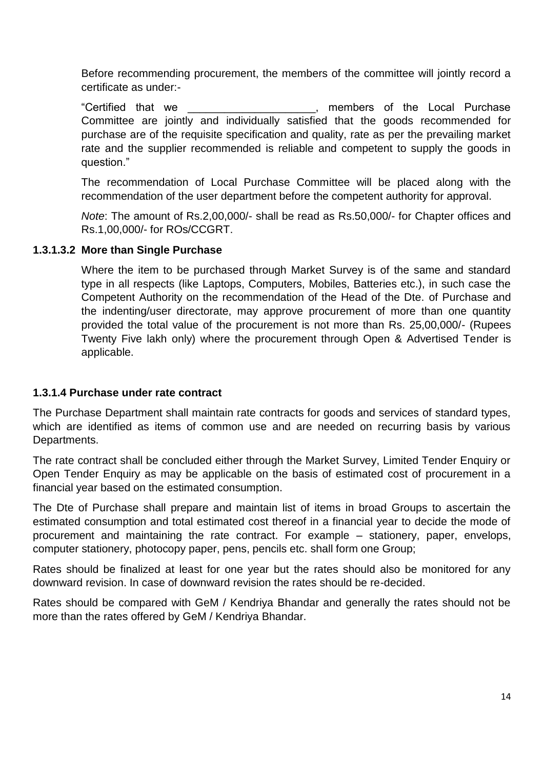Before recommending procurement, the members of the committee will jointly record a certificate as under:-

"Certified that we ____________________, members of the Local Purchase Committee are jointly and individually satisfied that the goods recommended for purchase are of the requisite specification and quality, rate as per the prevailing market rate and the supplier recommended is reliable and competent to supply the goods in question."

The recommendation of Local Purchase Committee will be placed along with the recommendation of the user department before the competent authority for approval.

*Note*: The amount of Rs.2,00,000/- shall be read as Rs.50,000/- for Chapter offices and Rs.1,00,000/- for ROs/CCGRT.

#### 1.3.1.3.2 More than Single Purchase

Where the item to be purchased through Market Survey is of the same and standard type in all respects (like Laptops, Computers, Mobiles, Batteries etc.), in such case the Competent Authority on the recommendation of the Head of the Dte. of Purchase and the indenting/user directorate, may approve procurement of more than one quantity provided the total value of the procurement is not more than Rs. 25,00,000/- (Rupees Twenty Five lakh only) where the procurement through Open & Advertised Tender is applicable.

### 1.3.1.4 Purchase under rate contract

The Purchase Department shall maintain rate contracts for goods and services of standard types, which are identified as items of common use and are needed on recurring basis by various Departments.

The rate contract shall be concluded either through the Market Survey, Limited Tender Enquiry or Open Tender Enquiry as may be applicable on the basis of estimated cost of procurement in a financial year based on the estimated consumption.

The Dte of Purchase shall prepare and maintain list of items in broad Groups to ascertain the estimated consumption and total estimated cost thereof in a financial year to decide the mode of procurement and maintaining the rate contract. For example – stationery, paper, envelops, computer stationery, photocopy paper, pens, pencils etc. shall form one Group;

Rates should be finalized at least for one year but the rates should also be monitored for any downward revision. In case of downward revision the rates should be re-decided.

Rates should be compared with GeM / Kendriya Bhandar and generally the rates should not be more than the rates offered by GeM / Kendriya Bhandar.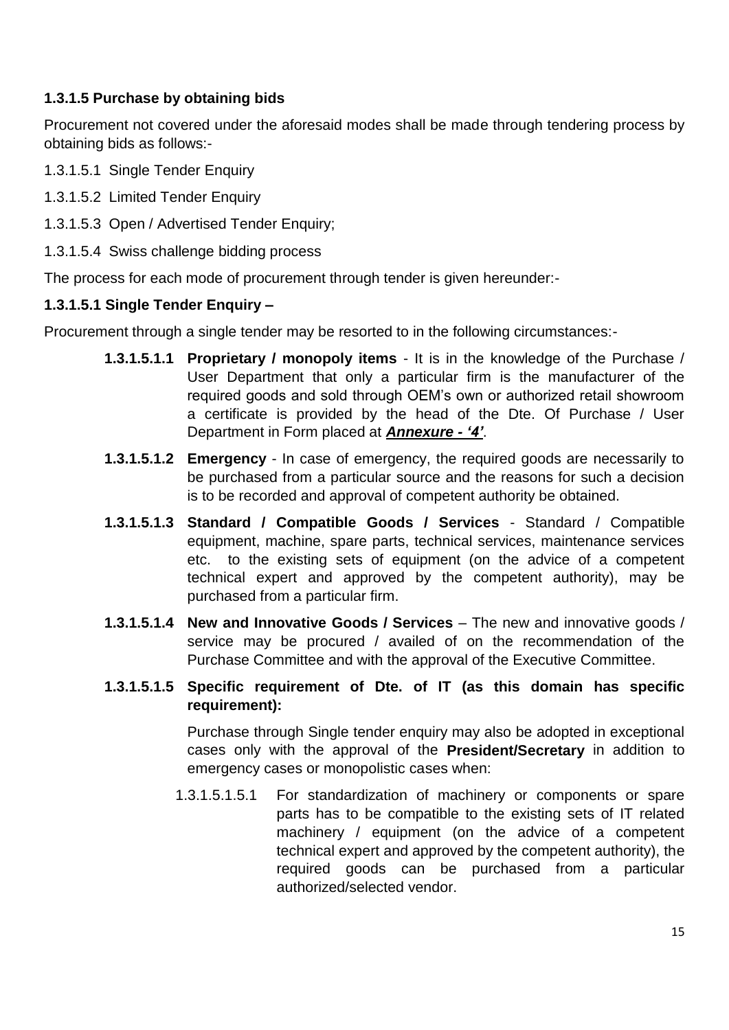**1.3.1.5 Purchase by obtaining bids**

Procurement not covered under the aforesaid modes shall be made through tendering process by obtaining bids as follows:-

1.3.1.5.1 Single Tender Enquiry

1.3.1.5.2 Limited Tender Enquiry

1.3.1.5.3 Open / Advertised Tender Enquiry;

1.3.1.5.4 Swiss challenge bidding process

The process for each mode of procurement through tender is given hereunder:-

**1.3.1.5.1 Single Tender Enquiry –**

Procurement through a single tender may be resorted to in the following circumstances:-

**1.3.1.5.1.1 Proprietary / monopoly items** - It is in the knowledge of the Purchase / User Department that only a particular firm is the manufacturer of the required goods and sold through OEM's own or authorized retail showroom a certificate is provided by the head of the Dte. Of Purchase / User Department in Form placed at ***Annexure - '4'***.

**1.3.1.5.1.2 Emergency** - In case of emergency, the required goods are necessarily to be purchased from a particular source and the reasons for such a decision is to be recorded and approval of competent authority be obtained.

**1.3.1.5.1.3 Standard / Compatible Goods / Services** - Standard / Compatible equipment, machine, spare parts, technical services, maintenance services etc. to the existing sets of equipment (on the advice of a competent technical expert and approved by the competent authority), may be purchased from a particular firm.

**1.3.1.5.1.4 New and Innovative Goods / Services** – The new and innovative goods / service may be procured / availed of on the recommendation of the Purchase Committee and with the approval of the Executive Committee.

**1.3.1.5.1.5 Specific requirement of Dte. of IT (as this domain has specific requirement):**

Purchase through Single tender enquiry may also be adopted in exceptional cases only with the approval of the **President/Secretary** in addition to emergency cases or monopolistic cases when:

1.3.1.5.1.5.1 For standardization of machinery or components or spare parts has to be compatible to the existing sets of IT related machinery / equipment (on the advice of a competent technical expert and approved by the competent authority), the required goods can be purchased from a particular authorized/selected vendor.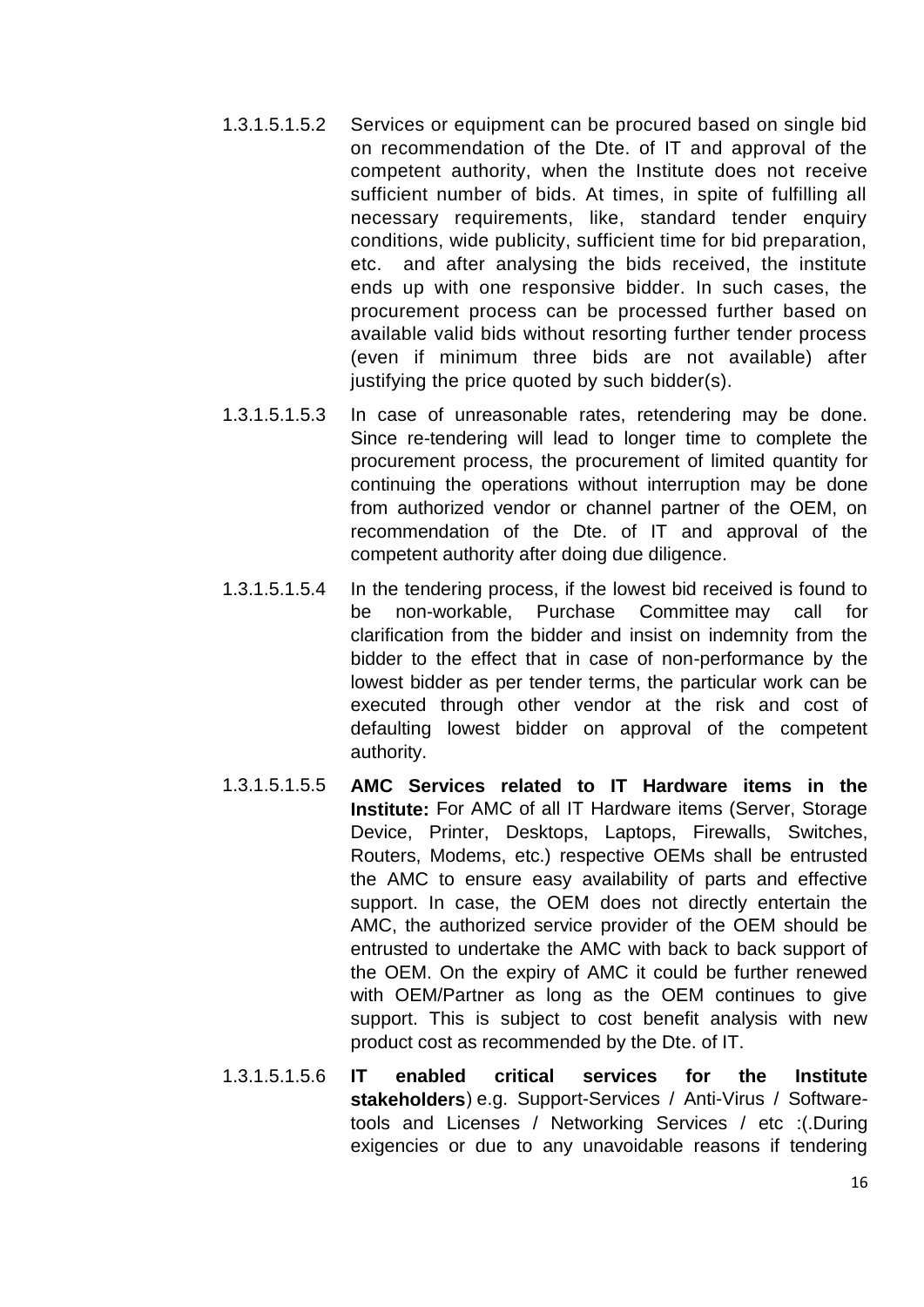1.3.1.5.1.5.2 Services or equipment can be procured based on single bid on recommendation of the Dte. of IT and approval of the competent authority, when the Institute does not receive sufficient number of bids. At times, in spite of fulfilling all necessary requirements, like, standard tender enquiry conditions, wide publicity, sufficient time for bid preparation, etc. and after analysing the bids received, the institute ends up with one responsive bidder. In such cases, the procurement process can be processed further based on available valid bids without resorting further tender process (even if minimum three bids are not available) after justifying the price quoted by such bidder(s).

1.3.1.5.1.5.3 In case of unreasonable rates, retendering may be done. Since re-tendering will lead to longer time to complete the procurement process, the procurement of limited quantity for continuing the operations without interruption may be done from authorized vendor or channel partner of the OEM, on recommendation of the Dte. of IT and approval of the competent authority after doing due diligence.

1.3.1.5.1.5.4 In the tendering process, if the lowest bid received is found to be non-workable, Purchase Committee may call for clarification from the bidder and insist on indemnity from the bidder to the effect that in case of non-performance by the lowest bidder as per tender terms, the particular work can be executed through other vendor at the risk and cost of defaulting lowest bidder on approval of the competent authority.

1.3.1.5.1.5.5 **AMC Services related to IT Hardware items in the Institute:** For AMC of all IT Hardware items (Server, Storage Device, Printer, Desktops, Laptops, Firewalls, Switches, Routers, Modems, etc.) respective OEMs shall be entrusted the AMC to ensure easy availability of parts and effective support. In case, the OEM does not directly entertain the AMC, the authorized service provider of the OEM should be entrusted to undertake the AMC with back to back support of the OEM. On the expiry of AMC it could be further renewed with OEM/Partner as long as the OEM continues to give support. This is subject to cost benefit analysis with new product cost as recommended by the Dte. of IT.

1.3.1.5.1.5.6 **IT enabled critical services for the Institute stakeholders**) e.g. Support-Services / Anti-Virus / Software-tools and Licenses / Networking Services / etc :(.During exigencies or due to any unavoidable reasons if tendering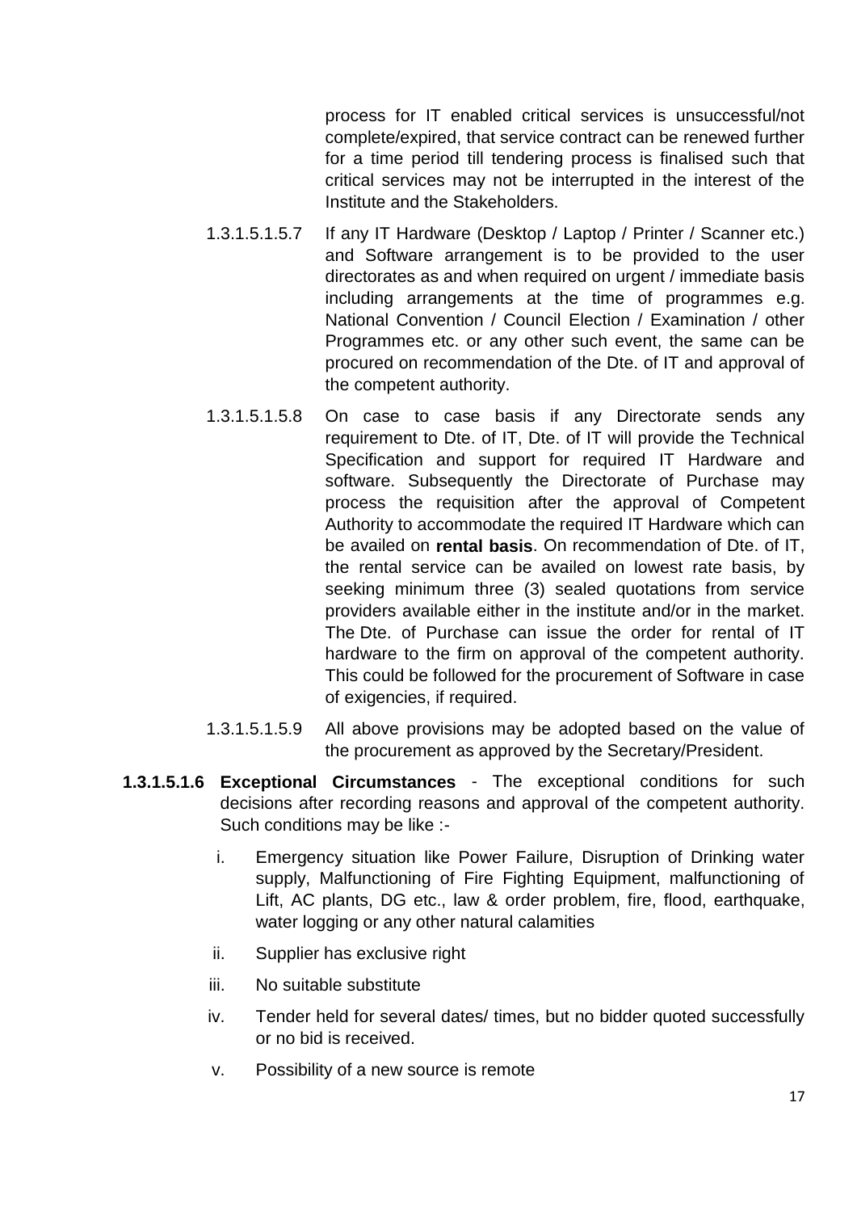process for IT enabled critical services is unsuccessful/not complete/expired, that service contract can be renewed further for a time period till tendering process is finalised such that critical services may not be interrupted in the interest of the Institute and the Stakeholders.

1.3.1.5.1.5.7 If any IT Hardware (Desktop / Laptop / Printer / Scanner etc.) and Software arrangement is to be provided to the user directorates as and when required on urgent / immediate basis including arrangements at the time of programmes e.g. National Convention / Council Election / Examination / other Programmes etc. or any other such event, the same can be procured on recommendation of the Dte. of IT and approval of the competent authority.

1.3.1.5.1.5.8 On case to case basis if any Directorate sends any requirement to Dte. of IT, Dte. of IT will provide the Technical Specification and support for required IT Hardware and software. Subsequently the Directorate of Purchase may process the requisition after the approval of Competent Authority to accommodate the required IT Hardware which can be availed on **rental basis**. On recommendation of Dte. of IT, the rental service can be availed on lowest rate basis, by seeking minimum three (3) sealed quotations from service providers available either in the institute and/or in the market. The Dte. of Purchase can issue the order for rental of IT hardware to the firm on approval of the competent authority. This could be followed for the procurement of Software in case of exigencies, if required.

1.3.1.5.1.5.9 All above provisions may be adopted based on the value of the procurement as approved by the Secretary/President.

**1.3.1.5.1.6 Exceptional Circumstances** - The exceptional conditions for such decisions after recording reasons and approval of the competent authority. Such conditions may be like :-

i. Emergency situation like Power Failure, Disruption of Drinking water supply, Malfunctioning of Fire Fighting Equipment, malfunctioning of Lift, AC plants, DG etc., law & order problem, fire, flood, earthquake, water logging or any other natural calamities

ii. Supplier has exclusive right

iii. No suitable substitute

iv. Tender held for several dates/ times, but no bidder quoted successfully or no bid is received.

v. Possibility of a new source is remote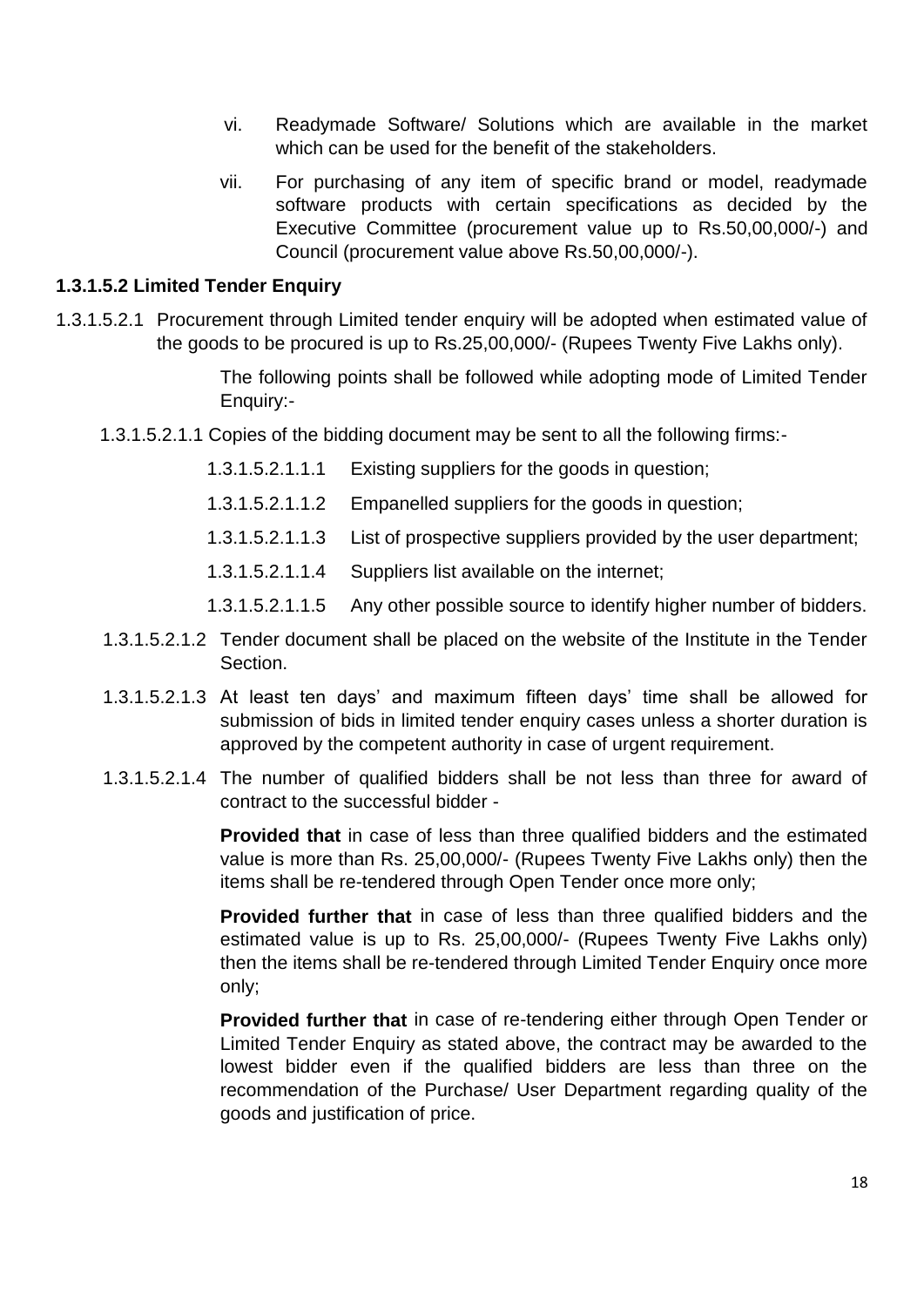vi. Readymade Software/ Solutions which are available in the market which can be used for the benefit of the stakeholders.

vii. For purchasing of any item of specific brand or model, readymade software products with certain specifications as decided by the Executive Committee (procurement value up to Rs.50,00,000/-) and Council (procurement value above Rs.50,00,000/-).

**1.3.1.5.2 Limited Tender Enquiry**

1.3.1.5.2.1 Procurement through Limited tender enquiry will be adopted when estimated value of the goods to be procured is up to Rs.25,00,000/- (Rupees Twenty Five Lakhs only).

The following points shall be followed while adopting mode of Limited Tender Enquiry:-

1.3.1.5.2.1.1 Copies of the bidding document may be sent to all the following firms:-

1.3.1.5.2.1.1.1 Existing suppliers for the goods in question;

1.3.1.5.2.1.1.2 Empanelled suppliers for the goods in question;

1.3.1.5.2.1.1.3 List of prospective suppliers provided by the user department;

1.3.1.5.2.1.1.4 Suppliers list available on the internet;

1.3.1.5.2.1.1.5 Any other possible source to identify higher number of bidders.

1.3.1.5.2.1.2 Tender document shall be placed on the website of the Institute in the Tender Section.

1.3.1.5.2.1.3 At least ten days' and maximum fifteen days' time shall be allowed for submission of bids in limited tender enquiry cases unless a shorter duration is approved by the competent authority in case of urgent requirement.

1.3.1.5.2.1.4 The number of qualified bidders shall be not less than three for award of contract to the successful bidder -

**Provided that** in case of less than three qualified bidders and the estimated value is more than Rs. 25,00,000/- (Rupees Twenty Five Lakhs only) then the items shall be re-tendered through Open Tender once more only;

**Provided further that** in case of less than three qualified bidders and the estimated value is up to Rs. 25,00,000/- (Rupees Twenty Five Lakhs only) then the items shall be re-tendered through Limited Tender Enquiry once more only;

**Provided further that** in case of re-tendering either through Open Tender or Limited Tender Enquiry as stated above, the contract may be awarded to the lowest bidder even if the qualified bidders are less than three on the recommendation of the Purchase/ User Department regarding quality of the goods and justification of price.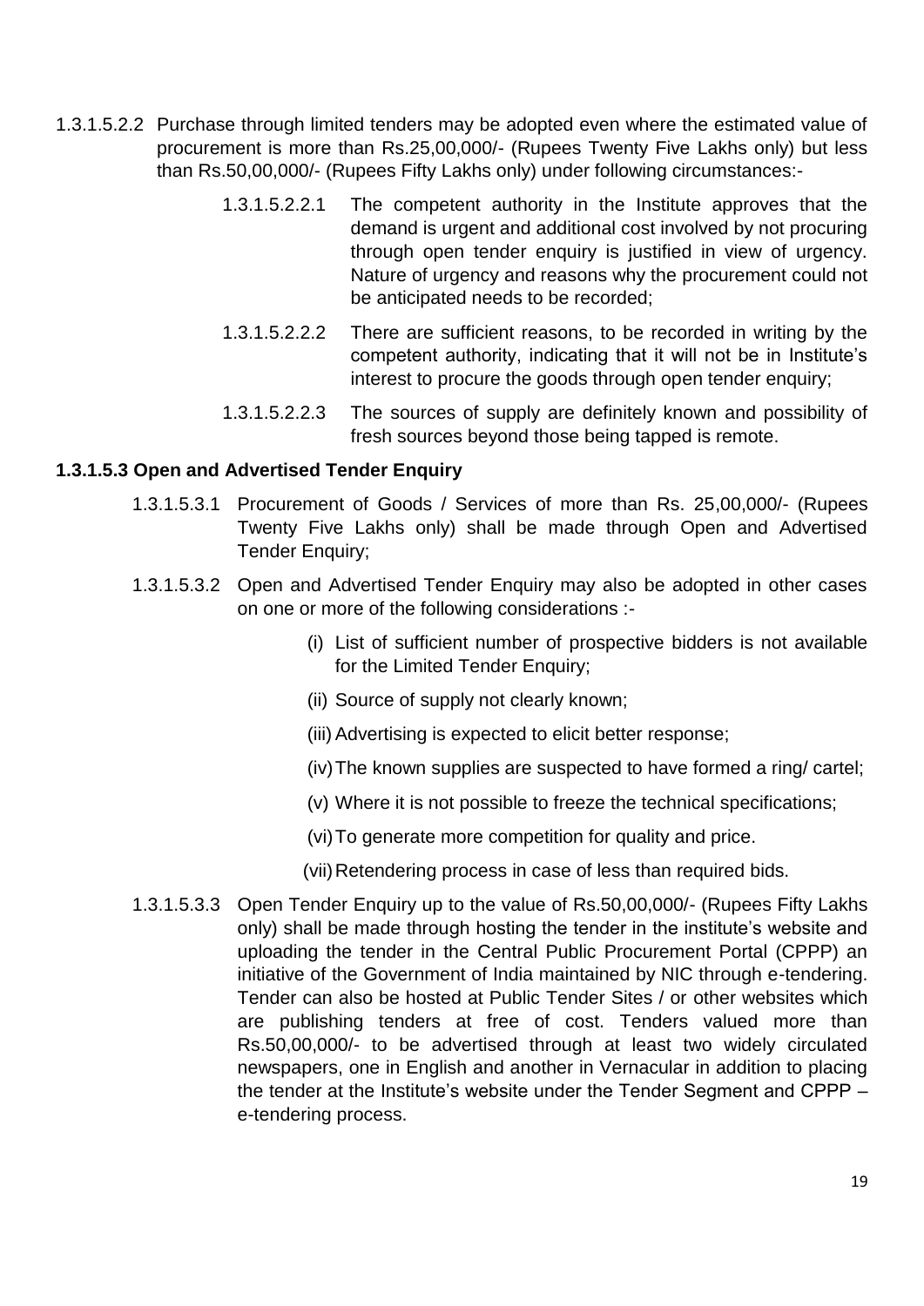1.3.1.5.2.2 Purchase through limited tenders may be adopted even where the estimated value of procurement is more than Rs.25,00,000/- (Rupees Twenty Five Lakhs only) but less than Rs.50,00,000/- (Rupees Fifty Lakhs only) under following circumstances:-

- 1.3.1.5.2.2.1 The competent authority in the Institute approves that the demand is urgent and additional cost involved by not procuring through open tender enquiry is justified in view of urgency. Nature of urgency and reasons why the procurement could not be anticipated needs to be recorded;
- 1.3.1.5.2.2.2 There are sufficient reasons, to be recorded in writing by the competent authority, indicating that it will not be in Institute's interest to procure the goods through open tender enquiry;
- 1.3.1.5.2.2.3 The sources of supply are definitely known and possibility of fresh sources beyond those being tapped is remote.

### 1.3.1.5.3 Open and Advertised Tender Enquiry

1.3.1.5.3.1 Procurement of Goods / Services of more than Rs. 25,00,000/- (Rupees Twenty Five Lakhs only) shall be made through Open and Advertised Tender Enquiry;

1.3.1.5.3.2 Open and Advertised Tender Enquiry may also be adopted in other cases on one or more of the following considerations :-

- (i) List of sufficient number of prospective bidders is not available for the Limited Tender Enquiry;
- (ii) Source of supply not clearly known;
- (iii) Advertising is expected to elicit better response;
- (iv) The known supplies are suspected to have formed a ring/ cartel;
- (v) Where it is not possible to freeze the technical specifications;
- (vi) To generate more competition for quality and price.
- (vii) Retendering process in case of less than required bids.

1.3.1.5.3.3 Open Tender Enquiry up to the value of Rs.50,00,000/- (Rupees Fifty Lakhs only) shall be made through hosting the tender in the institute's website and uploading the tender in the Central Public Procurement Portal (CPPP) an initiative of the Government of India maintained by NIC through e-tendering. Tender can also be hosted at Public Tender Sites / or other websites which are publishing tenders at free of cost. Tenders valued more than Rs.50,00,000/- to be advertised through at least two widely circulated newspapers, one in English and another in Vernacular in addition to placing the tender at the Institute's website under the Tender Segment and CPPP – e-tendering process.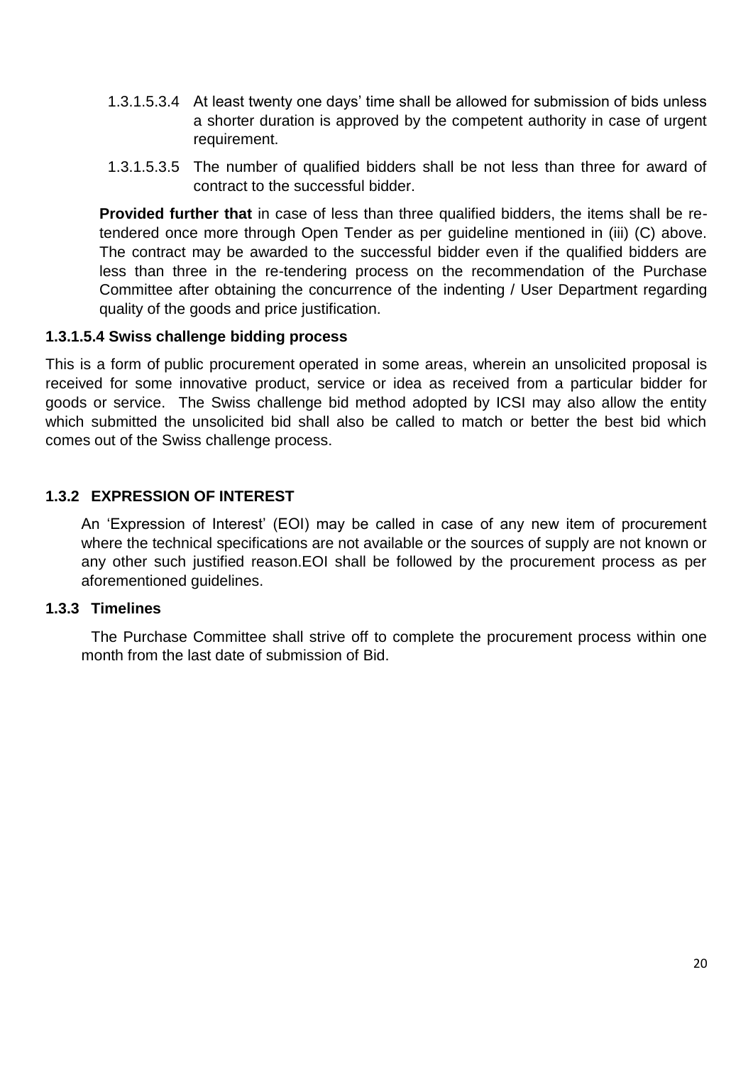1.3.1.5.3.4 At least twenty one days' time shall be allowed for submission of bids unless a shorter duration is approved by the competent authority in case of urgent requirement.

1.3.1.5.3.5 The number of qualified bidders shall be not less than three for award of contract to the successful bidder.

**Provided further that** in case of less than three qualified bidders, the items shall be re-tendered once more through Open Tender as per guideline mentioned in (iii) (C) above. The contract may be awarded to the successful bidder even if the qualified bidders are less than three in the re-tendering process on the recommendation of the Purchase Committee after obtaining the concurrence of the indenting / User Department regarding quality of the goods and price justification.

#### 1.3.1.5.4 Swiss challenge bidding process

This is a form of public procurement operated in some areas, wherein an unsolicited proposal is received for some innovative product, service or idea as received from a particular bidder for goods or service. The Swiss challenge bid method adopted by ICSI may also allow the entity which submitted the unsolicited bid shall also be called to match or better the best bid which comes out of the Swiss challenge process.

### 1.3.2 EXPRESSION OF INTEREST

An 'Expression of Interest' (EOI) may be called in case of any new item of procurement where the technical specifications are not available or the sources of supply are not known or any other such justified reason.EOI shall be followed by the procurement process as per aforementioned guidelines.

### 1.3.3 Timelines

The Purchase Committee shall strive off to complete the procurement process within one month from the last date of submission of Bid.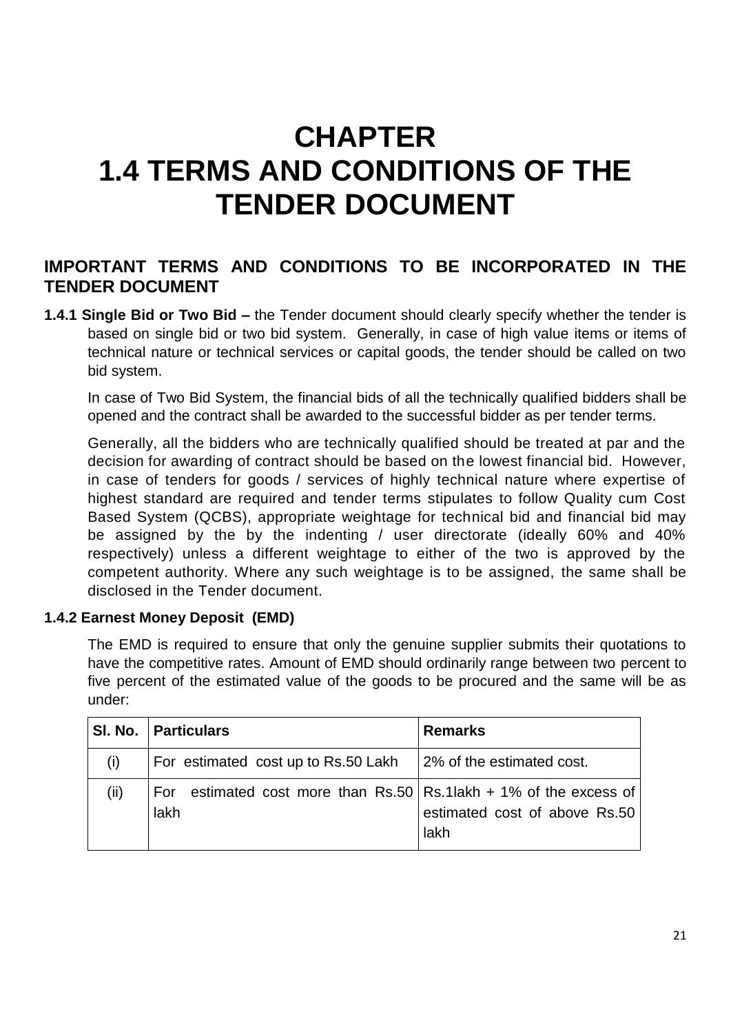# CHAPTER
# 1.4 TERMS AND CONDITIONS OF THE TENDER DOCUMENT

## IMPORTANT TERMS AND CONDITIONS TO BE INCORPORATED IN THE TENDER DOCUMENT

**1.4.1 Single Bid or Two Bid –** the Tender document should clearly specify whether the tender is based on single bid or two bid system. Generally, in case of high value items or items of technical nature or technical services or capital goods, the tender should be called on two bid system.

In case of Two Bid System, the financial bids of all the technically qualified bidders shall be opened and the contract shall be awarded to the successful bidder as per tender terms.

Generally, all the bidders who are technically qualified should be treated at par and the decision for awarding of contract should be based on the lowest financial bid. However, in case of tenders for goods / services of highly technical nature where expertise of highest standard are required and tender terms stipulates to follow Quality cum Cost Based System (QCBS), appropriate weightage for technical bid and financial bid may be assigned by the by the indenting / user directorate (ideally 60% and 40% respectively) unless a different weightage to either of the two is approved by the competent authority. Where any such weightage is to be assigned, the same shall be disclosed in the Tender document.

**1.4.2 Earnest Money Deposit (EMD)**

The EMD is required to ensure that only the genuine supplier submits their quotations to have the competitive rates. Amount of EMD should ordinarily range between two percent to five percent of the estimated value of the goods to be procured and the same will be as under:

| Sl. No. | Particulars | Remarks |
|---|---|---|
| (i) | For estimated cost up to Rs.50 Lakh | 2% of the estimated cost. |
| (ii) | For estimated cost more than Rs.50 lakh | Rs.1lakh + 1% of the excess of estimated cost of above Rs.50 lakh |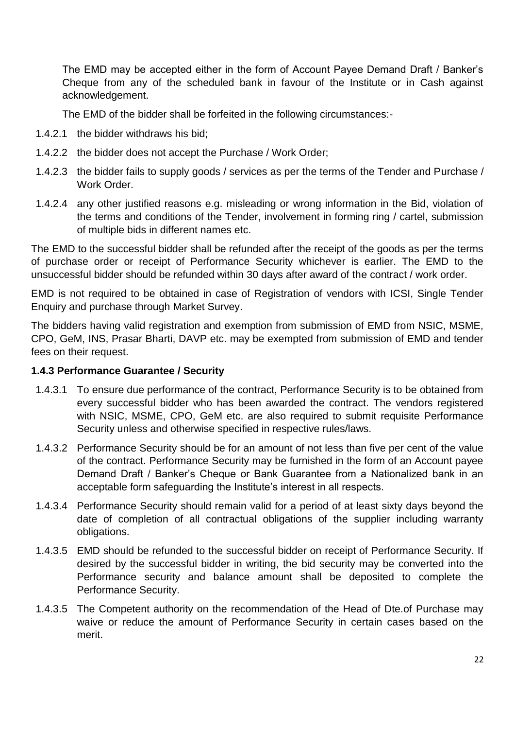The EMD may be accepted either in the form of Account Payee Demand Draft / Banker's Cheque from any of the scheduled bank in favour of the Institute or in Cash against acknowledgement.

The EMD of the bidder shall be forfeited in the following circumstances:-

1.4.2.1 the bidder withdraws his bid;

1.4.2.2 the bidder does not accept the Purchase / Work Order;

1.4.2.3 the bidder fails to supply goods / services as per the terms of the Tender and Purchase / Work Order.

1.4.2.4 any other justified reasons e.g. misleading or wrong information in the Bid, violation of the terms and conditions of the Tender, involvement in forming ring / cartel, submission of multiple bids in different names etc.

The EMD to the successful bidder shall be refunded after the receipt of the goods as per the terms of purchase order or receipt of Performance Security whichever is earlier. The EMD to the unsuccessful bidder should be refunded within 30 days after award of the contract / work order.

EMD is not required to be obtained in case of Registration of vendors with ICSI, Single Tender Enquiry and purchase through Market Survey.

The bidders having valid registration and exemption from submission of EMD from NSIC, MSME, CPO, GeM, INS, Prasar Bharti, DAVP etc. may be exempted from submission of EMD and tender fees on their request.

**1.4.3 Performance Guarantee / Security**

1.4.3.1 To ensure due performance of the contract, Performance Security is to be obtained from every successful bidder who has been awarded the contract. The vendors registered with NSIC, MSME, CPO, GeM etc. are also required to submit requisite Performance Security unless and otherwise specified in respective rules/laws.

1.4.3.2 Performance Security should be for an amount of not less than five per cent of the value of the contract. Performance Security may be furnished in the form of an Account payee Demand Draft / Banker's Cheque or Bank Guarantee from a Nationalized bank in an acceptable form safeguarding the Institute's interest in all respects.

1.4.3.4 Performance Security should remain valid for a period of at least sixty days beyond the date of completion of all contractual obligations of the supplier including warranty obligations.

1.4.3.5 EMD should be refunded to the successful bidder on receipt of Performance Security. If desired by the successful bidder in writing, the bid security may be converted into the Performance security and balance amount shall be deposited to complete the Performance Security.

1.4.3.5 The Competent authority on the recommendation of the Head of Dte.of Purchase may waive or reduce the amount of Performance Security in certain cases based on the merit.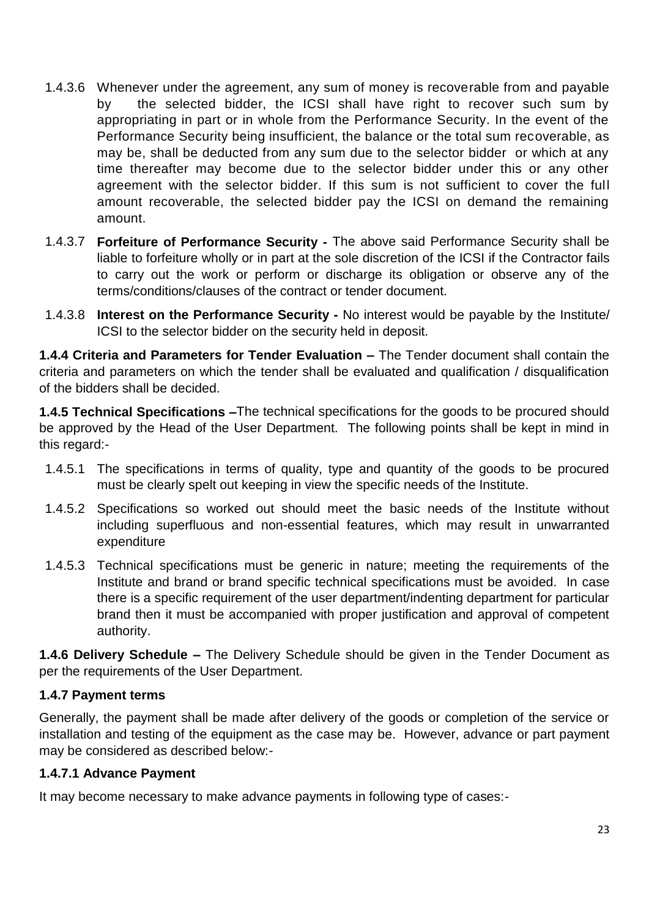1.4.3.6 Whenever under the agreement, any sum of money is recoverable from and payable by the selected bidder, the ICSI shall have right to recover such sum by appropriating in part or in whole from the Performance Security. In the event of the Performance Security being insufficient, the balance or the total sum recoverable, as may be, shall be deducted from any sum due to the selector bidder or which at any time thereafter may become due to the selector bidder under this or any other agreement with the selector bidder. If this sum is not sufficient to cover the full amount recoverable, the selected bidder pay the ICSI on demand the remaining amount.

1.4.3.7 **Forfeiture of Performance Security -** The above said Performance Security shall be liable to forfeiture wholly or in part at the sole discretion of the ICSI if the Contractor fails to carry out the work or perform or discharge its obligation or observe any of the terms/conditions/clauses of the contract or tender document.

1.4.3.8 **Interest on the Performance Security -** No interest would be payable by the Institute/ ICSI to the selector bidder on the security held in deposit.

**1.4.4 Criteria and Parameters for Tender Evaluation –** The Tender document shall contain the criteria and parameters on which the tender shall be evaluated and qualification / disqualification of the bidders shall be decided.

**1.4.5 Technical Specifications –**The technical specifications for the goods to be procured should be approved by the Head of the User Department. The following points shall be kept in mind in this regard:-

1.4.5.1 The specifications in terms of quality, type and quantity of the goods to be procured must be clearly spelt out keeping in view the specific needs of the Institute.

1.4.5.2 Specifications so worked out should meet the basic needs of the Institute without including superfluous and non-essential features, which may result in unwarranted expenditure

1.4.5.3 Technical specifications must be generic in nature; meeting the requirements of the Institute and brand or brand specific technical specifications must be avoided. In case there is a specific requirement of the user department/indenting department for particular brand then it must be accompanied with proper justification and approval of competent authority.

**1.4.6 Delivery Schedule –** The Delivery Schedule should be given in the Tender Document as per the requirements of the User Department.

**1.4.7 Payment terms**

Generally, the payment shall be made after delivery of the goods or completion of the service or installation and testing of the equipment as the case may be. However, advance or part payment may be considered as described below:-

**1.4.7.1 Advance Payment**

It may become necessary to make advance payments in following type of cases:-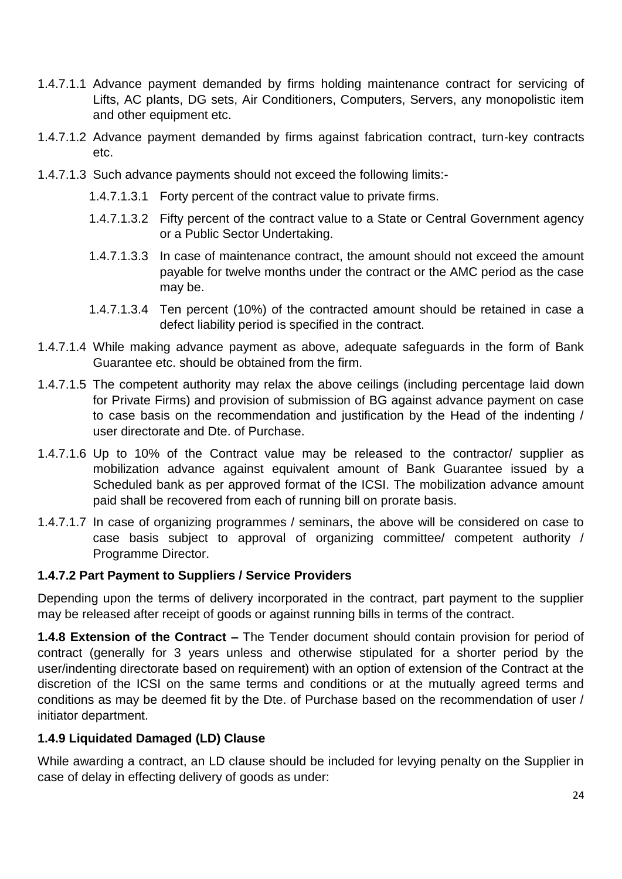1.4.7.1.1 Advance payment demanded by firms holding maintenance contract for servicing of Lifts, AC plants, DG sets, Air Conditioners, Computers, Servers, any monopolistic item and other equipment etc.

1.4.7.1.2 Advance payment demanded by firms against fabrication contract, turn-key contracts etc.

1.4.7.1.3 Such advance payments should not exceed the following limits:-

- 1.4.7.1.3.1 Forty percent of the contract value to private firms.
- 1.4.7.1.3.2 Fifty percent of the contract value to a State or Central Government agency or a Public Sector Undertaking.
- 1.4.7.1.3.3 In case of maintenance contract, the amount should not exceed the amount payable for twelve months under the contract or the AMC period as the case may be.
- 1.4.7.1.3.4 Ten percent (10%) of the contracted amount should be retained in case a defect liability period is specified in the contract.

1.4.7.1.4 While making advance payment as above, adequate safeguards in the form of Bank Guarantee etc. should be obtained from the firm.

1.4.7.1.5 The competent authority may relax the above ceilings (including percentage laid down for Private Firms) and provision of submission of BG against advance payment on case to case basis on the recommendation and justification by the Head of the indenting / user directorate and Dte. of Purchase.

1.4.7.1.6 Up to 10% of the Contract value may be released to the contractor/ supplier as mobilization advance against equivalent amount of Bank Guarantee issued by a Scheduled bank as per approved format of the ICSI. The mobilization advance amount paid shall be recovered from each of running bill on prorate basis.

1.4.7.1.7 In case of organizing programmes / seminars, the above will be considered on case to case basis subject to approval of organizing committee/ competent authority / Programme Director.

**1.4.7.2 Part Payment to Suppliers / Service Providers**

Depending upon the terms of delivery incorporated in the contract, part payment to the supplier may be released after receipt of goods or against running bills in terms of the contract.

**1.4.8 Extension of the Contract –** The Tender document should contain provision for period of contract (generally for 3 years unless and otherwise stipulated for a shorter period by the user/indenting directorate based on requirement) with an option of extension of the Contract at the discretion of the ICSI on the same terms and conditions or at the mutually agreed terms and conditions as may be deemed fit by the Dte. of Purchase based on the recommendation of user / initiator department.

**1.4.9 Liquidated Damaged (LD) Clause**

While awarding a contract, an LD clause should be included for levying penalty on the Supplier in case of delay in effecting delivery of goods as under: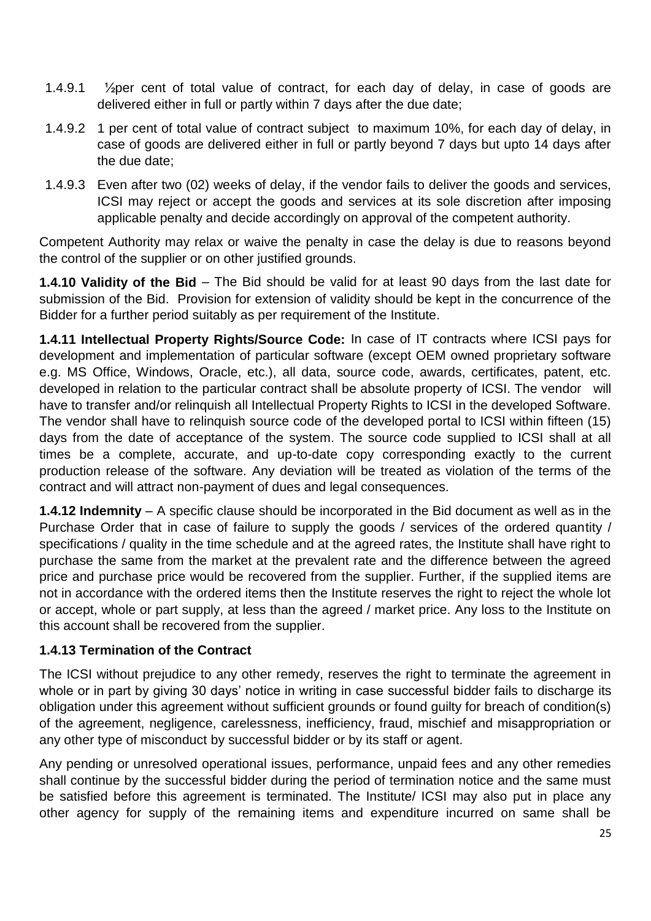1.4.9.1 ½per cent of total value of contract, for each day of delay, in case of goods are delivered either in full or partly within 7 days after the due date;

1.4.9.2 1 per cent of total value of contract subject to maximum 10%, for each day of delay, in case of goods are delivered either in full or partly beyond 7 days but upto 14 days after the due date;

1.4.9.3 Even after two (02) weeks of delay, if the vendor fails to deliver the goods and services, ICSI may reject or accept the goods and services at its sole discretion after imposing applicable penalty and decide accordingly on approval of the competent authority.

Competent Authority may relax or waive the penalty in case the delay is due to reasons beyond the control of the supplier or on other justified grounds.

**1.4.10 Validity of the Bid** – The Bid should be valid for at least 90 days from the last date for submission of the Bid. Provision for extension of validity should be kept in the concurrence of the Bidder for a further period suitably as per requirement of the Institute.

**1.4.11 Intellectual Property Rights/Source Code:** In case of IT contracts where ICSI pays for development and implementation of particular software (except OEM owned proprietary software e.g. MS Office, Windows, Oracle, etc.), all data, source code, awards, certificates, patent, etc. developed in relation to the particular contract shall be absolute property of ICSI. The vendor will have to transfer and/or relinquish all Intellectual Property Rights to ICSI in the developed Software. The vendor shall have to relinquish source code of the developed portal to ICSI within fifteen (15) days from the date of acceptance of the system. The source code supplied to ICSI shall at all times be a complete, accurate, and up-to-date copy corresponding exactly to the current production release of the software. Any deviation will be treated as violation of the terms of the contract and will attract non-payment of dues and legal consequences.

**1.4.12 Indemnity** – A specific clause should be incorporated in the Bid document as well as in the Purchase Order that in case of failure to supply the goods / services of the ordered quantity / specifications / quality in the time schedule and at the agreed rates, the Institute shall have right to purchase the same from the market at the prevalent rate and the difference between the agreed price and purchase price would be recovered from the supplier. Further, if the supplied items are not in accordance with the ordered items then the Institute reserves the right to reject the whole lot or accept, whole or part supply, at less than the agreed / market price. Any loss to the Institute on this account shall be recovered from the supplier.

**1.4.13 Termination of the Contract**

The ICSI without prejudice to any other remedy, reserves the right to terminate the agreement in whole or in part by giving 30 days' notice in writing in case successful bidder fails to discharge its obligation under this agreement without sufficient grounds or found guilty for breach of condition(s) of the agreement, negligence, carelessness, inefficiency, fraud, mischief and misappropriation or any other type of misconduct by successful bidder or by its staff or agent.

Any pending or unresolved operational issues, performance, unpaid fees and any other remedies shall continue by the successful bidder during the period of termination notice and the same must be satisfied before this agreement is terminated. The Institute/ ICSI may also put in place any other agency for supply of the remaining items and expenditure incurred on same shall be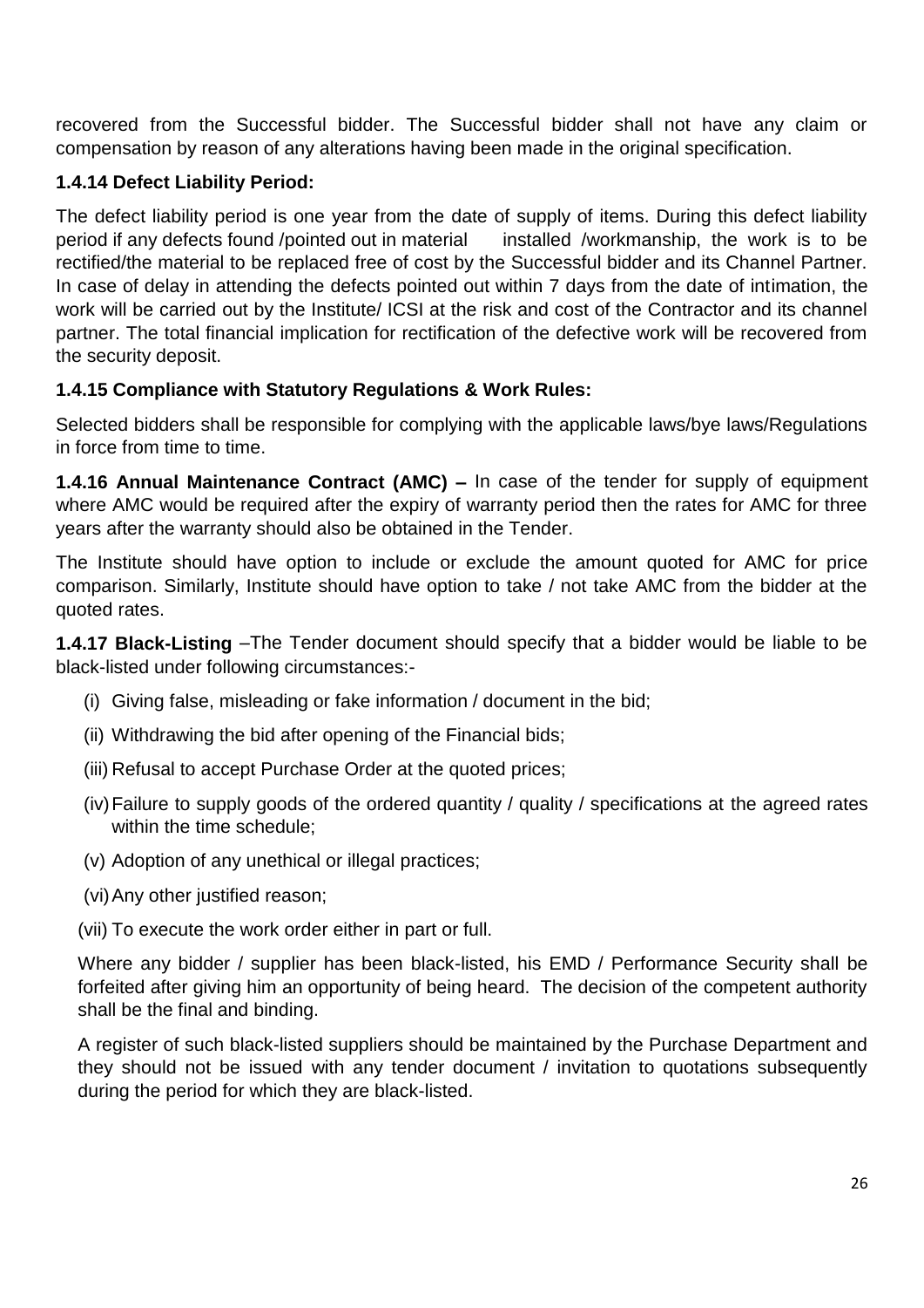recovered from the Successful bidder. The Successful bidder shall not have any claim or compensation by reason of any alterations having been made in the original specification.

**1.4.14 Defect Liability Period:**

The defect liability period is one year from the date of supply of items. During this defect liability period if any defects found /pointed out in material installed /workmanship, the work is to be rectified/the material to be replaced free of cost by the Successful bidder and its Channel Partner. In case of delay in attending the defects pointed out within 7 days from the date of intimation, the work will be carried out by the Institute/ ICSI at the risk and cost of the Contractor and its channel partner. The total financial implication for rectification of the defective work will be recovered from the security deposit.

**1.4.15 Compliance with Statutory Regulations & Work Rules:**

Selected bidders shall be responsible for complying with the applicable laws/bye laws/Regulations in force from time to time.

**1.4.16 Annual Maintenance Contract (AMC) –** In case of the tender for supply of equipment where AMC would be required after the expiry of warranty period then the rates for AMC for three years after the warranty should also be obtained in the Tender.

The Institute should have option to include or exclude the amount quoted for AMC for price comparison. Similarly, Institute should have option to take / not take AMC from the bidder at the quoted rates.

**1.4.17 Black-Listing** –The Tender document should specify that a bidder would be liable to be black-listed under following circumstances:-

(i) Giving false, misleading or fake information / document in the bid;

(ii) Withdrawing the bid after opening of the Financial bids;

(iii) Refusal to accept Purchase Order at the quoted prices;

(iv) Failure to supply goods of the ordered quantity / quality / specifications at the agreed rates within the time schedule;

(v) Adoption of any unethical or illegal practices;

(vi) Any other justified reason;

(vii) To execute the work order either in part or full.

Where any bidder / supplier has been black-listed, his EMD / Performance Security shall be forfeited after giving him an opportunity of being heard. The decision of the competent authority shall be the final and binding.

A register of such black-listed suppliers should be maintained by the Purchase Department and they should not be issued with any tender document / invitation to quotations subsequently during the period for which they are black-listed.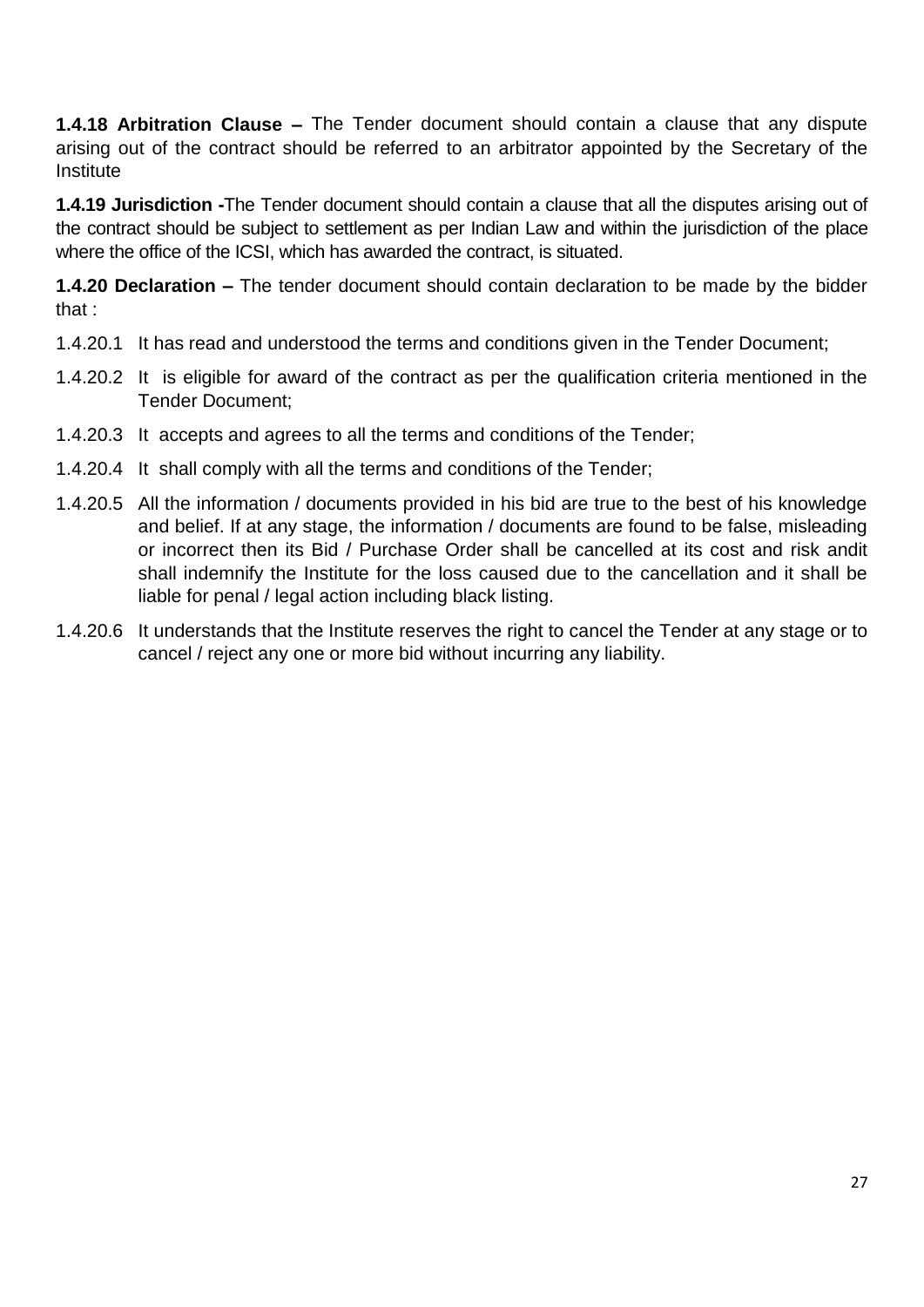**1.4.18 Arbitration Clause –** The Tender document should contain a clause that any dispute arising out of the contract should be referred to an arbitrator appointed by the Secretary of the Institute

**1.4.19 Jurisdiction -**The Tender document should contain a clause that all the disputes arising out of the contract should be subject to settlement as per Indian Law and within the jurisdiction of the place where the office of the ICSI, which has awarded the contract, is situated.

**1.4.20 Declaration –** The tender document should contain declaration to be made by the bidder that :

1.4.20.1 It has read and understood the terms and conditions given in the Tender Document;

1.4.20.2 It is eligible for award of the contract as per the qualification criteria mentioned in the Tender Document;

1.4.20.3 It accepts and agrees to all the terms and conditions of the Tender;

1.4.20.4 It shall comply with all the terms and conditions of the Tender;

1.4.20.5 All the information / documents provided in his bid are true to the best of his knowledge and belief. If at any stage, the information / documents are found to be false, misleading or incorrect then its Bid / Purchase Order shall be cancelled at its cost and risk andit shall indemnify the Institute for the loss caused due to the cancellation and it shall be liable for penal / legal action including black listing.

1.4.20.6 It understands that the Institute reserves the right to cancel the Tender at any stage or to cancel / reject any one or more bid without incurring any liability.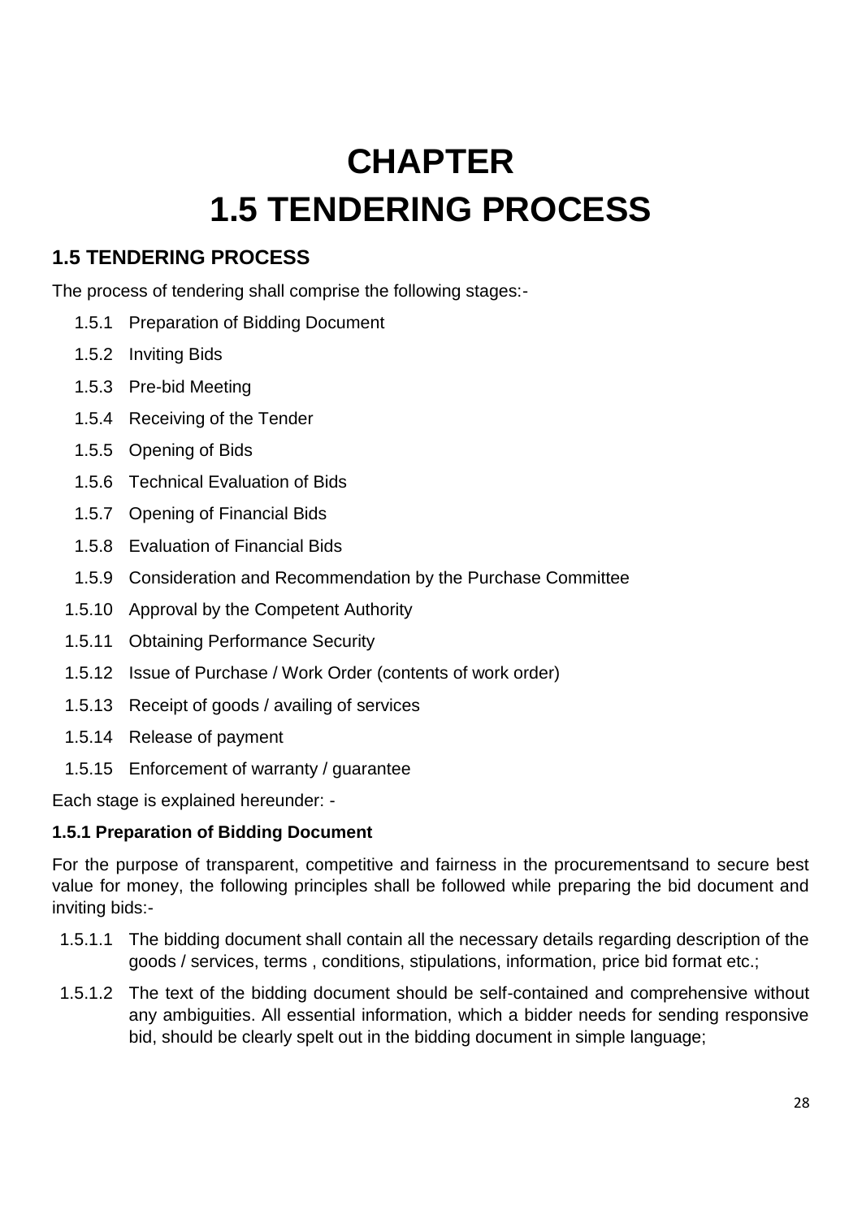# CHAPTER
# 1.5 TENDERING PROCESS

## 1.5 TENDERING PROCESS

The process of tendering shall comprise the following stages:-

- 1.5.1 Preparation of Bidding Document
- 1.5.2 Inviting Bids
- 1.5.3 Pre-bid Meeting
- 1.5.4 Receiving of the Tender
- 1.5.5 Opening of Bids
- 1.5.6 Technical Evaluation of Bids
- 1.5.7 Opening of Financial Bids
- 1.5.8 Evaluation of Financial Bids
- 1.5.9 Consideration and Recommendation by the Purchase Committee
- 1.5.10 Approval by the Competent Authority
- 1.5.11 Obtaining Performance Security
- 1.5.12 Issue of Purchase / Work Order (contents of work order)
- 1.5.13 Receipt of goods / availing of services
- 1.5.14 Release of payment
- 1.5.15 Enforcement of warranty / guarantee

Each stage is explained hereunder: -

### 1.5.1 Preparation of Bidding Document

For the purpose of transparent, competitive and fairness in the procurementsand to secure best value for money, the following principles shall be followed while preparing the bid document and inviting bids:-

- 1.5.1.1 The bidding document shall contain all the necessary details regarding description of the goods / services, terms , conditions, stipulations, information, price bid format etc.;
- 1.5.1.2 The text of the bidding document should be self-contained and comprehensive without any ambiguities. All essential information, which a bidder needs for sending responsive bid, should be clearly spelt out in the bidding document in simple language;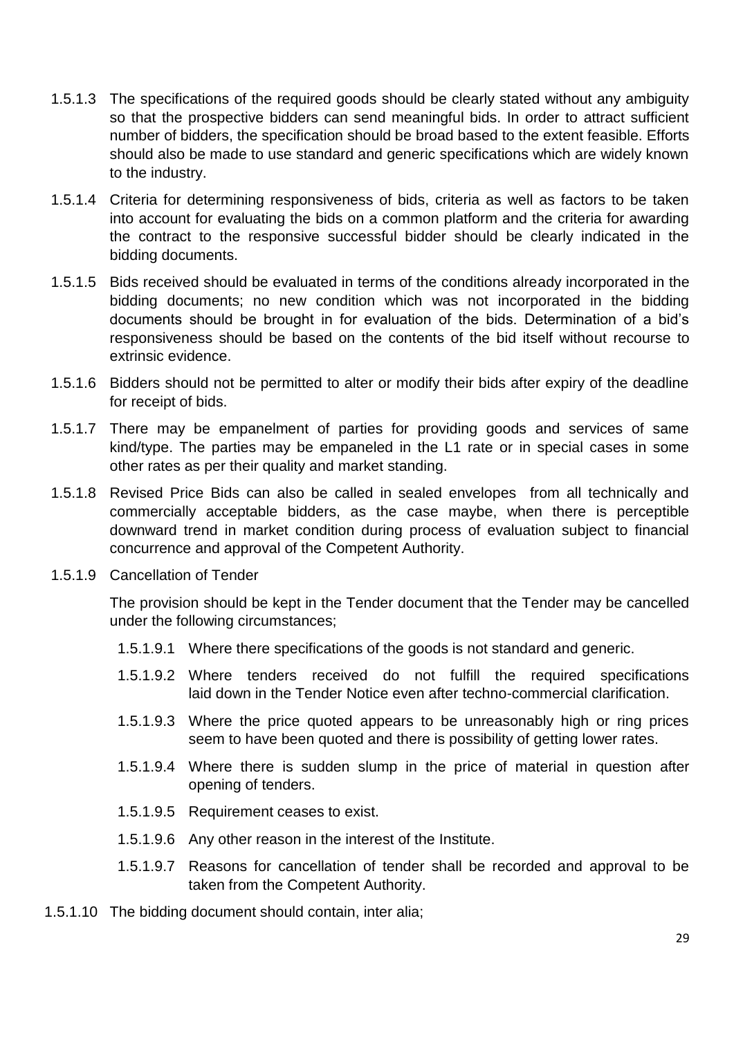1.5.1.3 The specifications of the required goods should be clearly stated without any ambiguity so that the prospective bidders can send meaningful bids. In order to attract sufficient number of bidders, the specification should be broad based to the extent feasible. Efforts should also be made to use standard and generic specifications which are widely known to the industry.

1.5.1.4 Criteria for determining responsiveness of bids, criteria as well as factors to be taken into account for evaluating the bids on a common platform and the criteria for awarding the contract to the responsive successful bidder should be clearly indicated in the bidding documents.

1.5.1.5 Bids received should be evaluated in terms of the conditions already incorporated in the bidding documents; no new condition which was not incorporated in the bidding documents should be brought in for evaluation of the bids. Determination of a bid's responsiveness should be based on the contents of the bid itself without recourse to extrinsic evidence.

1.5.1.6 Bidders should not be permitted to alter or modify their bids after expiry of the deadline for receipt of bids.

1.5.1.7 There may be empanelment of parties for providing goods and services of same kind/type. The parties may be empaneled in the L1 rate or in special cases in some other rates as per their quality and market standing.

1.5.1.8 Revised Price Bids can also be called in sealed envelopes from all technically and commercially acceptable bidders, as the case maybe, when there is perceptible downward trend in market condition during process of evaluation subject to financial concurrence and approval of the Competent Authority.

1.5.1.9 Cancellation of Tender

The provision should be kept in the Tender document that the Tender may be cancelled under the following circumstances;

- 1.5.1.9.1 Where there specifications of the goods is not standard and generic.
- 1.5.1.9.2 Where tenders received do not fulfill the required specifications laid down in the Tender Notice even after techno-commercial clarification.
- 1.5.1.9.3 Where the price quoted appears to be unreasonably high or ring prices seem to have been quoted and there is possibility of getting lower rates.
- 1.5.1.9.4 Where there is sudden slump in the price of material in question after opening of tenders.
- 1.5.1.9.5 Requirement ceases to exist.
- 1.5.1.9.6 Any other reason in the interest of the Institute.
- 1.5.1.9.7 Reasons for cancellation of tender shall be recorded and approval to be taken from the Competent Authority.

1.5.1.10 The bidding document should contain, inter alia;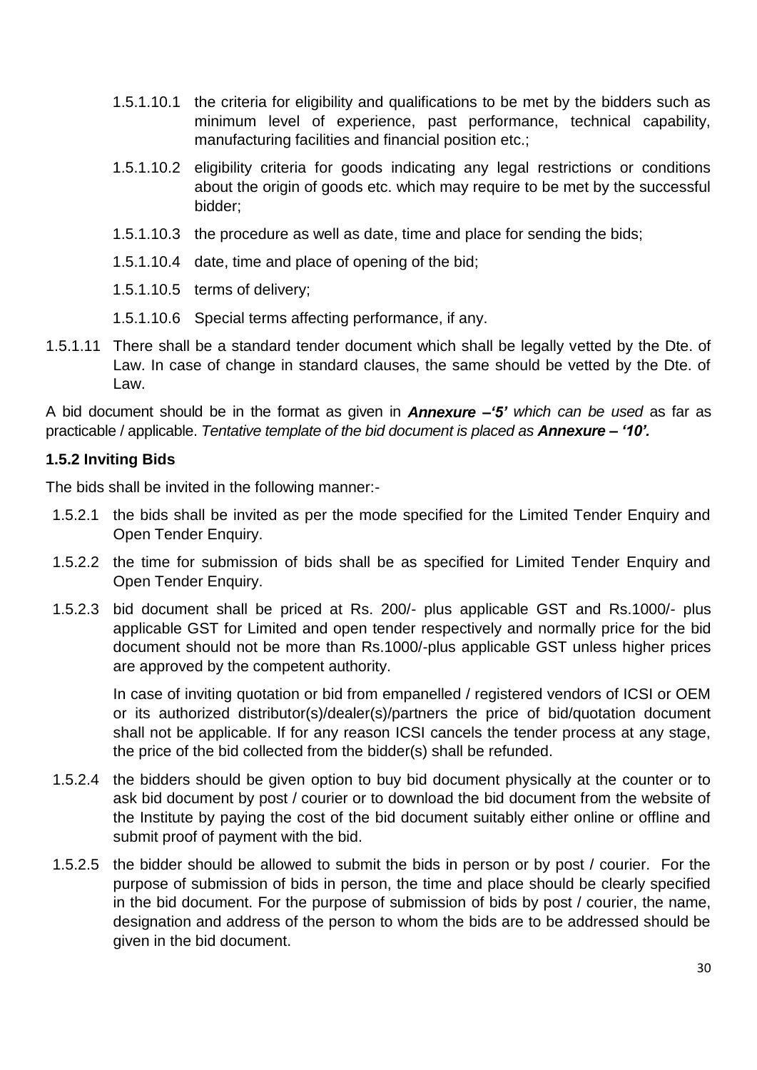1.5.1.10.1 the criteria for eligibility and qualifications to be met by the bidders such as minimum level of experience, past performance, technical capability, manufacturing facilities and financial position etc.;

1.5.1.10.2 eligibility criteria for goods indicating any legal restrictions or conditions about the origin of goods etc. which may require to be met by the successful bidder;

1.5.1.10.3 the procedure as well as date, time and place for sending the bids;

1.5.1.10.4 date, time and place of opening of the bid;

1.5.1.10.5 terms of delivery;

1.5.1.10.6 Special terms affecting performance, if any.

1.5.1.11 There shall be a standard tender document which shall be legally vetted by the Dte. of Law. In case of change in standard clauses, the same should be vetted by the Dte. of Law.

A bid document should be in the format as given in ***Annexure –'5'*** *which can be used* as far as practicable / applicable. *Tentative template of the bid document is placed as* ***Annexure – '10'.***

### 1.5.2 Inviting Bids

The bids shall be invited in the following manner:-

1.5.2.1 the bids shall be invited as per the mode specified for the Limited Tender Enquiry and Open Tender Enquiry.

1.5.2.2 the time for submission of bids shall be as specified for Limited Tender Enquiry and Open Tender Enquiry.

1.5.2.3 bid document shall be priced at Rs. 200/- plus applicable GST and Rs.1000/- plus applicable GST for Limited and open tender respectively and normally price for the bid document should not be more than Rs.1000/-plus applicable GST unless higher prices are approved by the competent authority.

In case of inviting quotation or bid from empanelled / registered vendors of ICSI or OEM or its authorized distributor(s)/dealer(s)/partners the price of bid/quotation document shall not be applicable. If for any reason ICSI cancels the tender process at any stage, the price of the bid collected from the bidder(s) shall be refunded.

1.5.2.4 the bidders should be given option to buy bid document physically at the counter or to ask bid document by post / courier or to download the bid document from the website of the Institute by paying the cost of the bid document suitably either online or offline and submit proof of payment with the bid.

1.5.2.5 the bidder should be allowed to submit the bids in person or by post / courier. For the purpose of submission of bids in person, the time and place should be clearly specified in the bid document. For the purpose of submission of bids by post / courier, the name, designation and address of the person to whom the bids are to be addressed should be given in the bid document.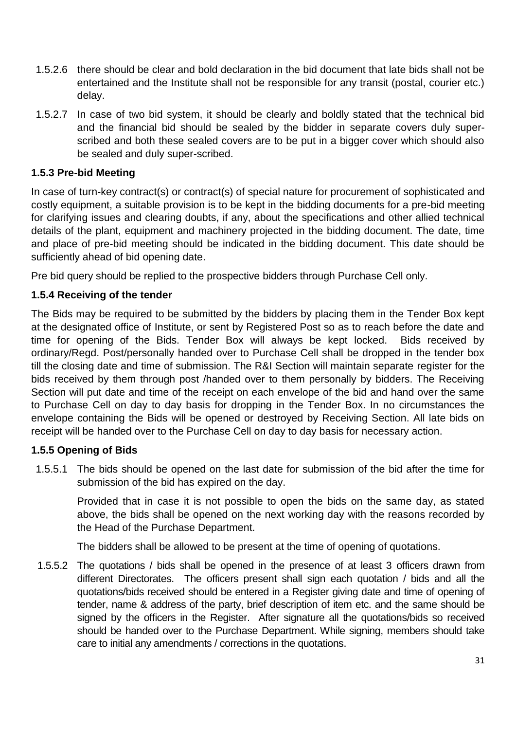1.5.2.6 there should be clear and bold declaration in the bid document that late bids shall not be entertained and the Institute shall not be responsible for any transit (postal, courier etc.) delay.

1.5.2.7 In case of two bid system, it should be clearly and boldly stated that the technical bid and the financial bid should be sealed by the bidder in separate covers duly super-scribed and both these sealed covers are to be put in a bigger cover which should also be sealed and duly super-scribed.

### 1.5.3 Pre-bid Meeting

In case of turn-key contract(s) or contract(s) of special nature for procurement of sophisticated and costly equipment, a suitable provision is to be kept in the bidding documents for a pre-bid meeting for clarifying issues and clearing doubts, if any, about the specifications and other allied technical details of the plant, equipment and machinery projected in the bidding document. The date, time and place of pre-bid meeting should be indicated in the bidding document. This date should be sufficiently ahead of bid opening date.

Pre bid query should be replied to the prospective bidders through Purchase Cell only.

### 1.5.4 Receiving of the tender

The Bids may be required to be submitted by the bidders by placing them in the Tender Box kept at the designated office of Institute, or sent by Registered Post so as to reach before the date and time for opening of the Bids. Tender Box will always be kept locked. Bids received by ordinary/Regd. Post/personally handed over to Purchase Cell shall be dropped in the tender box till the closing date and time of submission. The R&I Section will maintain separate register for the bids received by them through post /handed over to them personally by bidders. The Receiving Section will put date and time of the receipt on each envelope of the bid and hand over the same to Purchase Cell on day to day basis for dropping in the Tender Box. In no circumstances the envelope containing the Bids will be opened or destroyed by Receiving Section. All late bids on receipt will be handed over to the Purchase Cell on day to day basis for necessary action.

### 1.5.5 Opening of Bids

1.5.5.1 The bids should be opened on the last date for submission of the bid after the time for submission of the bid has expired on the day.

Provided that in case it is not possible to open the bids on the same day, as stated above, the bids shall be opened on the next working day with the reasons recorded by the Head of the Purchase Department.

The bidders shall be allowed to be present at the time of opening of quotations.

1.5.5.2 The quotations / bids shall be opened in the presence of at least 3 officers drawn from different Directorates. The officers present shall sign each quotation / bids and all the quotations/bids received should be entered in a Register giving date and time of opening of tender, name & address of the party, brief description of item etc. and the same should be signed by the officers in the Register. After signature all the quotations/bids so received should be handed over to the Purchase Department. While signing, members should take care to initial any amendments / corrections in the quotations.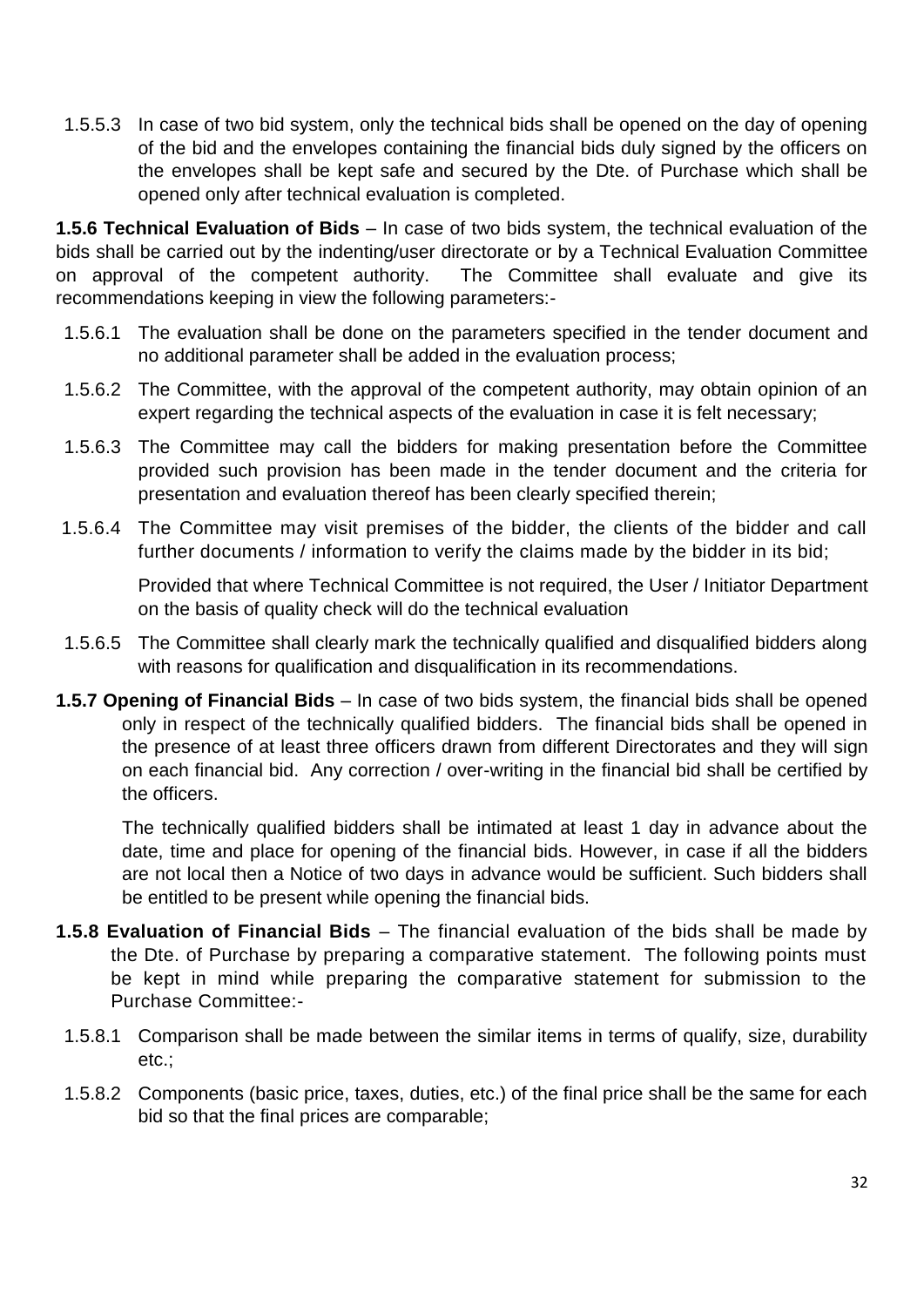1.5.5.3 In case of two bid system, only the technical bids shall be opened on the day of opening of the bid and the envelopes containing the financial bids duly signed by the officers on the envelopes shall be kept safe and secured by the Dte. of Purchase which shall be opened only after technical evaluation is completed.

**1.5.6 Technical Evaluation of Bids** – In case of two bids system, the technical evaluation of the bids shall be carried out by the indenting/user directorate or by a Technical Evaluation Committee on approval of the competent authority. The Committee shall evaluate and give its recommendations keeping in view the following parameters:-

1.5.6.1 The evaluation shall be done on the parameters specified in the tender document and no additional parameter shall be added in the evaluation process;

1.5.6.2 The Committee, with the approval of the competent authority, may obtain opinion of an expert regarding the technical aspects of the evaluation in case it is felt necessary;

1.5.6.3 The Committee may call the bidders for making presentation before the Committee provided such provision has been made in the tender document and the criteria for presentation and evaluation thereof has been clearly specified therein;

1.5.6.4 The Committee may visit premises of the bidder, the clients of the bidder and call further documents / information to verify the claims made by the bidder in its bid;

Provided that where Technical Committee is not required, the User / Initiator Department on the basis of quality check will do the technical evaluation

1.5.6.5 The Committee shall clearly mark the technically qualified and disqualified bidders along with reasons for qualification and disqualification in its recommendations.

**1.5.7 Opening of Financial Bids** – In case of two bids system, the financial bids shall be opened only in respect of the technically qualified bidders. The financial bids shall be opened in the presence of at least three officers drawn from different Directorates and they will sign on each financial bid. Any correction / over-writing in the financial bid shall be certified by the officers.

The technically qualified bidders shall be intimated at least 1 day in advance about the date, time and place for opening of the financial bids. However, in case if all the bidders are not local then a Notice of two days in advance would be sufficient. Such bidders shall be entitled to be present while opening the financial bids.

**1.5.8 Evaluation of Financial Bids** – The financial evaluation of the bids shall be made by the Dte. of Purchase by preparing a comparative statement. The following points must be kept in mind while preparing the comparative statement for submission to the Purchase Committee:-

1.5.8.1 Comparison shall be made between the similar items in terms of qualify, size, durability etc.;

1.5.8.2 Components (basic price, taxes, duties, etc.) of the final price shall be the same for each bid so that the final prices are comparable;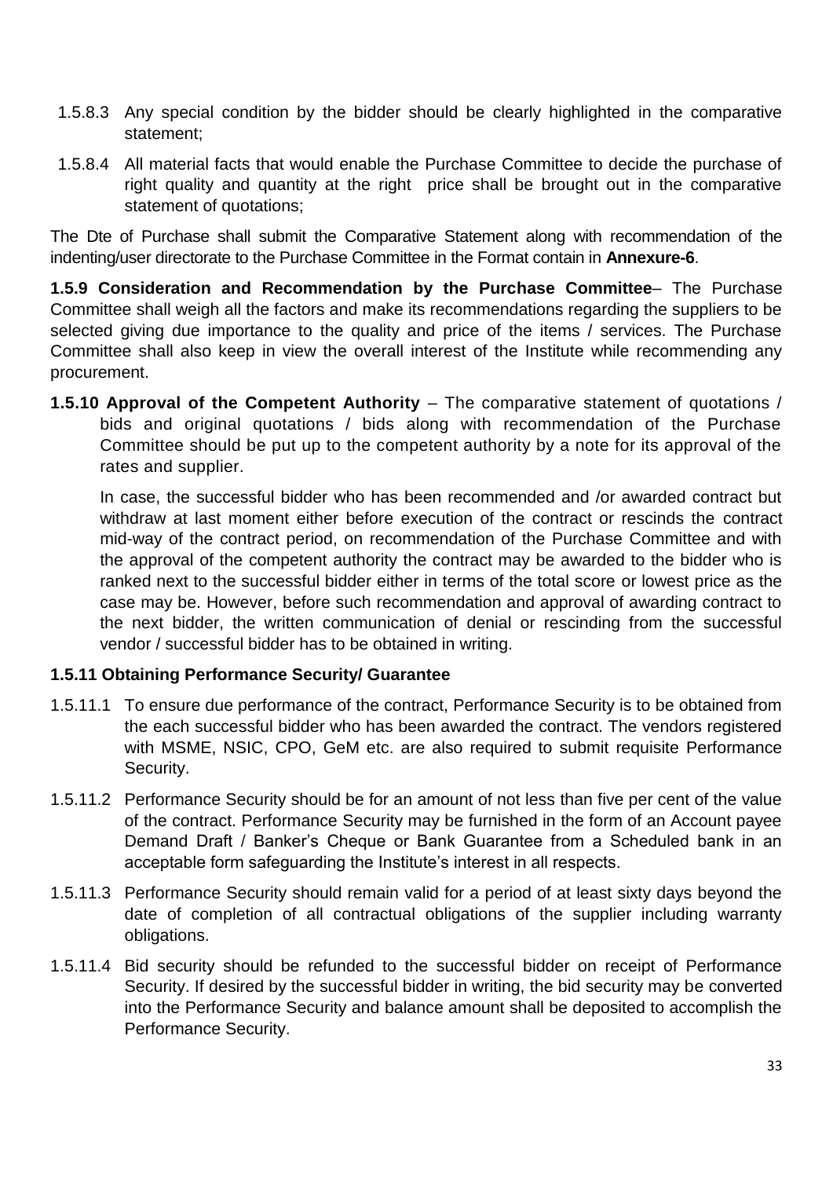1.5.8.3 Any special condition by the bidder should be clearly highlighted in the comparative statement;

1.5.8.4 All material facts that would enable the Purchase Committee to decide the purchase of right quality and quantity at the right price shall be brought out in the comparative statement of quotations;

The Dte of Purchase shall submit the Comparative Statement along with recommendation of the indenting/user directorate to the Purchase Committee in the Format contain in **Annexure-6**.

**1.5.9 Consideration and Recommendation by the Purchase Committee**– The Purchase Committee shall weigh all the factors and make its recommendations regarding the suppliers to be selected giving due importance to the quality and price of the items / services. The Purchase Committee shall also keep in view the overall interest of the Institute while recommending any procurement.

**1.5.10 Approval of the Competent Authority** – The comparative statement of quotations / bids and original quotations / bids along with recommendation of the Purchase Committee should be put up to the competent authority by a note for its approval of the rates and supplier.

In case, the successful bidder who has been recommended and /or awarded contract but withdraw at last moment either before execution of the contract or rescinds the contract mid-way of the contract period, on recommendation of the Purchase Committee and with the approval of the competent authority the contract may be awarded to the bidder who is ranked next to the successful bidder either in terms of the total score or lowest price as the case may be. However, before such recommendation and approval of awarding contract to the next bidder, the written communication of denial or rescinding from the successful vendor / successful bidder has to be obtained in writing.

**1.5.11 Obtaining Performance Security/ Guarantee**

1.5.11.1 To ensure due performance of the contract, Performance Security is to be obtained from the each successful bidder who has been awarded the contract. The vendors registered with MSME, NSIC, CPO, GeM etc. are also required to submit requisite Performance Security.

1.5.11.2 Performance Security should be for an amount of not less than five per cent of the value of the contract. Performance Security may be furnished in the form of an Account payee Demand Draft / Banker's Cheque or Bank Guarantee from a Scheduled bank in an acceptable form safeguarding the Institute's interest in all respects.

1.5.11.3 Performance Security should remain valid for a period of at least sixty days beyond the date of completion of all contractual obligations of the supplier including warranty obligations.

1.5.11.4 Bid security should be refunded to the successful bidder on receipt of Performance Security. If desired by the successful bidder in writing, the bid security may be converted into the Performance Security and balance amount shall be deposited to accomplish the Performance Security.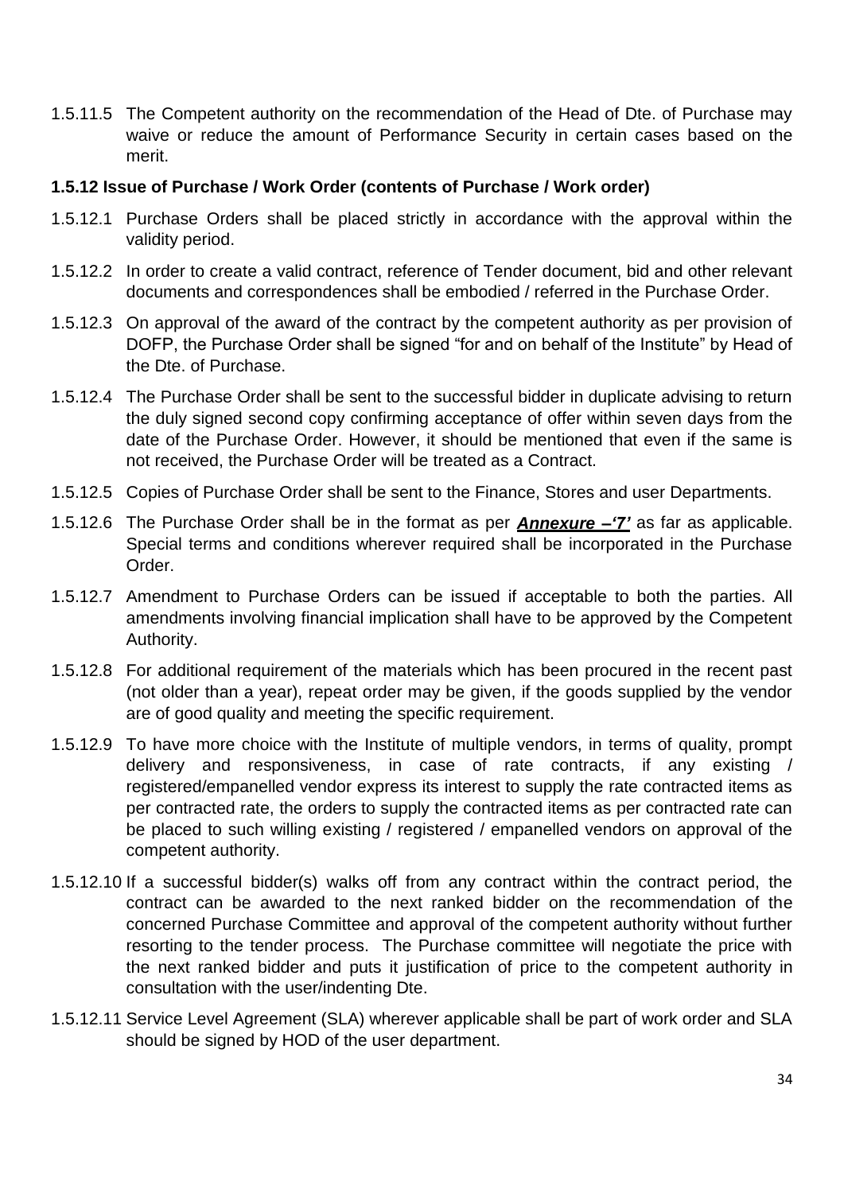1.5.11.5 The Competent authority on the recommendation of the Head of Dte. of Purchase may waive or reduce the amount of Performance Security in certain cases based on the merit.

**1.5.12 Issue of Purchase / Work Order (contents of Purchase / Work order)**

1.5.12.1 Purchase Orders shall be placed strictly in accordance with the approval within the validity period.

1.5.12.2 In order to create a valid contract, reference of Tender document, bid and other relevant documents and correspondences shall be embodied / referred in the Purchase Order.

1.5.12.3 On approval of the award of the contract by the competent authority as per provision of DOFP, the Purchase Order shall be signed "for and on behalf of the Institute" by Head of the Dte. of Purchase.

1.5.12.4 The Purchase Order shall be sent to the successful bidder in duplicate advising to return the duly signed second copy confirming acceptance of offer within seven days from the date of the Purchase Order. However, it should be mentioned that even if the same is not received, the Purchase Order will be treated as a Contract.

1.5.12.5 Copies of Purchase Order shall be sent to the Finance, Stores and user Departments.

1.5.12.6 The Purchase Order shall be in the format as per ***Annexure –'7'*** as far as applicable. Special terms and conditions wherever required shall be incorporated in the Purchase Order.

1.5.12.7 Amendment to Purchase Orders can be issued if acceptable to both the parties. All amendments involving financial implication shall have to be approved by the Competent Authority.

1.5.12.8 For additional requirement of the materials which has been procured in the recent past (not older than a year), repeat order may be given, if the goods supplied by the vendor are of good quality and meeting the specific requirement.

1.5.12.9 To have more choice with the Institute of multiple vendors, in terms of quality, prompt delivery and responsiveness, in case of rate contracts, if any existing / registered/empanelled vendor express its interest to supply the rate contracted items as per contracted rate, the orders to supply the contracted items as per contracted rate can be placed to such willing existing / registered / empanelled vendors on approval of the competent authority.

1.5.12.10 If a successful bidder(s) walks off from any contract within the contract period, the contract can be awarded to the next ranked bidder on the recommendation of the concerned Purchase Committee and approval of the competent authority without further resorting to the tender process. The Purchase committee will negotiate the price with the next ranked bidder and puts it justification of price to the competent authority in consultation with the user/indenting Dte.

1.5.12.11 Service Level Agreement (SLA) wherever applicable shall be part of work order and SLA should be signed by HOD of the user department.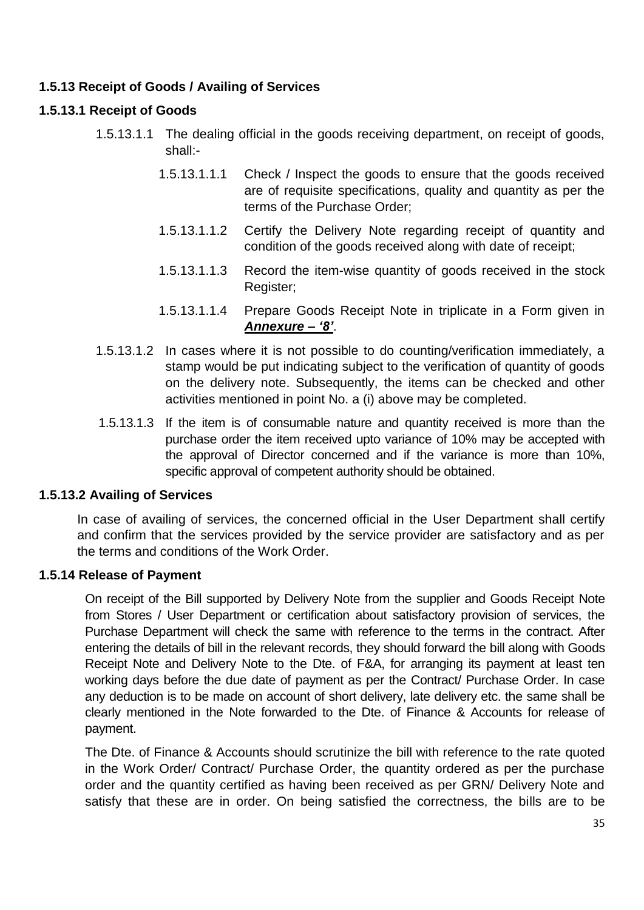### 1.5.13 Receipt of Goods / Availing of Services

#### 1.5.13.1 Receipt of Goods

1.5.13.1.1 The dealing official in the goods receiving department, on receipt of goods, shall:-

- 1.5.13.1.1.1 Check / Inspect the goods to ensure that the goods received are of requisite specifications, quality and quantity as per the terms of the Purchase Order;
- 1.5.13.1.1.2 Certify the Delivery Note regarding receipt of quantity and condition of the goods received along with date of receipt;
- 1.5.13.1.1.3 Record the item-wise quantity of goods received in the stock Register;
- 1.5.13.1.1.4 Prepare Goods Receipt Note in triplicate in a Form given in ***Annexure – '8'***.

1.5.13.1.2 In cases where it is not possible to do counting/verification immediately, a stamp would be put indicating subject to the verification of quantity of goods on the delivery note. Subsequently, the items can be checked and other activities mentioned in point No. a (i) above may be completed.

1.5.13.1.3 If the item is of consumable nature and quantity received is more than the purchase order the item received upto variance of 10% may be accepted with the approval of Director concerned and if the variance is more than 10%, specific approval of competent authority should be obtained.

#### 1.5.13.2 Availing of Services

In case of availing of services, the concerned official in the User Department shall certify and confirm that the services provided by the service provider are satisfactory and as per the terms and conditions of the Work Order.

### 1.5.14 Release of Payment

On receipt of the Bill supported by Delivery Note from the supplier and Goods Receipt Note from Stores / User Department or certification about satisfactory provision of services, the Purchase Department will check the same with reference to the terms in the contract. After entering the details of bill in the relevant records, they should forward the bill along with Goods Receipt Note and Delivery Note to the Dte. of F&A, for arranging its payment at least ten working days before the due date of payment as per the Contract/ Purchase Order. In case any deduction is to be made on account of short delivery, late delivery etc. the same shall be clearly mentioned in the Note forwarded to the Dte. of Finance & Accounts for release of payment.

The Dte. of Finance & Accounts should scrutinize the bill with reference to the rate quoted in the Work Order/ Contract/ Purchase Order, the quantity ordered as per the purchase order and the quantity certified as having been received as per GRN/ Delivery Note and satisfy that these are in order. On being satisfied the correctness, the bills are to be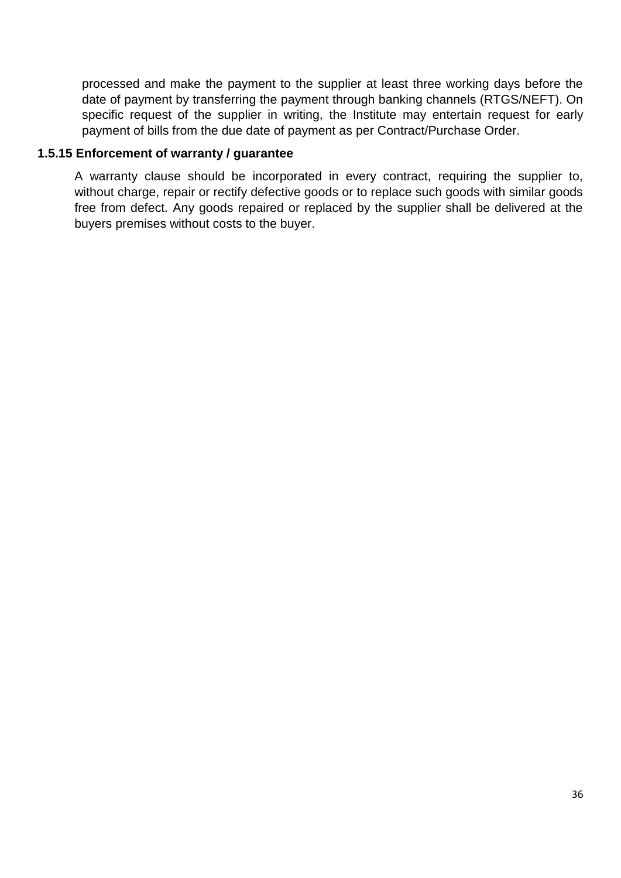processed and make the payment to the supplier at least three working days before the date of payment by transferring the payment through banking channels (RTGS/NEFT). On specific request of the supplier in writing, the Institute may entertain request for early payment of bills from the due date of payment as per Contract/Purchase Order.

**1.5.15 Enforcement of warranty / guarantee**

A warranty clause should be incorporated in every contract, requiring the supplier to, without charge, repair or rectify defective goods or to replace such goods with similar goods free from defect. Any goods repaired or replaced by the supplier shall be delivered at the buyers premises without costs to the buyer.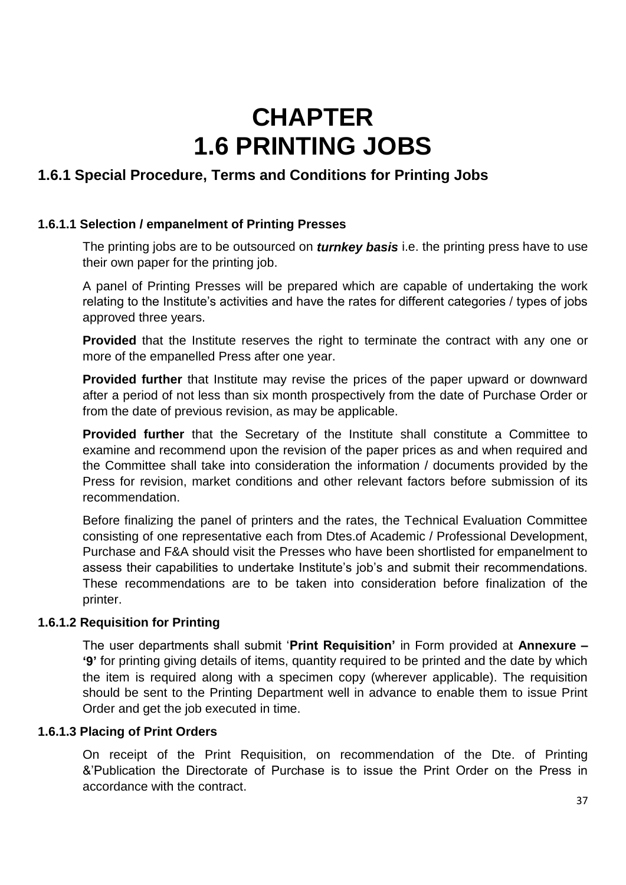# CHAPTER
# 1.6 PRINTING JOBS

## 1.6.1 Special Procedure, Terms and Conditions for Printing Jobs

### 1.6.1.1 Selection / empanelment of Printing Presses

The printing jobs are to be outsourced on ***turnkey basis*** i.e. the printing press have to use their own paper for the printing job.

A panel of Printing Presses will be prepared which are capable of undertaking the work relating to the Institute's activities and have the rates for different categories / types of jobs approved three years.

**Provided** that the Institute reserves the right to terminate the contract with any one or more of the empanelled Press after one year.

**Provided further** that Institute may revise the prices of the paper upward or downward after a period of not less than six month prospectively from the date of Purchase Order or from the date of previous revision, as may be applicable.

**Provided further** that the Secretary of the Institute shall constitute a Committee to examine and recommend upon the revision of the paper prices as and when required and the Committee shall take into consideration the information / documents provided by the Press for revision, market conditions and other relevant factors before submission of its recommendation.

Before finalizing the panel of printers and the rates, the Technical Evaluation Committee consisting of one representative each from Dtes.of Academic / Professional Development, Purchase and F&A should visit the Presses who have been shortlisted for empanelment to assess their capabilities to undertake Institute's job's and submit their recommendations. These recommendations are to be taken into consideration before finalization of the printer.

### 1.6.1.2 Requisition for Printing

The user departments shall submit '**Print Requisition'** in Form provided at **Annexure – '9'** for printing giving details of items, quantity required to be printed and the date by which the item is required along with a specimen copy (wherever applicable). The requisition should be sent to the Printing Department well in advance to enable them to issue Print Order and get the job executed in time.

### 1.6.1.3 Placing of Print Orders

On receipt of the Print Requisition, on recommendation of the Dte. of Printing &'Publication the Directorate of Purchase is to issue the Print Order on the Press in accordance with the contract.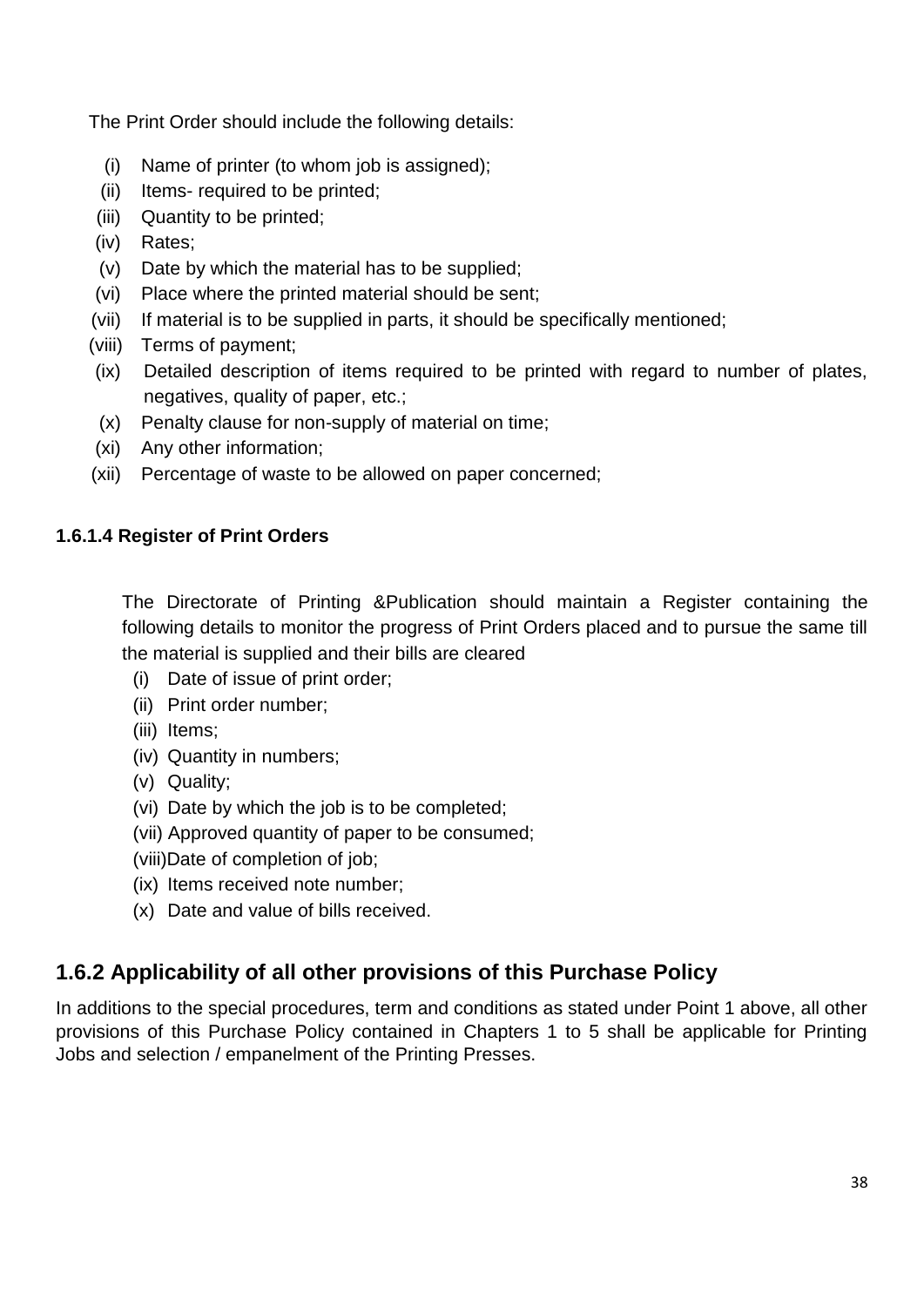The Print Order should include the following details:

- (i) Name of printer (to whom job is assigned);
- (ii) Items- required to be printed;
- (iii) Quantity to be printed;
- (iv) Rates;
- (v) Date by which the material has to be supplied;
- (vi) Place where the printed material should be sent;
- (vii) If material is to be supplied in parts, it should be specifically mentioned;
- (viii) Terms of payment;
- (ix) Detailed description of items required to be printed with regard to number of plates, negatives, quality of paper, etc.;
- (x) Penalty clause for non-supply of material on time;
- (xi) Any other information;
- (xii) Percentage of waste to be allowed on paper concerned;

#### 1.6.1.4 Register of Print Orders

The Directorate of Printing &Publication should maintain a Register containing the following details to monitor the progress of Print Orders placed and to pursue the same till the material is supplied and their bills are cleared

- (i) Date of issue of print order;
- (ii) Print order number;
- (iii) Items;
- (iv) Quantity in numbers;
- (v) Quality;
- (vi) Date by which the job is to be completed;
- (vii) Approved quantity of paper to be consumed;
- (viii) Date of completion of job;
- (ix) Items received note number;
- (x) Date and value of bills received.

### 1.6.2 Applicability of all other provisions of this Purchase Policy

In additions to the special procedures, term and conditions as stated under Point 1 above, all other provisions of this Purchase Policy contained in Chapters 1 to 5 shall be applicable for Printing Jobs and selection / empanelment of the Printing Presses.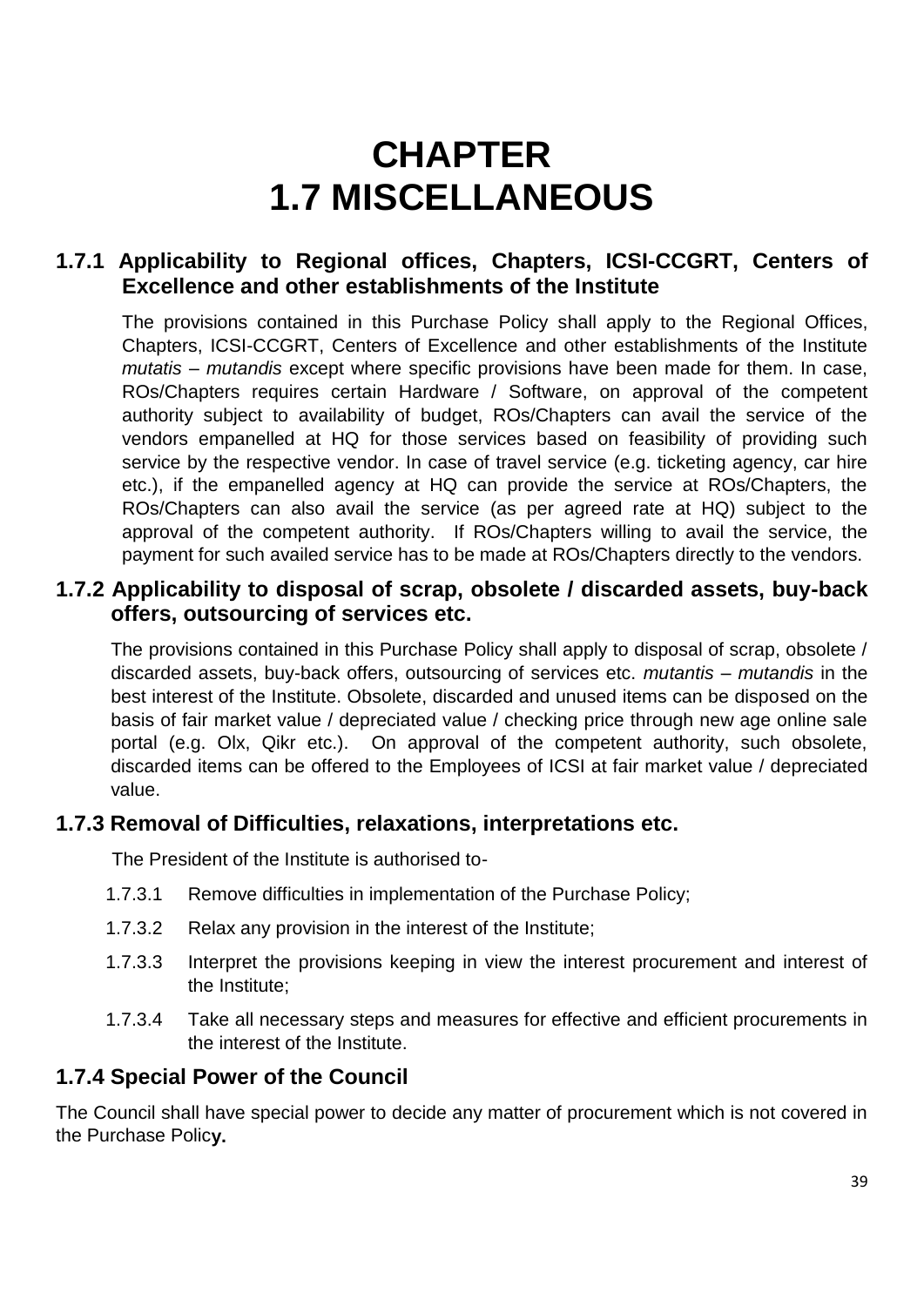# CHAPTER
# 1.7 MISCELLANEOUS

## 1.7.1 Applicability to Regional offices, Chapters, ICSI-CCGRT, Centers of Excellence and other establishments of the Institute

The provisions contained in this Purchase Policy shall apply to the Regional Offices, Chapters, ICSI-CCGRT, Centers of Excellence and other establishments of the Institute *mutatis – mutandis* except where specific provisions have been made for them. In case, ROs/Chapters requires certain Hardware / Software, on approval of the competent authority subject to availability of budget, ROs/Chapters can avail the service of the vendors empanelled at HQ for those services based on feasibility of providing such service by the respective vendor. In case of travel service (e.g. ticketing agency, car hire etc.), if the empanelled agency at HQ can provide the service at ROs/Chapters, the ROs/Chapters can also avail the service (as per agreed rate at HQ) subject to the approval of the competent authority. If ROs/Chapters willing to avail the service, the payment for such availed service has to be made at ROs/Chapters directly to the vendors.

## 1.7.2 Applicability to disposal of scrap, obsolete / discarded assets, buy-back offers, outsourcing of services etc.

The provisions contained in this Purchase Policy shall apply to disposal of scrap, obsolete / discarded assets, buy-back offers, outsourcing of services etc. *mutantis – mutandis* in the best interest of the Institute. Obsolete, discarded and unused items can be disposed on the basis of fair market value / depreciated value / checking price through new age online sale portal (e.g. Olx, Qikr etc.). On approval of the competent authority, such obsolete, discarded items can be offered to the Employees of ICSI at fair market value / depreciated value.

## 1.7.3 Removal of Difficulties, relaxations, interpretations etc.

The President of the Institute is authorised to-

1.7.3.1 Remove difficulties in implementation of the Purchase Policy;

1.7.3.2 Relax any provision in the interest of the Institute;

1.7.3.3 Interpret the provisions keeping in view the interest procurement and interest of the Institute;

1.7.3.4 Take all necessary steps and measures for effective and efficient procurements in the interest of the Institute.

## 1.7.4 Special Power of the Council

The Council shall have special power to decide any matter of procurement which is not covered in the Purchase Polic**y.**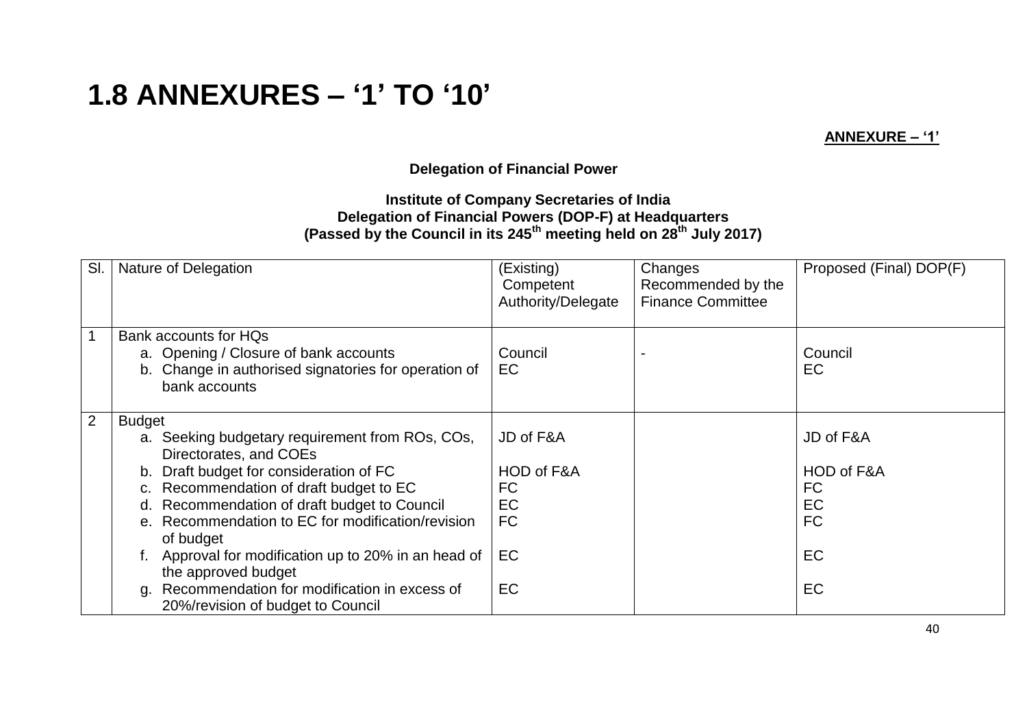# 1.8 ANNEXURES – '1' TO '10'

**ANNEXURE – '1'**

**Delegation of Financial Power**

**Institute of Company Secretaries of India**
**Delegation of Financial Powers (DOP-F) at Headquarters**
**(Passed by the Council in its 245th meeting held on 28th July 2017)**

| Sl. | Nature of Delegation | (Existing) Competent Authority/Delegate | Changes Recommended by the Finance Committee | Proposed (Final) DOP(F) |
|---|---|---|---|---|
| 1 | Bank accounts for HQs | | | |
| | a. Opening / Closure of bank accounts | Council | - | Council |
| | b. Change in authorised signatories for operation of bank accounts | EC | | EC |
| 2 | Budget | | | |
| | a. Seeking budgetary requirement from ROs, COs, Directorates, and COEs | JD of F&A | | JD of F&A |
| | b. Draft budget for consideration of FC | HOD of F&A | | HOD of F&A |
| | c. Recommendation of draft budget to EC | FC | | FC |
| | d. Recommendation of draft budget to Council | EC | | EC |
| | e. Recommendation to EC for modification/revision of budget | FC | | FC |
| | f. Approval for modification up to 20% in an head of the approved budget | EC | | EC |
| | g. Recommendation for modification in excess of 20%/revision of budget to Council | EC | | EC |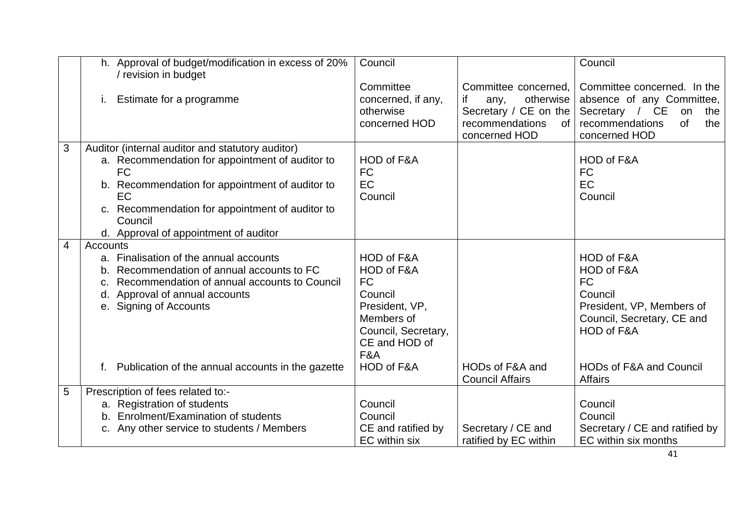| | | | | |
|---|---|---|---|---|
| | h. Approval of budget/modification in excess of 20% / revision in budget | Council | | Council |
| | i. Estimate for a programme | Committee concerned, if any, otherwise concerned HOD | Committee concerned, if any, otherwise Secretary / CE on the recommendations of concerned HOD | Committee concerned. In the absence of any Committee, Secretary / CE on the recommendations of the concerned HOD |
| 3 | Auditor (internal auditor and statutory auditor) | | | |
| | a. Recommendation for appointment of auditor to FC | HOD of F&A | | HOD of F&A |
| | b. Recommendation for appointment of auditor to EC | FC | | FC |
| | c. Recommendation for appointment of auditor to Council | EC | | EC |
| | d. Approval of appointment of auditor | Council | | Council |
| 4 | Accounts | | | |
| | a. Finalisation of the annual accounts | HOD of F&A | | HOD of F&A |
| | b. Recommendation of annual accounts to FC | HOD of F&A | | HOD of F&A |
| | c. Recommendation of annual accounts to Council | FC | | FC |
| | d. Approval of annual accounts | Council | | Council |
| | e. Signing of Accounts | President, VP, Members of Council, Secretary, CE and HOD of F&A | | President, VP, Members of Council, Secretary, CE and HOD of F&A |
| | f. Publication of the annual accounts in the gazette | HOD of F&A | HODs of F&A and Council Affairs | HODs of F&A and Council Affairs |
| 5 | Prescription of fees related to:- | | | |
| | a. Registration of students | Council | | Council |
| | b. Enrolment/Examination of students | Council | | Council |
| | c. Any other service to students / Members | CE and ratified by EC within six | Secretary / CE and ratified by EC within | Secretary / CE and ratified by EC within six months |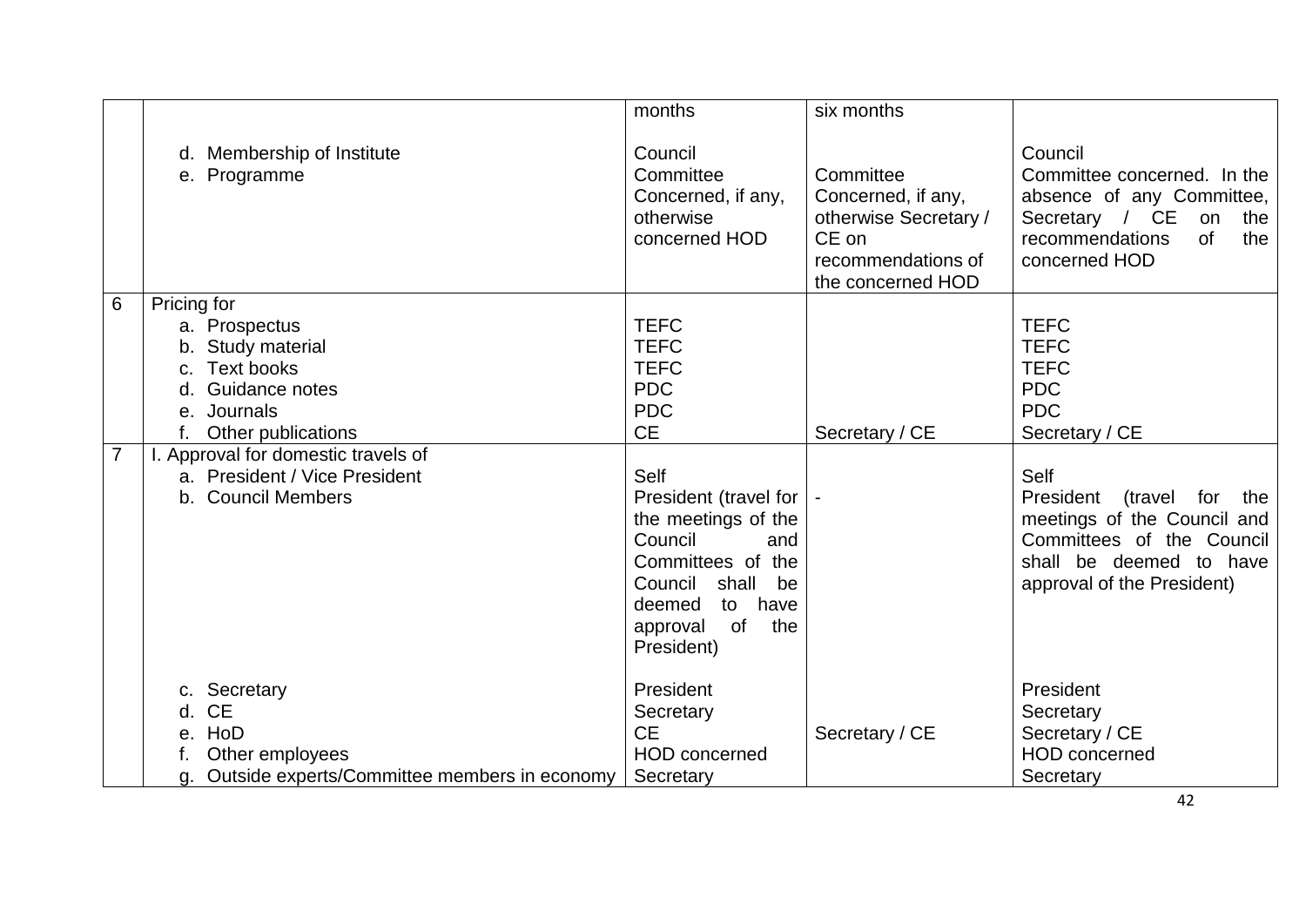|   |   |   |   |   |
|---|---|---|---|---|
|   |   | months | six months |   |
|   | d. Membership of Institute | Council |   | Council |
|   | e. Programme | Committee Concerned, if any, otherwise concerned HOD | Committee Concerned, if any, otherwise Secretary / CE on recommendations of the concerned HOD | Committee concerned. In the absence of any Committee, Secretary / CE on the recommendations of the concerned HOD |
| 6 | Pricing for |   |   |   |
|   | a. Prospectus | TEFC |   | TEFC |
|   | b. Study material | TEFC |   | TEFC |
|   | c. Text books | TEFC |   | TEFC |
|   | d. Guidance notes | PDC |   | PDC |
|   | e. Journals | PDC |   | PDC |
|   | f. Other publications | CE | Secretary / CE | Secretary / CE |
| 7 | I. Approval for domestic travels of |   |   |   |
|   | a. President / Vice President | Self |   | Self |
|   | b. Council Members | President (travel for the meetings of the Council and Committees of the Council shall be deemed to have approval of the President) | - | President (travel for the meetings of the Council and Committees of the Council shall be deemed to have approval of the President) |
|   | c. Secretary | President |   | President |
|   | d. CE | Secretary |   | Secretary |
|   | e. HoD | CE | Secretary / CE | Secretary / CE |
|   | f. Other employees | HOD concerned |   | HOD concerned |
|   | g. Outside experts/Committee members in economy | Secretary |   | Secretary |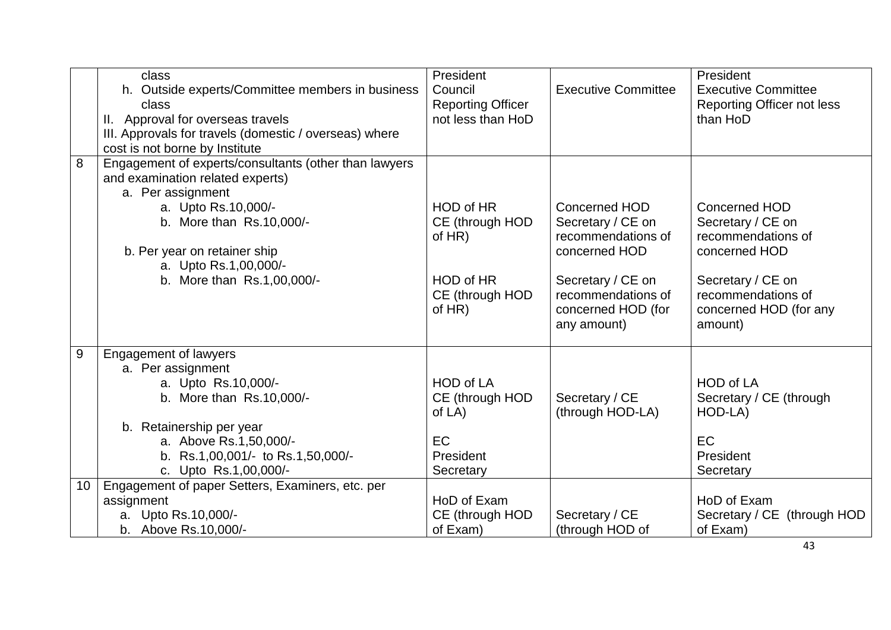| | | | | |
|---|---|---|---|---|
| | class<br>h. Outside experts/Committee members in business class<br>II. Approval for overseas travels<br>III. Approvals for travels (domestic / overseas) where cost is not borne by Institute | President<br>Council<br>Reporting Officer not less than HoD | Executive Committee | President<br>Executive Committee<br>Reporting Officer not less than HoD |
| 8 | Engagement of experts/consultants (other than lawyers and examination related experts)<br>a. Per assignment<br>a. Upto Rs.10,000/-<br>b. More than Rs.10,000/-<br><br>b. Per year on retainer ship<br>a. Upto Rs.1,00,000/-<br>b. More than Rs.1,00,000/- | <br><br><br>HOD of HR<br>CE (through HOD of HR)<br><br><br>HOD of HR<br>CE (through HOD of HR) | <br><br><br>Concerned HOD<br>Secretary / CE on recommendations of concerned HOD<br><br>Secretary / CE on recommendations of concerned HOD (for any amount) | <br><br><br>Concerned HOD<br>Secretary / CE on recommendations of concerned HOD<br><br>Secretary / CE on recommendations of concerned HOD (for any amount) |
| 9 | Engagement of lawyers<br>a. Per assignment<br>a. Upto Rs.10,000/-<br>b. More than Rs.10,000/-<br><br>b. Retainership per year<br>a. Above Rs.1,50,000/-<br>b. Rs.1,00,001/- to Rs.1,50,000/-<br>c. Upto Rs.1,00,000/- | <br><br>HOD of LA<br>CE (through HOD of LA)<br><br>EC<br>President<br>Secretary | <br><br><br>Secretary / CE (through HOD-LA) | <br><br>HOD of LA<br>Secretary / CE (through HOD-LA)<br><br>EC<br>President<br>Secretary |
| 10 | Engagement of paper Setters, Examiners, etc. per assignment<br>a. Upto Rs.10,000/-<br>b. Above Rs.10,000/- | <br>HoD of Exam<br>CE (through HOD of Exam) | <br><br>Secretary / CE (through HOD of | <br>HoD of Exam<br>Secretary / CE (through HOD of Exam) |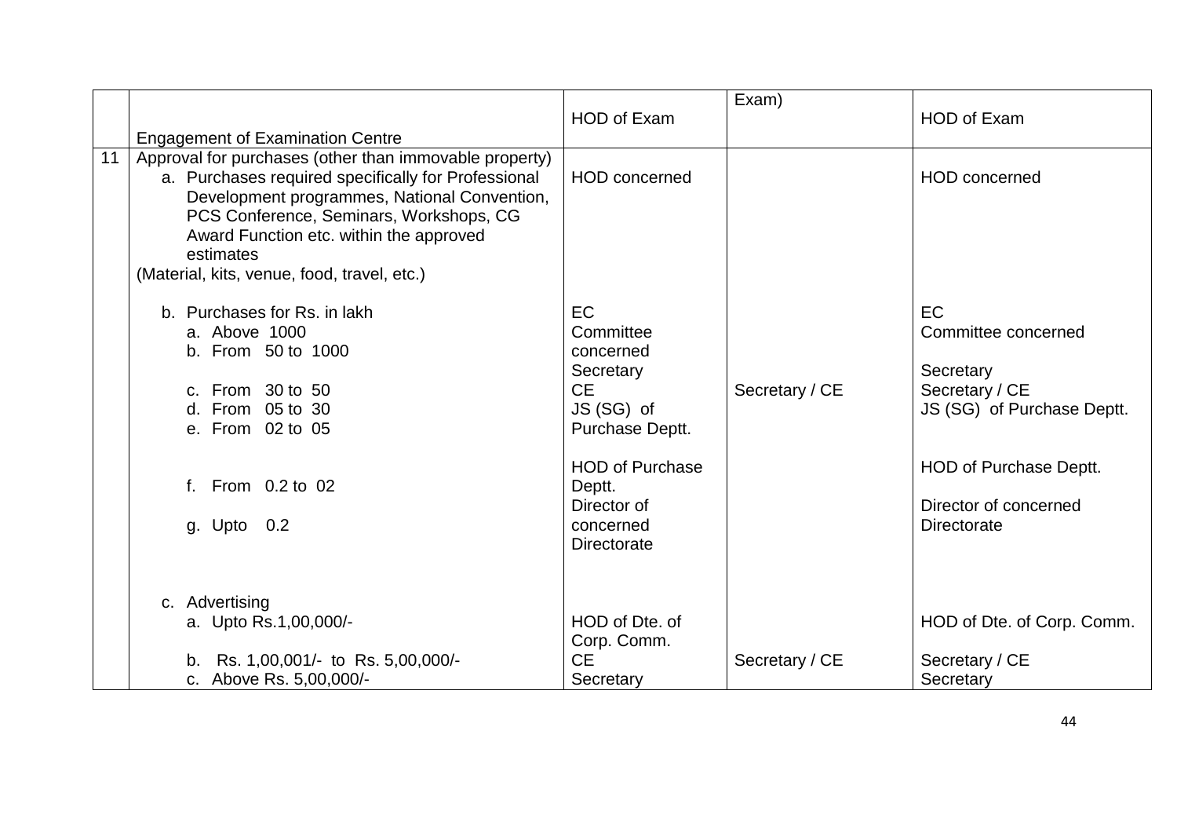| | | | | |
|---|---|---|---|---|
| | Engagement of Examination Centre | HOD of Exam | Exam) | HOD of Exam |
| 11 | Approval for purchases (other than immovable property)<br>a. Purchases required specifically for Professional Development programmes, National Convention, PCS Conference, Seminars, Workshops, CG Award Function etc. within the approved estimates<br>(Material, kits, venue, food, travel, etc.) | HOD concerned | | HOD concerned |
| | b. Purchases for Rs. in lakh<br>a. Above 1000<br>b. From 50 to 1000<br>c. From 30 to 50<br>d. From 05 to 30<br>e. From 02 to 05<br>f. From 0.2 to 02<br>g. Upto 0.2 | EC<br>Committee concerned<br>Secretary<br>CE<br>JS (SG) of Purchase Deptt.<br>HOD of Purchase Deptt.<br>Director of concerned Directorate | Secretary / CE | EC<br>Committee concerned<br>Secretary<br>Secretary / CE<br>JS (SG) of Purchase Deptt.<br>HOD of Purchase Deptt.<br>Director of concerned Directorate |
| | c. Advertising<br>a. Upto Rs.1,00,000/-<br>b. Rs. 1,00,001/- to Rs. 5,00,000/-<br>c. Above Rs. 5,00,000/- | HOD of Dte. of Corp. Comm.<br>CE<br>Secretary | Secretary / CE | HOD of Dte. of Corp. Comm.<br>Secretary / CE<br>Secretary |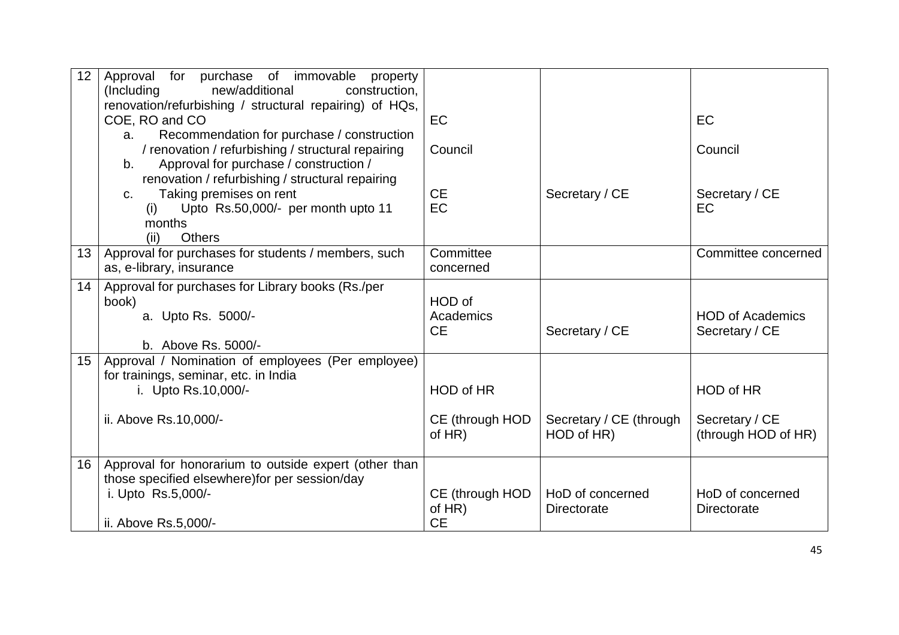| 12 | Approval for purchase of immovable property (Including new/additional construction, renovation/refurbishing / structural repairing) of HQs, COE, RO and CO<br>a. Recommendation for purchase / construction / renovation / refurbishing / structural repairing<br>b. Approval for purchase / construction / renovation / refurbishing / structural repairing<br>c. Taking premises on rent<br>(i) Upto Rs.50,000/- per month upto 11 months<br>(ii) Others | EC<br><br>Council<br><br>CE<br>EC | <br><br><br><br>Secretary / CE | EC<br><br>Council<br><br>Secretary / CE<br>EC |
|---|---|---|---|---|
| 13 | Approval for purchases for students / members, such as, e-library, insurance | Committee concerned | | Committee concerned |
| 14 | Approval for purchases for Library books (Rs./per book)<br>a. Upto Rs. 5000/-<br>b. Above Rs. 5000/- | HOD of Academics<br>CE | <br>Secretary / CE | HOD of Academics<br>Secretary / CE |
| 15 | Approval / Nomination of employees (Per employee) for trainings, seminar, etc. in India<br>i. Upto Rs.10,000/-<br>ii. Above Rs.10,000/- | HOD of HR<br>CE (through HOD of HR) | <br>Secretary / CE (through HOD of HR) | HOD of HR<br>Secretary / CE (through HOD of HR) |
| 16 | Approval for honorarium to outside expert (other than those specified elsewhere)for per session/day<br>i. Upto Rs.5,000/-<br>ii. Above Rs.5,000/- | CE (through HOD of HR)<br>CE | HoD of concerned Directorate | HoD of concerned Directorate |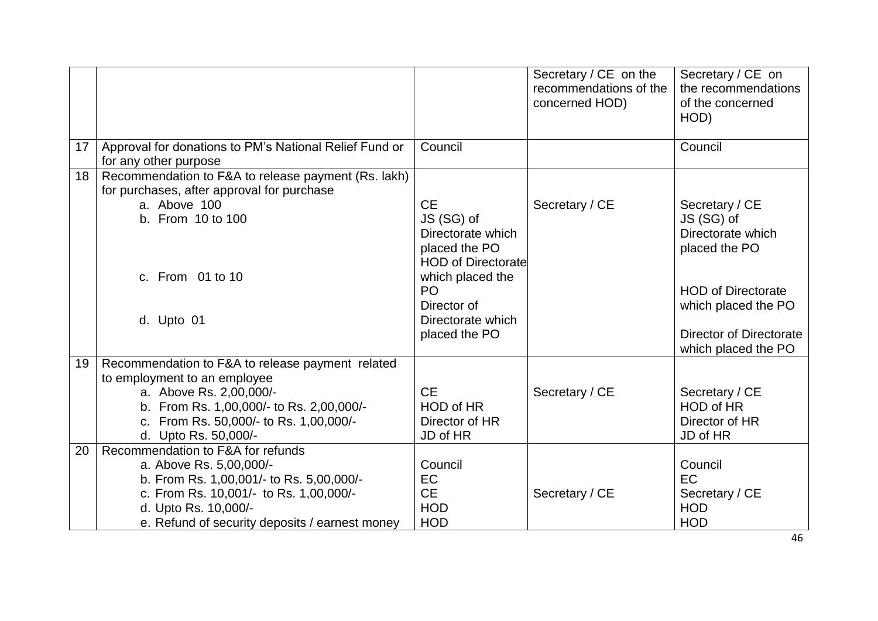| | | | | |
|---|---|---|---|---|
| | | | Secretary / CE on the recommendations of the concerned HOD) | Secretary / CE on the recommendations of the concerned HOD) |
| 17 | Approval for donations to PM's National Relief Fund or for any other purpose | Council | | Council |
| 18 | Recommendation to F&A to release payment (Rs. lakh) for purchases, after approval for purchase<br>a. Above 100<br>b. From 10 to 100<br>c. From 01 to 10<br>d. Upto 01 | <br>CE<br>JS (SG) of Directorate which placed the PO<br>HOD of Directorate which placed the PO<br>Director of Directorate which placed the PO | <br>Secretary / CE | <br>Secretary / CE<br>JS (SG) of Directorate which placed the PO<br>HOD of Directorate which placed the PO<br>Director of Directorate which placed the PO |
| 19 | Recommendation to F&A to release payment related to employment to an employee<br>a. Above Rs. 2,00,000/-<br>b. From Rs. 1,00,000/- to Rs. 2,00,000/-<br>c. From Rs. 50,000/- to Rs. 1,00,000/-<br>d. Upto Rs. 50,000/- | <br>CE<br>HOD of HR<br>Director of HR<br>JD of HR | <br>Secretary / CE | <br>Secretary / CE<br>HOD of HR<br>Director of HR<br>JD of HR |
| 20 | Recommendation to F&A for refunds<br>a. Above Rs. 5,00,000/-<br>b. From Rs. 1,00,001/- to Rs. 5,00,000/-<br>c. From Rs. 10,001/- to Rs. 1,00,000/-<br>d. Upto Rs. 10,000/-<br>e. Refund of security deposits / earnest money | <br>Council<br>EC<br>CE<br>HOD<br>HOD | <br><br><br>Secretary / CE | <br>Council<br>EC<br>Secretary / CE<br>HOD<br>HOD |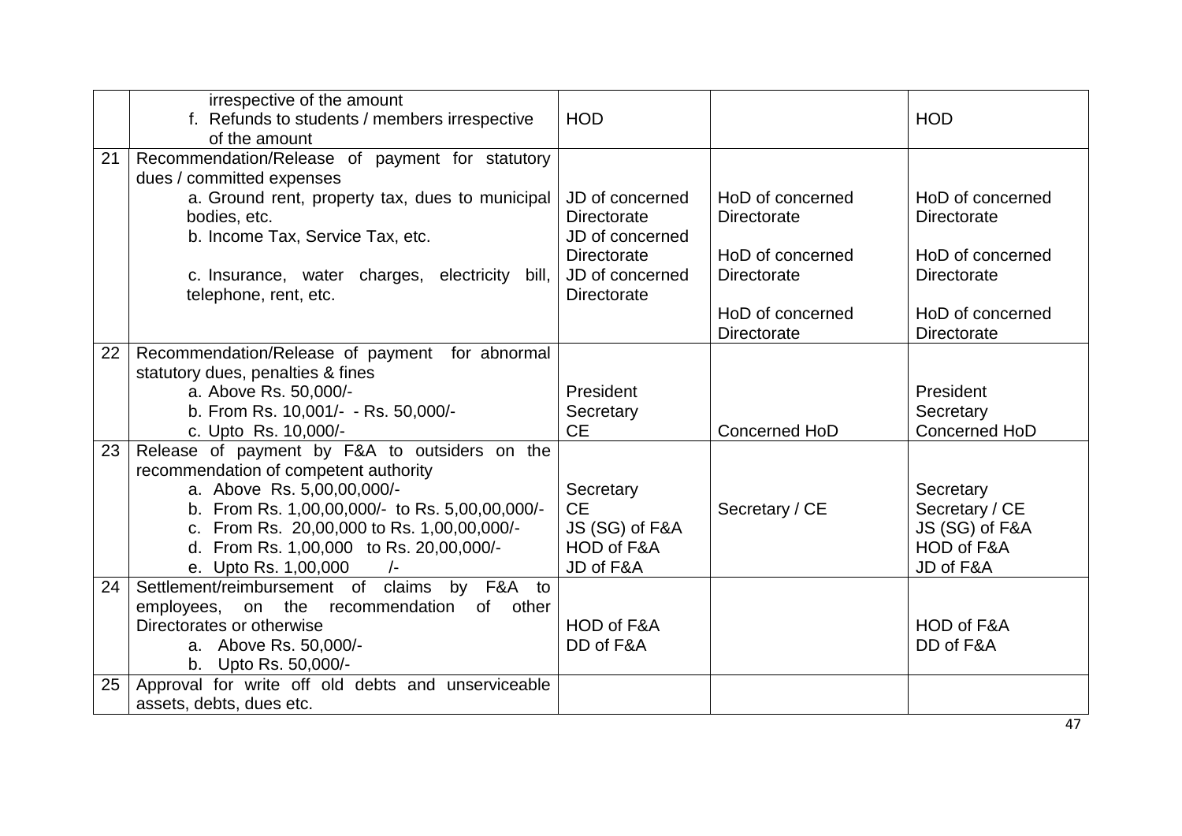| | | | | |
|---|---|---|---|---|
| | irrespective of the amount<br>f. Refunds to students / members irrespective of the amount | HOD | | HOD |
| 21 | Recommendation/Release of payment for statutory dues / committed expenses<br>a. Ground rent, property tax, dues to municipal bodies, etc.<br>b. Income Tax, Service Tax, etc.<br>c. Insurance, water charges, electricity bill, telephone, rent, etc. | JD of concerned Directorate<br>JD of concerned Directorate<br>JD of concerned Directorate | HoD of concerned Directorate<br>HoD of concerned Directorate<br>HoD of concerned Directorate | HoD of concerned Directorate<br>HoD of concerned Directorate<br>HoD of concerned Directorate |
| 22 | Recommendation/Release of payment for abnormal statutory dues, penalties & fines<br>a. Above Rs. 50,000/-<br>b. From Rs. 10,001/- - Rs. 50,000/-<br>c. Upto Rs. 10,000/- | President<br>Secretary<br>CE | Concerned HoD | President<br>Secretary<br>Concerned HoD |
| 23 | Release of payment by F&A to outsiders on the recommendation of competent authority<br>a. Above Rs. 5,00,00,000/-<br>b. From Rs. 1,00,00,000/- to Rs. 5,00,00,000/-<br>c. From Rs. 20,00,000 to Rs. 1,00,00,000/-<br>d. From Rs. 1,00,000 to Rs. 20,00,000/-<br>e. Upto Rs. 1,00,000 /- | Secretary<br>CE<br>JS (SG) of F&A<br>HOD of F&A<br>JD of F&A | Secretary / CE | Secretary<br>Secretary / CE<br>JS (SG) of F&A<br>HOD of F&A<br>JD of F&A |
| 24 | Settlement/reimbursement of claims by F&A to employees, on the recommendation of other Directorates or otherwise<br>a. Above Rs. 50,000/-<br>b. Upto Rs. 50,000/- | HOD of F&A<br>DD of F&A | | HOD of F&A<br>DD of F&A |
| 25 | Approval for write off old debts and unserviceable assets, debts, dues etc. | | | |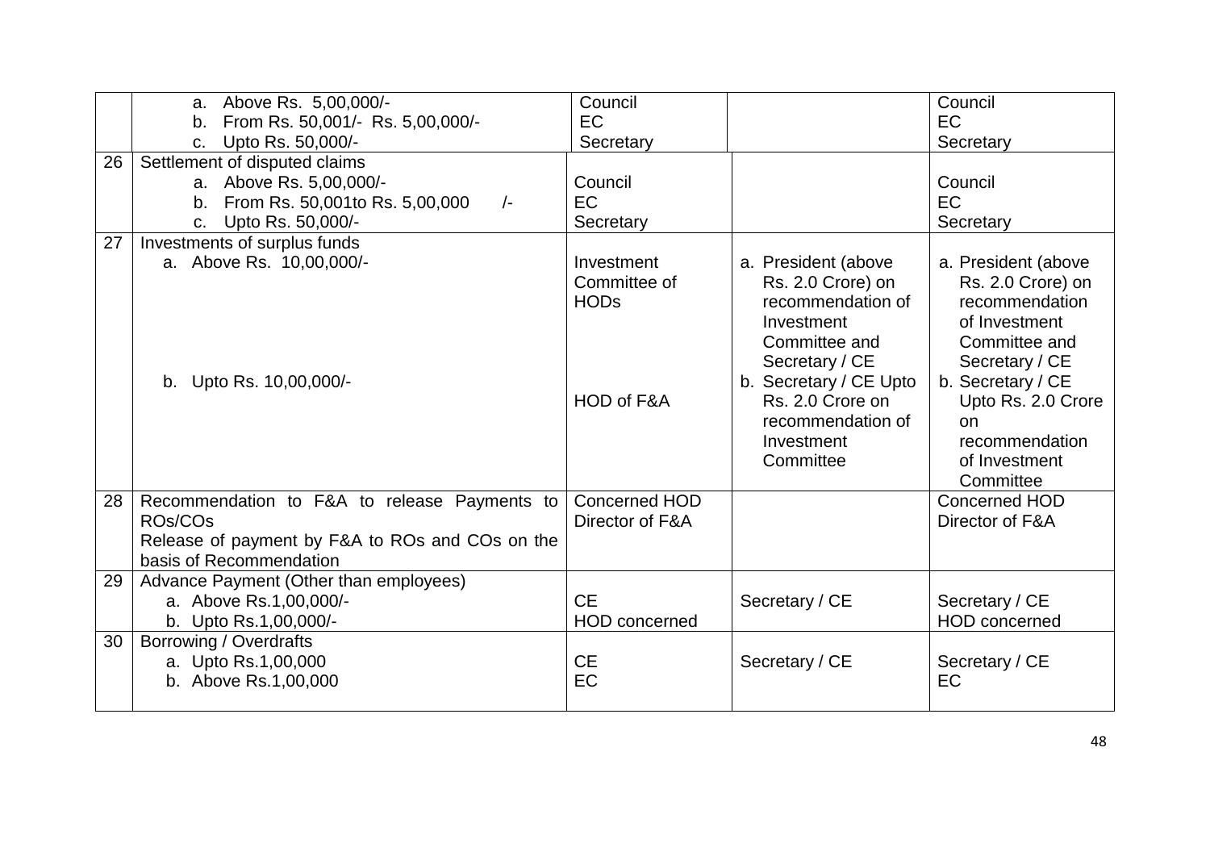| | | | | |
|---|---|---|---|---|
| | a. Above Rs. 5,00,000/-<br>b. From Rs. 50,001/- Rs. 5,00,000/-<br>c. Upto Rs. 50,000/- | Council<br>EC<br>Secretary | | Council<br>EC<br>Secretary |
| 26 | Settlement of disputed claims<br>a. Above Rs. 5,00,000/-<br>b. From Rs. 50,001to Rs. 5,00,000 /-<br>c. Upto Rs. 50,000/- | Council<br>EC<br>Secretary | | Council<br>EC<br>Secretary |
| 27 | Investments of surplus funds<br>a. Above Rs. 10,00,000/-<br>b. Upto Rs. 10,00,000/- | Investment Committee of HODs<br>HOD of F&A | a. President (above Rs. 2.0 Crore) on recommendation of Investment Committee and Secretary / CE<br>b. Secretary / CE Upto Rs. 2.0 Crore on recommendation of Investment Committee | a. President (above Rs. 2.0 Crore) on recommendation of Investment Committee and Secretary / CE<br>b. Secretary / CE Upto Rs. 2.0 Crore on recommendation of Investment Committee |
| 28 | Recommendation to F&A to release Payments to ROs/COs<br>Release of payment by F&A to ROs and COs on the basis of Recommendation | Concerned HOD<br>Director of F&A | | Concerned HOD<br>Director of F&A |
| 29 | Advance Payment (Other than employees)<br>a. Above Rs.1,00,000/-<br>b. Upto Rs.1,00,000/- | CE<br>HOD concerned | Secretary / CE | Secretary / CE<br>HOD concerned |
| 30 | Borrowing / Overdrafts<br>a. Upto Rs.1,00,000<br>b. Above Rs.1,00,000 | CE<br>EC | Secretary / CE | Secretary / CE<br>EC |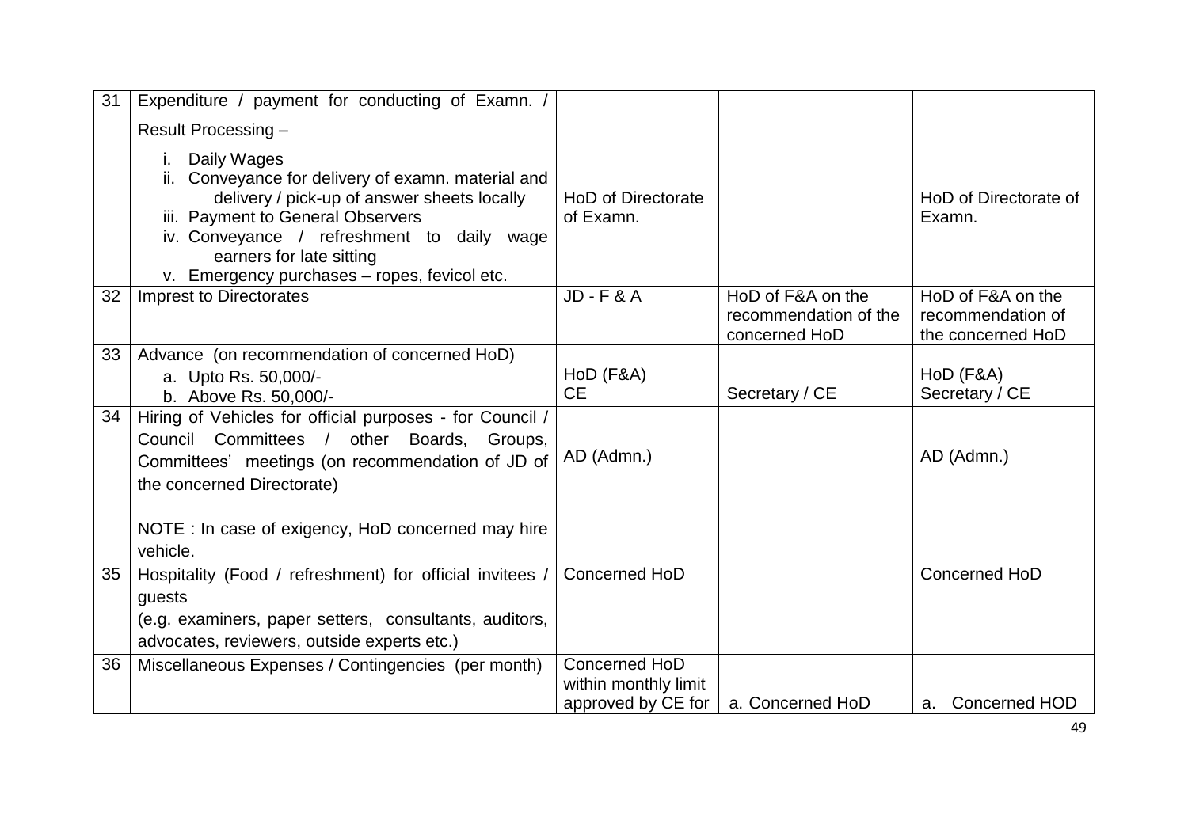| 31 | Expenditure / payment for conducting of Examn. / Result Processing – <br>i. Daily Wages <br>ii. Conveyance for delivery of examn. material and delivery / pick-up of answer sheets locally <br>iii. Payment to General Observers <br>iv. Conveyance / refreshment to daily wage earners for late sitting <br>v. Emergency purchases – ropes, fevicol etc. | HoD of Directorate of Examn. | | HoD of Directorate of Examn. |
|---|---|---|---|---|
| 32 | Imprest to Directorates | JD - F & A | HoD of F&A on the recommendation of the concerned HoD | HoD of F&A on the recommendation of the concerned HoD |
| 33 | Advance (on recommendation of concerned HoD) <br>a. Upto Rs. 50,000/- <br>b. Above Rs. 50,000/- | HoD (F&A) <br>CE | <br>Secretary / CE | HoD (F&A) <br>Secretary / CE |
| 34 | Hiring of Vehicles for official purposes - for Council / Council Committees / other Boards, Groups, Committees' meetings (on recommendation of JD of the concerned Directorate) <br><br>NOTE : In case of exigency, HoD concerned may hire vehicle. | AD (Admn.) | | AD (Admn.) |
| 35 | Hospitality (Food / refreshment) for official invitees / guests <br>(e.g. examiners, paper setters, consultants, auditors, advocates, reviewers, outside experts etc.) | Concerned HoD | | Concerned HoD |
| 36 | Miscellaneous Expenses / Contingencies (per month) | Concerned HoD within monthly limit approved by CE for | a. Concerned HoD | a. Concerned HOD |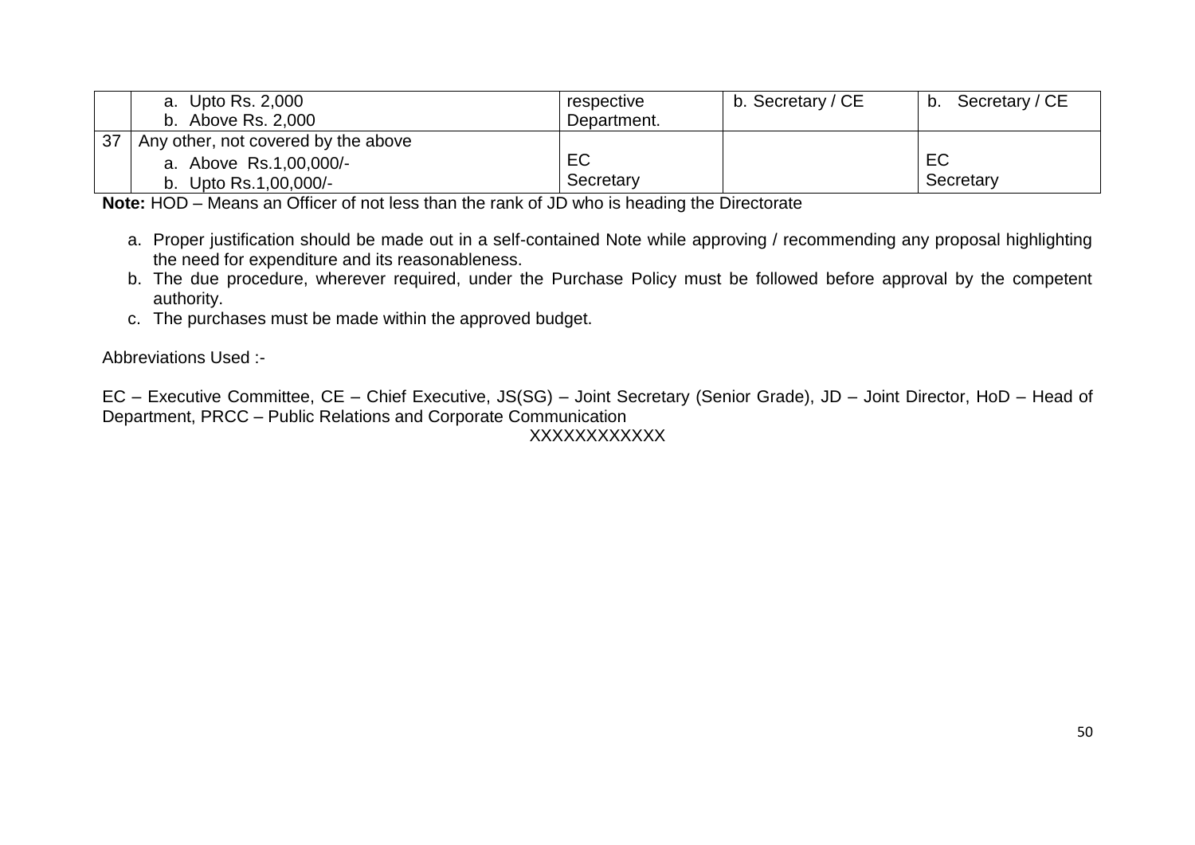| | | | | |
|---|---|---|---|---|
| | a. Upto Rs. 2,000<br>b. Above Rs. 2,000 | respective Department. | b. Secretary / CE | b. Secretary / CE |
| 37 | Any other, not covered by the above<br>a. Above Rs.1,00,000/-<br>b. Upto Rs.1,00,000/- | EC<br>Secretary | | EC<br>Secretary |

**Note:** HOD – Means an Officer of not less than the rank of JD who is heading the Directorate

a. Proper justification should be made out in a self-contained Note while approving / recommending any proposal highlighting the need for expenditure and its reasonableness.
b. The due procedure, wherever required, under the Purchase Policy must be followed before approval by the competent authority.
c. The purchases must be made within the approved budget.

Abbreviations Used :-

EC – Executive Committee, CE – Chief Executive, JS(SG) – Joint Secretary (Senior Grade), JD – Joint Director, HoD – Head of Department, PRCC – Public Relations and Corporate Communication

XXXXXXXXXXXX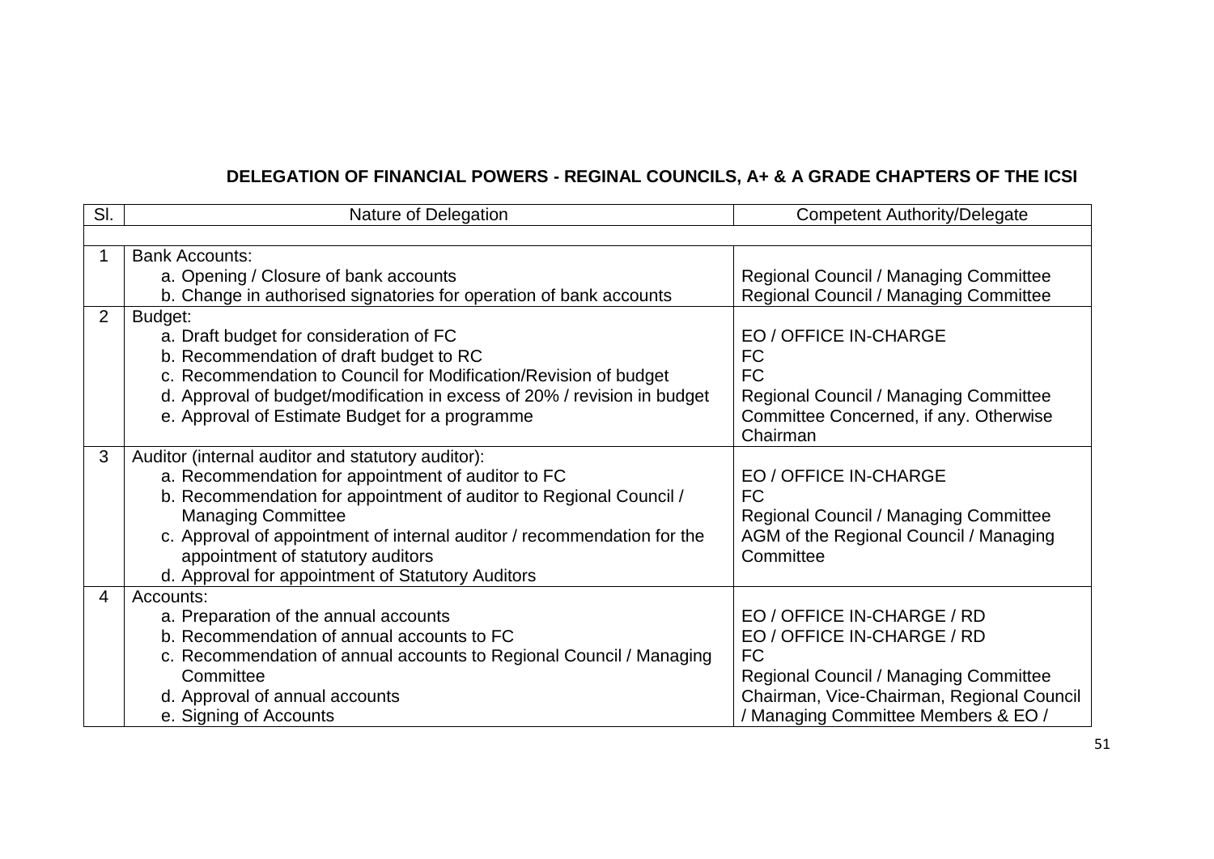**DELEGATION OF FINANCIAL POWERS - REGINAL COUNCILS, A+ & A GRADE CHAPTERS OF THE ICSI**

| Sl. | Nature of Delegation | Competent Authority/Delegate |
|---|---|---|
| 1 | Bank Accounts:<br>a. Opening / Closure of bank accounts<br>b. Change in authorised signatories for operation of bank accounts | <br>Regional Council / Managing Committee<br>Regional Council / Managing Committee |
| 2 | Budget:<br>a. Draft budget for consideration of FC<br>b. Recommendation of draft budget to RC<br>c. Recommendation to Council for Modification/Revision of budget<br>d. Approval of budget/modification in excess of 20% / revision in budget<br>e. Approval of Estimate Budget for a programme | <br>EO / OFFICE IN-CHARGE<br>FC<br>FC<br>Regional Council / Managing Committee<br>Committee Concerned, if any. Otherwise Chairman |
| 3 | Auditor (internal auditor and statutory auditor):<br>a. Recommendation for appointment of auditor to FC<br>b. Recommendation for appointment of auditor to Regional Council / Managing Committee<br>c. Approval of appointment of internal auditor / recommendation for the appointment of statutory auditors<br>d. Approval for appointment of Statutory Auditors | <br>EO / OFFICE IN-CHARGE<br>FC<br>Regional Council / Managing Committee<br>AGM of the Regional Council / Managing Committee |
| 4 | Accounts:<br>a. Preparation of the annual accounts<br>b. Recommendation of annual accounts to FC<br>c. Recommendation of annual accounts to Regional Council / Managing Committee<br>d. Approval of annual accounts<br>e. Signing of Accounts | <br>EO / OFFICE IN-CHARGE / RD<br>EO / OFFICE IN-CHARGE / RD<br>FC<br>Regional Council / Managing Committee<br>Chairman, Vice-Chairman, Regional Council / Managing Committee Members & EO / |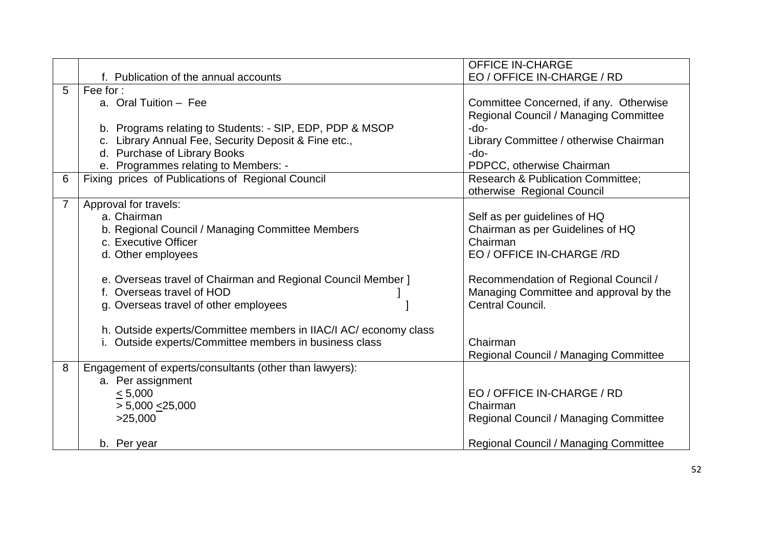| | | |
|---|---|---|
| | f. Publication of the annual accounts | OFFICE IN-CHARGE<br>EO / OFFICE IN-CHARGE / RD |
| 5 | Fee for :<br>a. Oral Tuition – Fee<br><br>b. Programs relating to Students: - SIP, EDP, PDP & MSOP<br>c. Library Annual Fee, Security Deposit & Fine etc.,<br>d. Purchase of Library Books<br>e. Programmes relating to Members: - | <br>Committee Concerned, if any. Otherwise Regional Council / Managing Committee<br>-do-<br>Library Committee / otherwise Chairman<br>-do-<br>PDPCC, otherwise Chairman |
| 6 | Fixing prices of Publications of Regional Council | Research & Publication Committee; otherwise Regional Council |
| 7 | Approval for travels:<br>a. Chairman<br>b. Regional Council / Managing Committee Members<br>c. Executive Officer<br>d. Other employees<br><br>e. Overseas travel of Chairman and Regional Council Member ]<br>f. Overseas travel of HOD ]<br>g. Overseas travel of other employees ]<br><br>h. Outside experts/Committee members in IIAC/I AC/ economy class<br>i. Outside experts/Committee members in business class | <br>Self as per guidelines of HQ<br>Chairman as per Guidelines of HQ<br>Chairman<br>EO / OFFICE IN-CHARGE /RD<br><br>Recommendation of Regional Council / Managing Committee and approval by the Central Council.<br><br><br>Chairman<br>Regional Council / Managing Committee |
| 8 | Engagement of experts/consultants (other than lawyers):<br>a. Per assignment<br>≤ 5,000<br>> 5,000 ≤25,000<br>>25,000<br><br>b. Per year | <br><br>EO / OFFICE IN-CHARGE / RD<br>Chairman<br>Regional Council / Managing Committee<br><br>Regional Council / Managing Committee |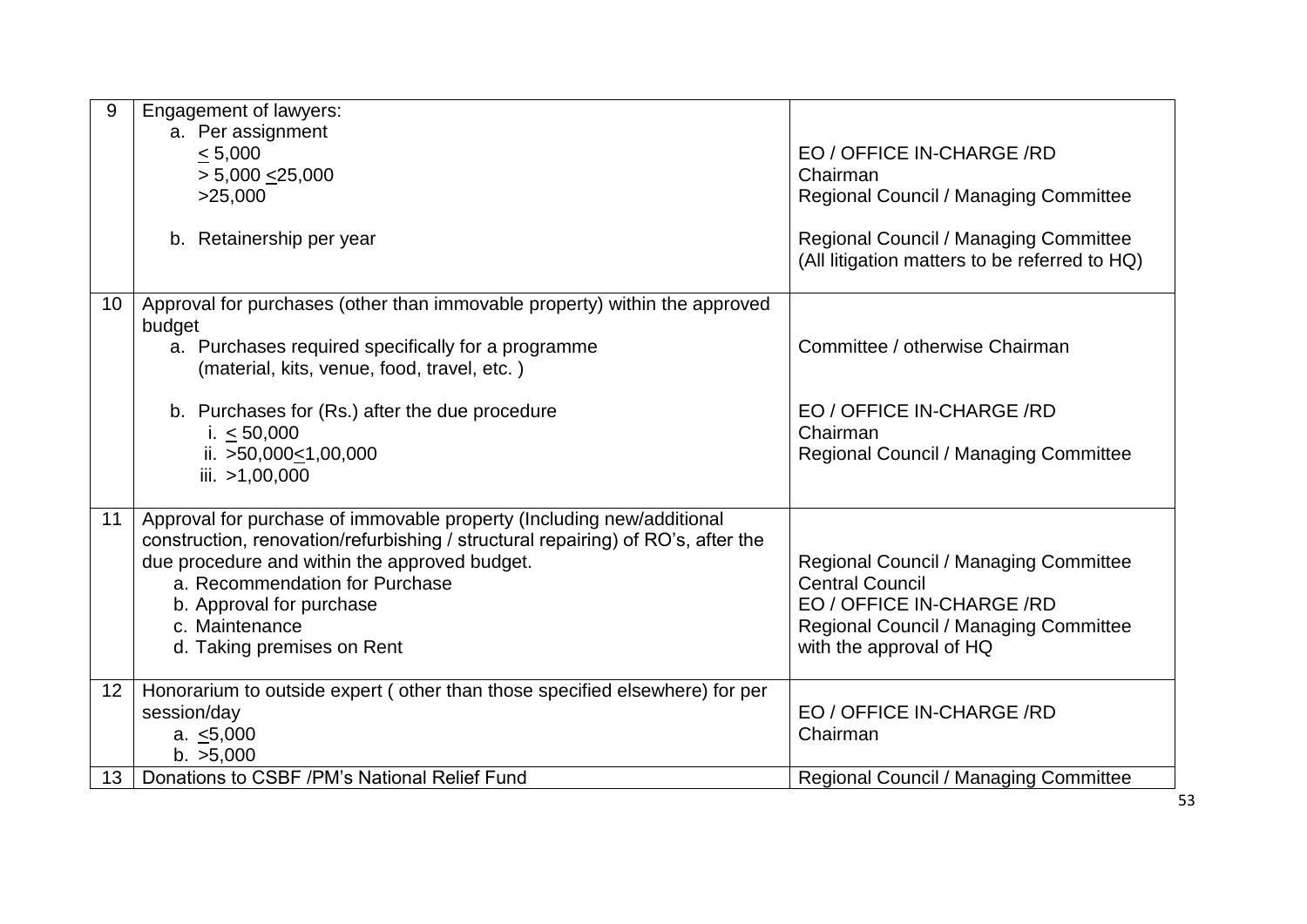| | | |
|---|---|---|
| 9 | Engagement of lawyers:<br>a. Per assignment<br>≤ 5,000<br>> 5,000 ≤25,000<br>>25,000<br><br>b. Retainership per year | <br><br>EO / OFFICE IN-CHARGE /RD<br>Chairman<br>Regional Council / Managing Committee<br><br>Regional Council / Managing Committee<br>(All litigation matters to be referred to HQ) |
| 10 | Approval for purchases (other than immovable property) within the approved budget<br>a. Purchases required specifically for a programme (material, kits, venue, food, travel, etc. )<br><br>b. Purchases for (Rs.) after the due procedure<br>i. ≤ 50,000<br>ii. >50,000≤1,00,000<br>iii. >1,00,000 | <br><br>Committee / otherwise Chairman<br><br><br>EO / OFFICE IN-CHARGE /RD<br>Chairman<br>Regional Council / Managing Committee |
| 11 | Approval for purchase of immovable property (Including new/additional construction, renovation/refurbishing / structural repairing) of RO's, after the due procedure and within the approved budget.<br>a. Recommendation for Purchase<br>b. Approval for purchase<br>c. Maintenance<br>d. Taking premises on Rent | <br><br><br>Regional Council / Managing Committee<br>Central Council<br>EO / OFFICE IN-CHARGE /RD<br>Regional Council / Managing Committee with the approval of HQ |
| 12 | Honorarium to outside expert ( other than those specified elsewhere) for per session/day<br>a. ≤5,000<br>b. >5,000 | <br>EO / OFFICE IN-CHARGE /RD<br>Chairman |
| 13 | Donations to CSBF /PM's National Relief Fund | Regional Council / Managing Committee |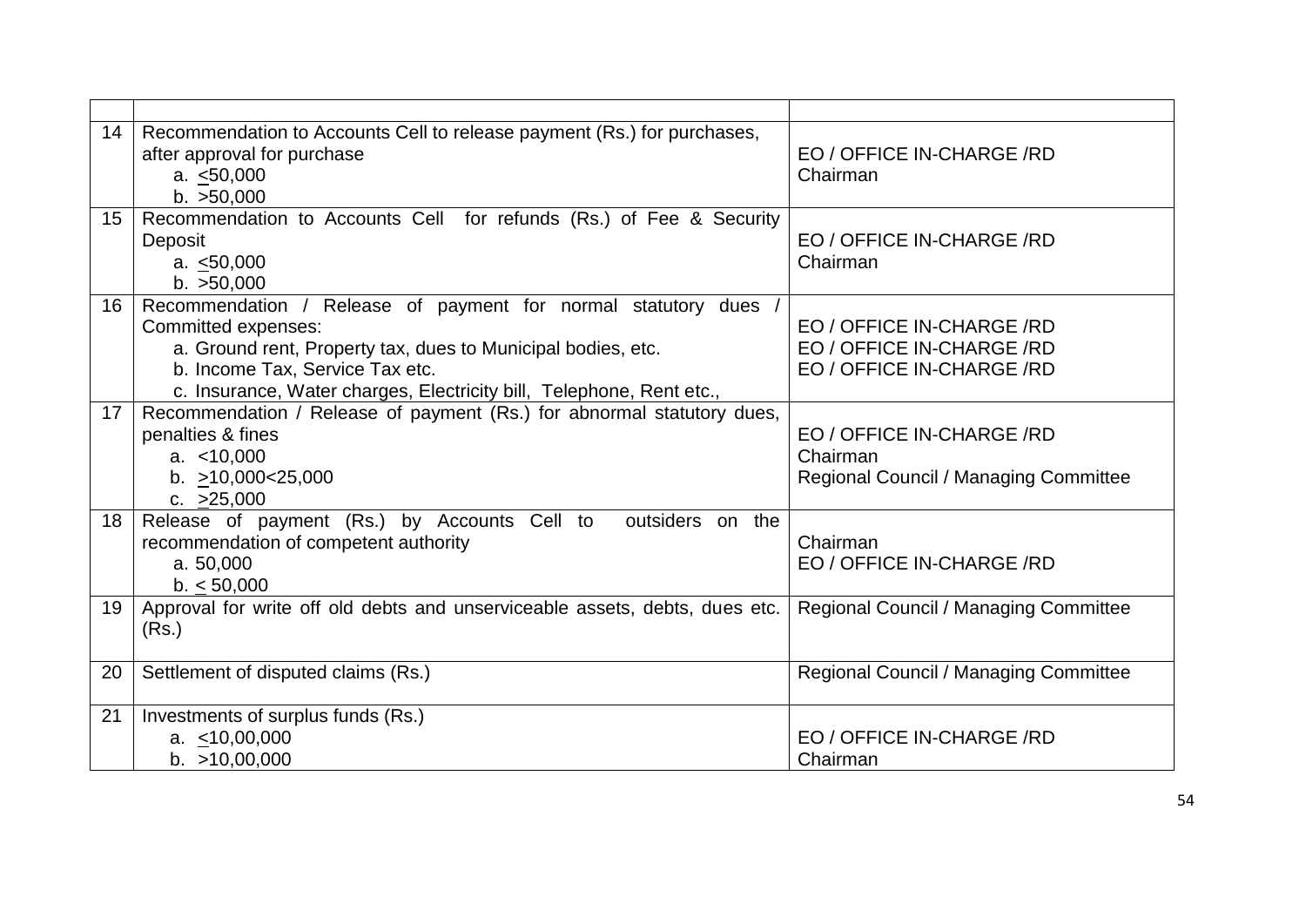| | | |
|---|---|---|
| 14 | Recommendation to Accounts Cell to release payment (Rs.) for purchases, after approval for purchase<br>a. ≤50,000<br>b. >50,000 | EO / OFFICE IN-CHARGE /RD<br>Chairman |
| 15 | Recommendation to Accounts Cell for refunds (Rs.) of Fee & Security Deposit<br>a. ≤50,000<br>b. >50,000 | EO / OFFICE IN-CHARGE /RD<br>Chairman |
| 16 | Recommendation / Release of payment for normal statutory dues / Committed expenses:<br>a. Ground rent, Property tax, dues to Municipal bodies, etc.<br>b. Income Tax, Service Tax etc.<br>c. Insurance, Water charges, Electricity bill, Telephone, Rent etc., | EO / OFFICE IN-CHARGE /RD<br>EO / OFFICE IN-CHARGE /RD<br>EO / OFFICE IN-CHARGE /RD |
| 17 | Recommendation / Release of payment (Rs.) for abnormal statutory dues, penalties & fines<br>a. <10,000<br>b. ≥10,000<25,000<br>c. ≥25,000 | EO / OFFICE IN-CHARGE /RD<br>Chairman<br>Regional Council / Managing Committee |
| 18 | Release of payment (Rs.) by Accounts Cell to outsiders on the recommendation of competent authority<br>a. 50,000<br>b. ≤ 50,000 | Chairman<br>EO / OFFICE IN-CHARGE /RD |
| 19 | Approval for write off old debts and unserviceable assets, debts, dues etc. (Rs.) | Regional Council / Managing Committee |
| 20 | Settlement of disputed claims (Rs.) | Regional Council / Managing Committee |
| 21 | Investments of surplus funds (Rs.)<br>a. ≤10,00,000<br>b. >10,00,000 | EO / OFFICE IN-CHARGE /RD<br>Chairman |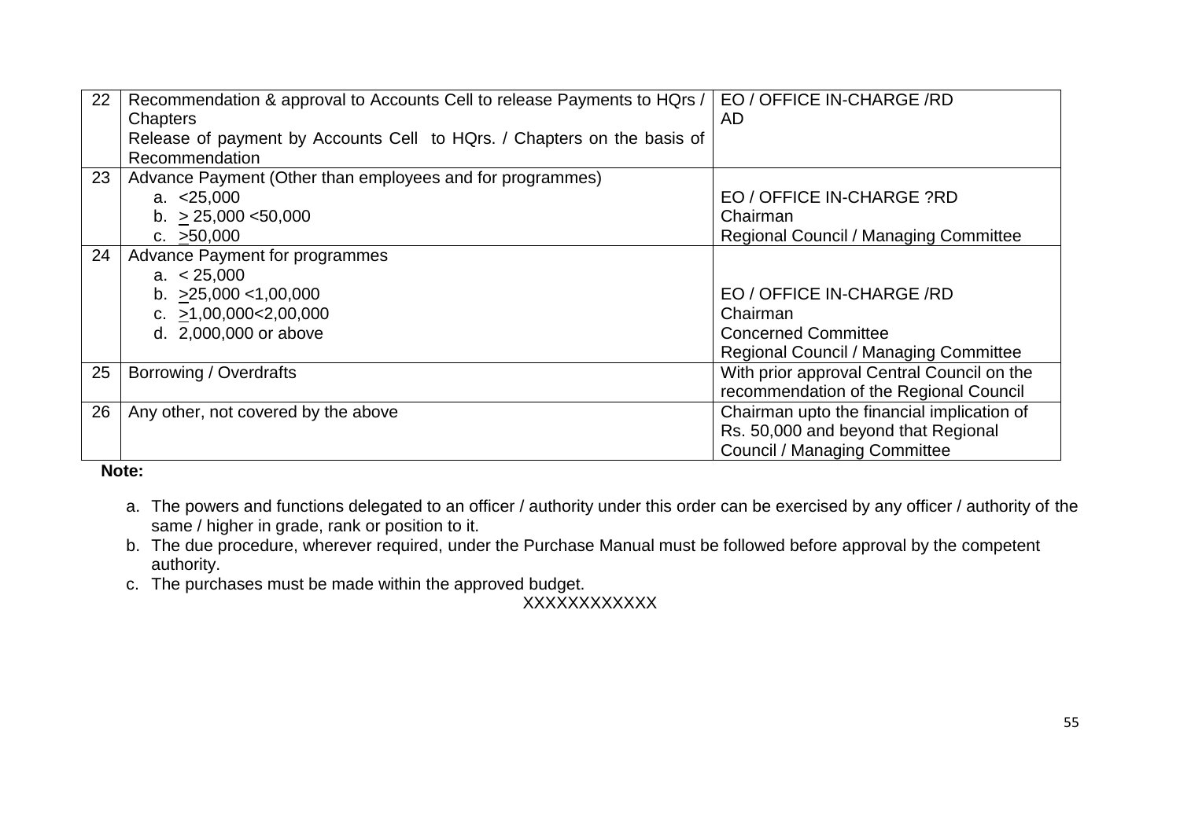| 22 | Recommendation & approval to Accounts Cell to release Payments to HQrs / Chapters<br>Release of payment by Accounts Cell to HQrs. / Chapters on the basis of Recommendation | EO / OFFICE IN-CHARGE /RD<br>AD |
|---|---|---|
| 23 | Advance Payment (Other than employees and for programmes)<br>a. <25,000<br>b. ≥ 25,000 <50,000<br>c. ≥50,000 | <br>EO / OFFICE IN-CHARGE ?RD<br>Chairman<br>Regional Council / Managing Committee |
| 24 | Advance Payment for programmes<br>a. < 25,000<br>b. ≥25,000 <1,00,000<br>c. ≥1,00,000<2,00,000<br>d. 2,000,000 or above | <br><br>EO / OFFICE IN-CHARGE /RD<br>Chairman<br>Concerned Committee<br>Regional Council / Managing Committee |
| 25 | Borrowing / Overdrafts | With prior approval Central Council on the recommendation of the Regional Council |
| 26 | Any other, not covered by the above | Chairman upto the financial implication of Rs. 50,000 and beyond that Regional Council / Managing Committee |

**Note:**

a. The powers and functions delegated to an officer / authority under this order can be exercised by any officer / authority of the same / higher in grade, rank or position to it.
b. The due procedure, wherever required, under the Purchase Manual must be followed before approval by the competent authority.
c. The purchases must be made within the approved budget.

XXXXXXXXXXXX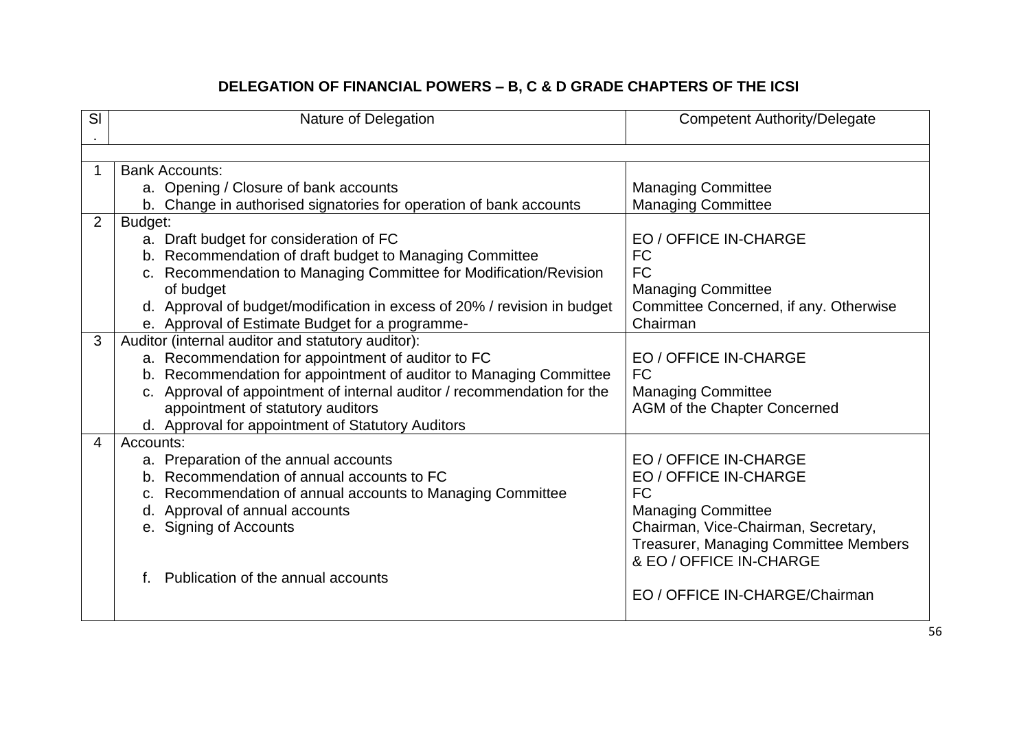## DELEGATION OF FINANCIAL POWERS – B, C & D GRADE CHAPTERS OF THE ICSI

| Sl. | Nature of Delegation | Competent Authority/Delegate |
|---|---|---|
| 1 | Bank Accounts: | |
| | a. Opening / Closure of bank accounts | Managing Committee |
| | b. Change in authorised signatories for operation of bank accounts | Managing Committee |
| 2 | Budget: | |
| | a. Draft budget for consideration of FC | EO / OFFICE IN-CHARGE |
| | b. Recommendation of draft budget to Managing Committee | FC |
| | c. Recommendation to Managing Committee for Modification/Revision of budget | FC |
| | d. Approval of budget/modification in excess of 20% / revision in budget | Managing Committee |
| | e. Approval of Estimate Budget for a programme- | Committee Concerned, if any. Otherwise Chairman |
| 3 | Auditor (internal auditor and statutory auditor): | |
| | a. Recommendation for appointment of auditor to FC | EO / OFFICE IN-CHARGE |
| | b. Recommendation for appointment of auditor to Managing Committee | FC |
| | c. Approval of appointment of internal auditor / recommendation for the appointment of statutory auditors | Managing Committee |
| | d. Approval for appointment of Statutory Auditors | AGM of the Chapter Concerned |
| 4 | Accounts: | |
| | a. Preparation of the annual accounts | EO / OFFICE IN-CHARGE |
| | b. Recommendation of annual accounts to FC | EO / OFFICE IN-CHARGE |
| | c. Recommendation of annual accounts to Managing Committee | FC |
| | d. Approval of annual accounts | Managing Committee |
| | e. Signing of Accounts | Chairman, Vice-Chairman, Secretary, Treasurer, Managing Committee Members & EO / OFFICE IN-CHARGE |
| | f. Publication of the annual accounts | EO / OFFICE IN-CHARGE/Chairman |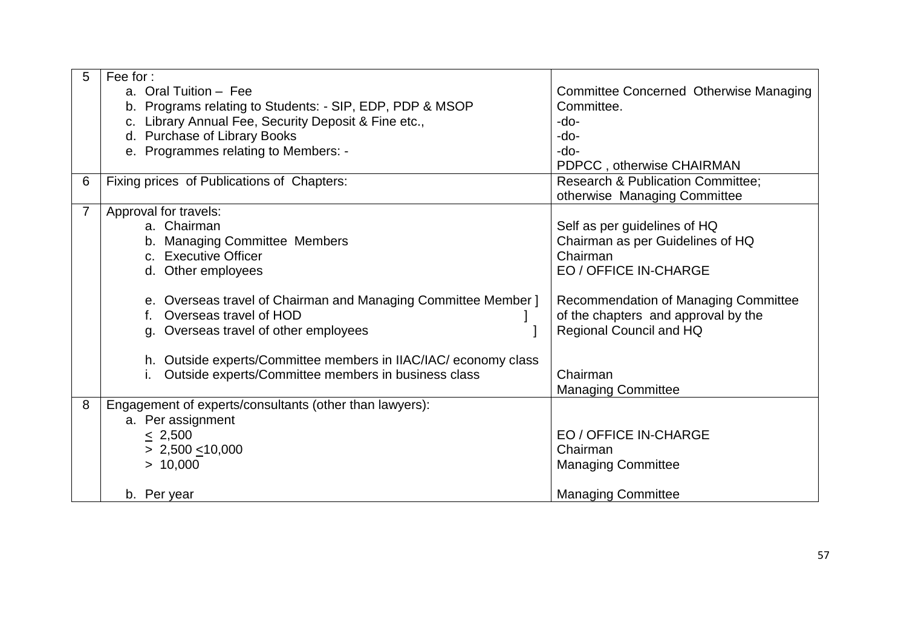| 5 | Fee for :<br>a. Oral Tuition – Fee<br>b. Programs relating to Students: - SIP, EDP, PDP & MSOP<br>c. Library Annual Fee, Security Deposit & Fine etc.,<br>d. Purchase of Library Books<br>e. Programmes relating to Members: - | Committee Concerned Otherwise Managing Committee.<br>-do-<br>-do-<br>-do-<br>PDPCC , otherwise CHAIRMAN |
|---|---|---|
| 6 | Fixing prices of Publications of Chapters: | Research & Publication Committee; otherwise Managing Committee |
| 7 | Approval for travels:<br>a. Chairman<br>b. Managing Committee Members<br>c. Executive Officer<br>d. Other employees<br><br>e. Overseas travel of Chairman and Managing Committee Member ]<br>f. Overseas travel of HOD ]<br>g. Overseas travel of other employees ]<br><br>h. Outside experts/Committee members in IIAC/IAC/ economy class<br>i. Outside experts/Committee members in business class | Self as per guidelines of HQ<br>Chairman as per Guidelines of HQ<br>Chairman<br>EO / OFFICE IN-CHARGE<br><br>Recommendation of Managing Committee of the chapters and approval by the Regional Council and HQ<br><br>Chairman<br>Managing Committee |
| 8 | Engagement of experts/consultants (other than lawyers):<br>a. Per assignment<br>$\leq$ 2,500<br>> 2,500 $\leq$10,000<br>> 10,000<br><br>b. Per year | EO / OFFICE IN-CHARGE<br>Chairman<br>Managing Committee<br><br>Managing Committee |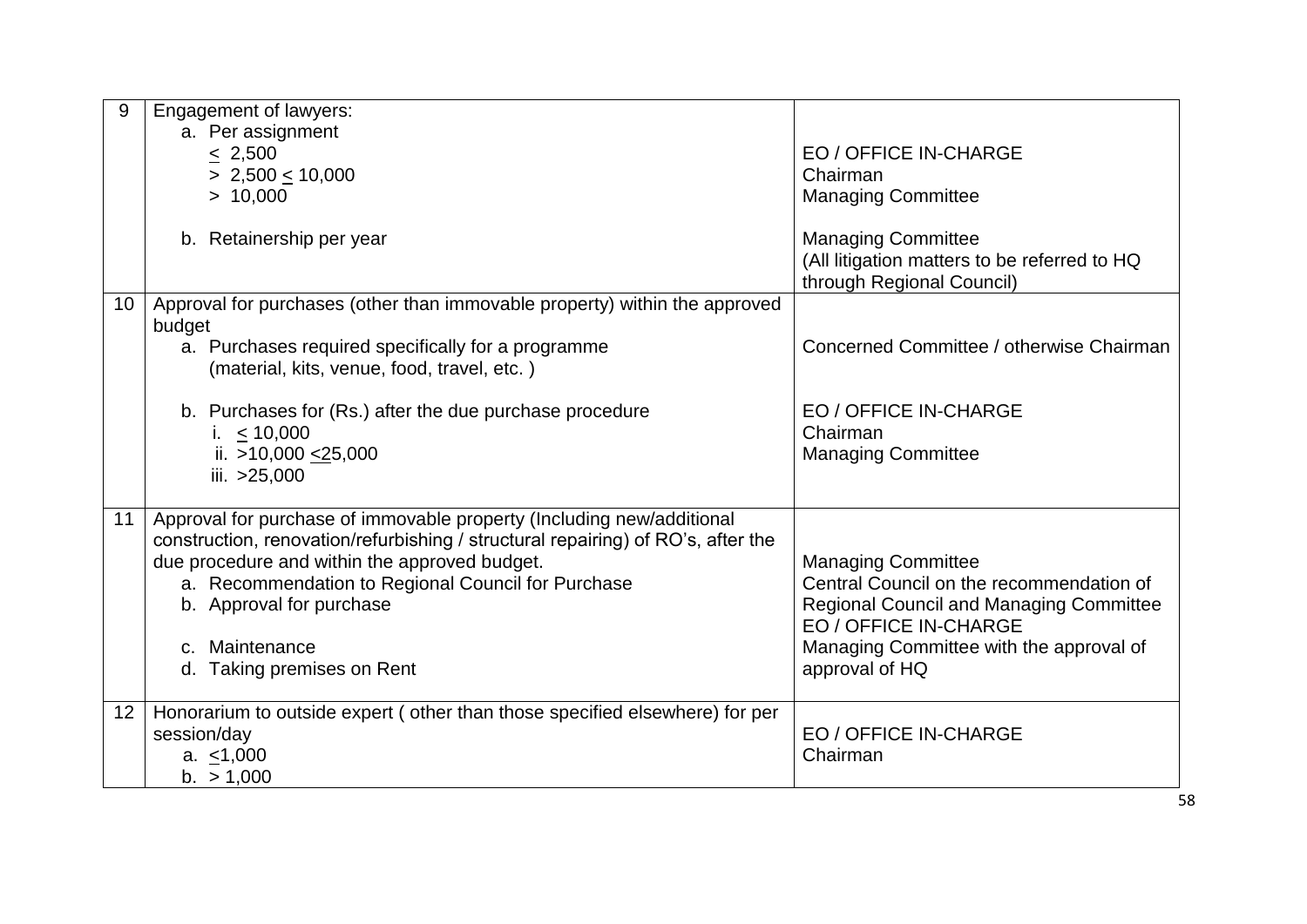| | | |
|---|---|---|
| 9 | Engagement of lawyers:<br>a. Per assignment<br>≤ 2,500<br>> 2,500 ≤ 10,000<br>> 10,000<br><br>b. Retainership per year | <br><br>EO / OFFICE IN-CHARGE<br>Chairman<br>Managing Committee<br><br>Managing Committee<br>(All litigation matters to be referred to HQ through Regional Council) |
| 10 | Approval for purchases (other than immovable property) within the approved budget<br>a. Purchases required specifically for a programme (material, kits, venue, food, travel, etc. )<br><br>b. Purchases for (Rs.) after the due purchase procedure<br>i. ≤ 10,000<br>ii. >10,000 ≤25,000<br>iii. >25,000 | <br><br>Concerned Committee / otherwise Chairman<br><br><br>EO / OFFICE IN-CHARGE<br>Chairman<br>Managing Committee |
| 11 | Approval for purchase of immovable property (Including new/additional construction, renovation/refurbishing / structural repairing) of RO's, after the due procedure and within the approved budget.<br>a. Recommendation to Regional Council for Purchase<br>b. Approval for purchase<br><br>c. Maintenance<br>d. Taking premises on Rent | <br><br><br>Managing Committee<br>Central Council on the recommendation of Regional Council and Managing Committee<br>EO / OFFICE IN-CHARGE<br>Managing Committee with the approval of approval of HQ |
| 12 | Honorarium to outside expert ( other than those specified elsewhere) for per session/day<br>a. ≤1,000<br>b. > 1,000 | <br><br>EO / OFFICE IN-CHARGE<br>Chairman |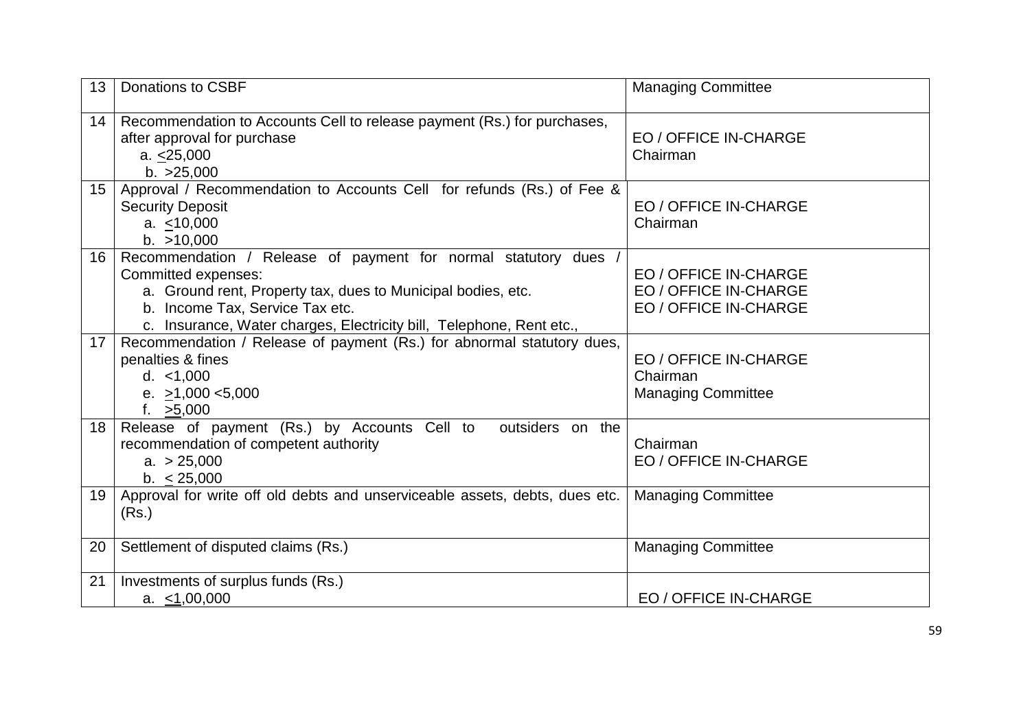| | | |
|---|---|---|
| 13 | Donations to CSBF | Managing Committee |
| 14 | Recommendation to Accounts Cell to release payment (Rs.) for purchases, after approval for purchase<br>a. ≤25,000<br>b. >25,000 | <br><br>EO / OFFICE IN-CHARGE<br>Chairman |
| 15 | Approval / Recommendation to Accounts Cell for refunds (Rs.) of Fee & Security Deposit<br>a. ≤10,000<br>b. >10,000 | <br><br>EO / OFFICE IN-CHARGE<br>Chairman |
| 16 | Recommendation / Release of payment for normal statutory dues / Committed expenses:<br>a. Ground rent, Property tax, dues to Municipal bodies, etc.<br>b. Income Tax, Service Tax etc.<br>c. Insurance, Water charges, Electricity bill, Telephone, Rent etc., | <br>EO / OFFICE IN-CHARGE<br>EO / OFFICE IN-CHARGE<br>EO / OFFICE IN-CHARGE |
| 17 | Recommendation / Release of payment (Rs.) for abnormal statutory dues, penalties & fines<br>d. <1,000<br>e. ≥1,000 <5,000<br>f. ≥5,000 | <br>EO / OFFICE IN-CHARGE<br>Chairman<br>Managing Committee |
| 18 | Release of payment (Rs.) by Accounts Cell to outsiders on the recommendation of competent authority<br>a. > 25,000<br>b. ≤ 25,000 | <br>Chairman<br>EO / OFFICE IN-CHARGE |
| 19 | Approval for write off old debts and unserviceable assets, debts, dues etc. (Rs.) | Managing Committee |
| 20 | Settlement of disputed claims (Rs.) | Managing Committee |
| 21 | Investments of surplus funds (Rs.)<br>a. ≤1,00,000 | <br>EO / OFFICE IN-CHARGE |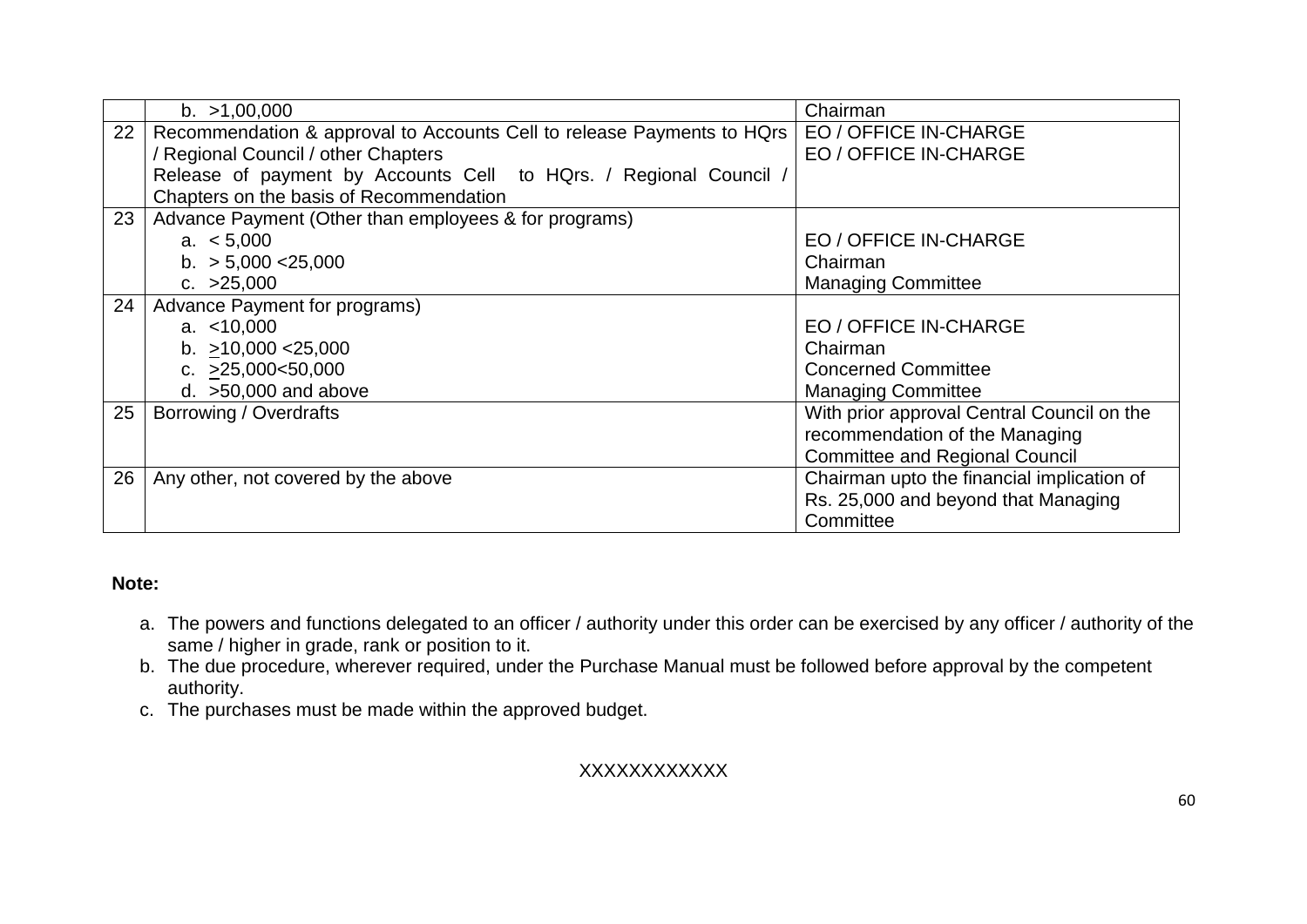| | | |
|---|---|---|
| | b. >1,00,000 | Chairman |
| 22 | Recommendation & approval to Accounts Cell to release Payments to HQrs / Regional Council / other Chapters<br>Release of payment by Accounts Cell to HQrs. / Regional Council / Chapters on the basis of Recommendation | EO / OFFICE IN-CHARGE<br>EO / OFFICE IN-CHARGE |
| 23 | Advance Payment (Other than employees & for programs)<br>a. < 5,000<br>b. > 5,000 <25,000<br>c. >25,000 | <br>EO / OFFICE IN-CHARGE<br>Chairman<br>Managing Committee |
| 24 | Advance Payment for programs)<br>a. <10,000<br>b. ≥10,000 <25,000<br>c. ≥25,000<50,000<br>d. >50,000 and above | <br>EO / OFFICE IN-CHARGE<br>Chairman<br>Concerned Committee<br>Managing Committee |
| 25 | Borrowing / Overdrafts | With prior approval Central Council on the recommendation of the Managing Committee and Regional Council |
| 26 | Any other, not covered by the above | Chairman upto the financial implication of Rs. 25,000 and beyond that Managing Committee |

**Note:**

a. The powers and functions delegated to an officer / authority under this order can be exercised by any officer / authority of the same / higher in grade, rank or position to it.
b. The due procedure, wherever required, under the Purchase Manual must be followed before approval by the competent authority.
c. The purchases must be made within the approved budget.

XXXXXXXXXXXX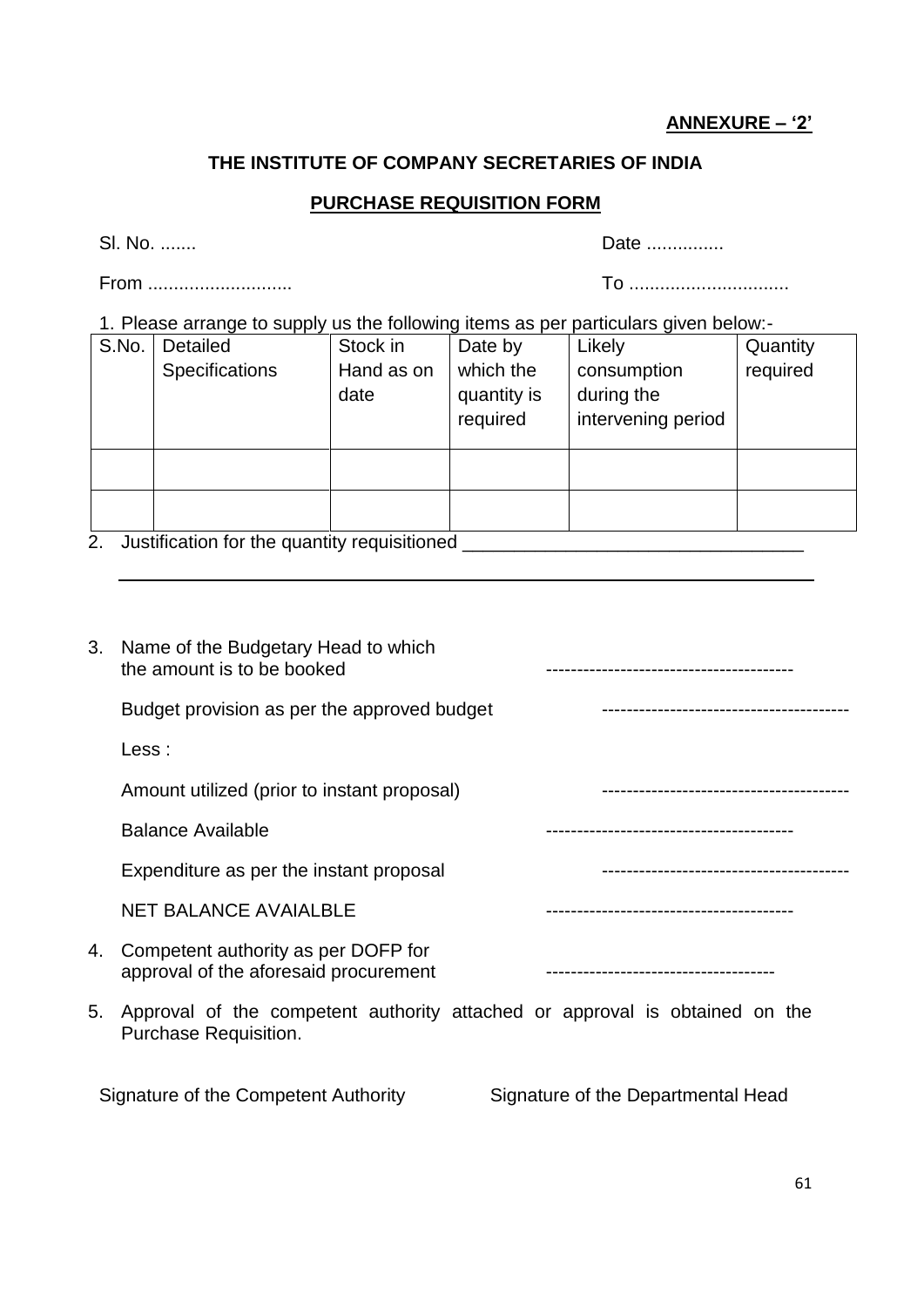**ANNEXURE – '2'**

**THE INSTITUTE OF COMPANY SECRETARIES OF INDIA**

**PURCHASE REQUISITION FORM**

Sl. No. .......                                                                                    Date ...............

From ............................                                                                  To ...............................

1. Please arrange to supply us the following items as per particulars given below:-

| S.No. | Detailed Specifications | Stock in Hand as on date | Date by which the quantity is required | Likely consumption during the intervening period | Quantity required |
|---|---|---|---|---|---|
| | | | | | |
| | | | | | |

2. Justification for the quantity requisitioned ___________________________________

___________________________________________________________________________

3. Name of the Budgetary Head to which the amount is to be booked ----------------------------------------

   Budget provision as per the approved budget ----------------------------------------

   Less :

   Amount utilized (prior to instant proposal) ----------------------------------------

   Balance Available ----------------------------------------

   Expenditure as per the instant proposal ----------------------------------------

   NET BALANCE AVAIALBLE ----------------------------------------

4. Competent authority as per DOFP for approval of the aforesaid procurement -------------------------------------

5. Approval of the competent authority attached or approval is obtained on the Purchase Requisition.

Signature of the Competent Authority                    Signature of the Departmental Head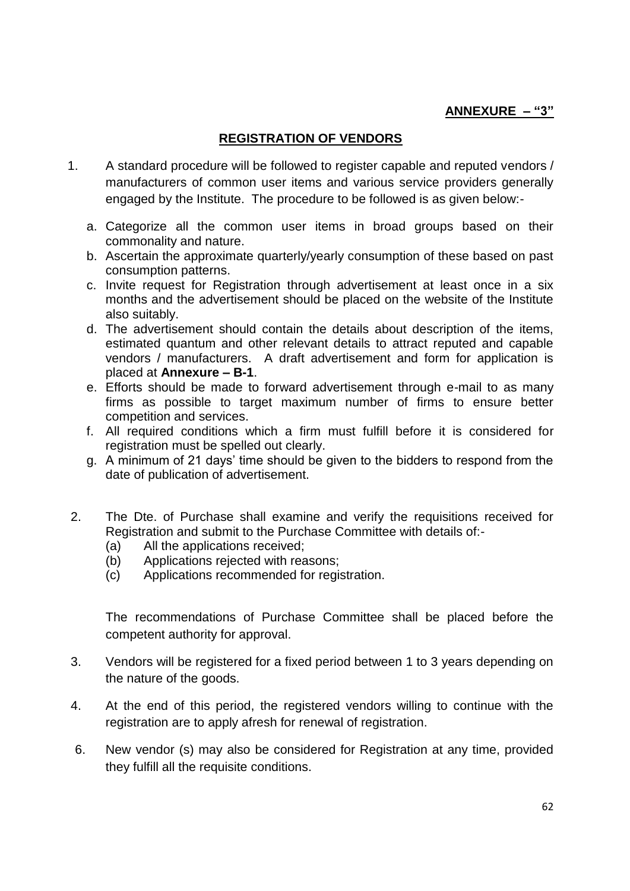**ANNEXURE – "3"**

## REGISTRATION OF VENDORS

1. A standard procedure will be followed to register capable and reputed vendors / manufacturers of common user items and various service providers generally engaged by the Institute. The procedure to be followed is as given below:-

   a. Categorize all the common user items in broad groups based on their commonality and nature.
   b. Ascertain the approximate quarterly/yearly consumption of these based on past consumption patterns.
   c. Invite request for Registration through advertisement at least once in a six months and the advertisement should be placed on the website of the Institute also suitably.
   d. The advertisement should contain the details about description of the items, estimated quantum and other relevant details to attract reputed and capable vendors / manufacturers. A draft advertisement and form for application is placed at **Annexure – B-1**.
   e. Efforts should be made to forward advertisement through e-mail to as many firms as possible to target maximum number of firms to ensure better competition and services.
   f. All required conditions which a firm must fulfill before it is considered for registration must be spelled out clearly.
   g. A minimum of 21 days' time should be given to the bidders to respond from the date of publication of advertisement.

2. The Dte. of Purchase shall examine and verify the requisitions received for Registration and submit to the Purchase Committee with details of:-
   (a) All the applications received;
   (b) Applications rejected with reasons;
   (c) Applications recommended for registration.

   The recommendations of Purchase Committee shall be placed before the competent authority for approval.

3. Vendors will be registered for a fixed period between 1 to 3 years depending on the nature of the goods.

4. At the end of this period, the registered vendors willing to continue with the registration are to apply afresh for renewal of registration.

6. New vendor (s) may also be considered for Registration at any time, provided they fulfill all the requisite conditions.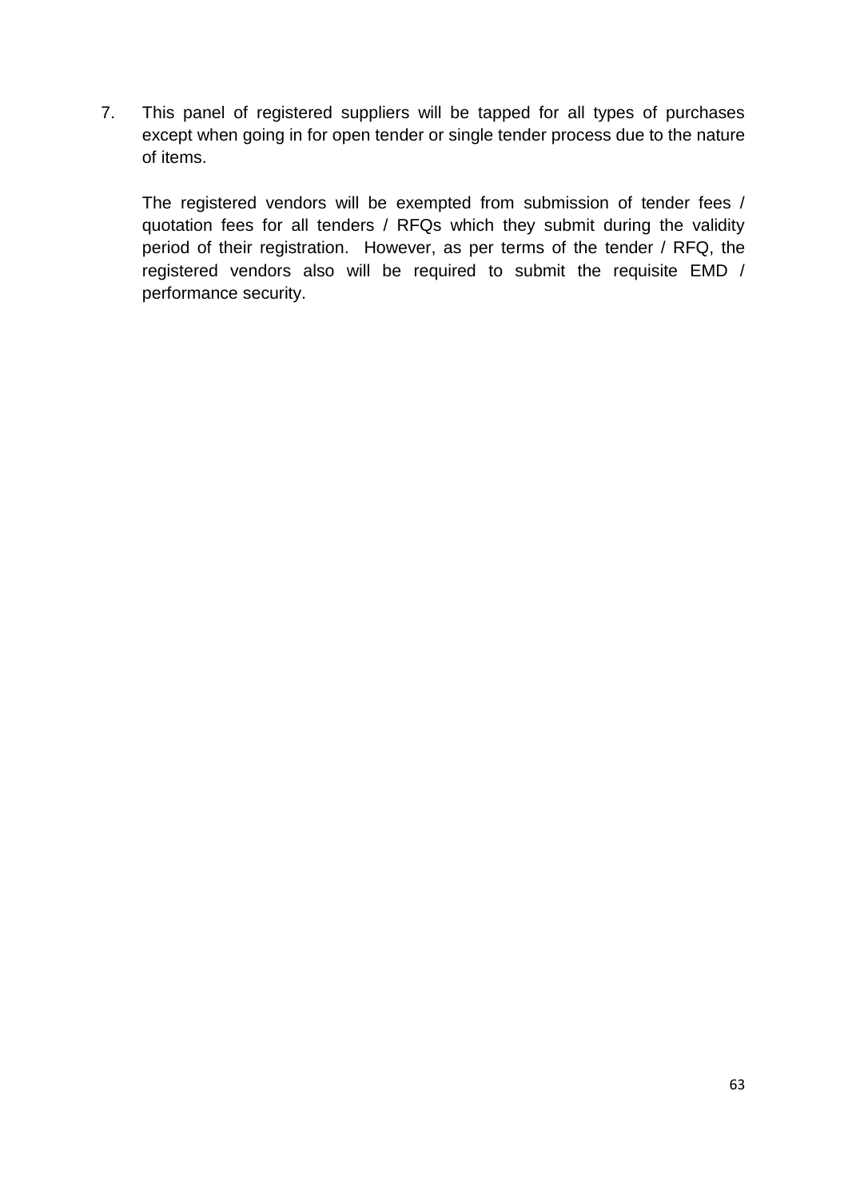7. This panel of registered suppliers will be tapped for all types of purchases except when going in for open tender or single tender process due to the nature of items.

   The registered vendors will be exempted from submission of tender fees / quotation fees for all tenders / RFQs which they submit during the validity period of their registration. However, as per terms of the tender / RFQ, the registered vendors also will be required to submit the requisite EMD / performance security.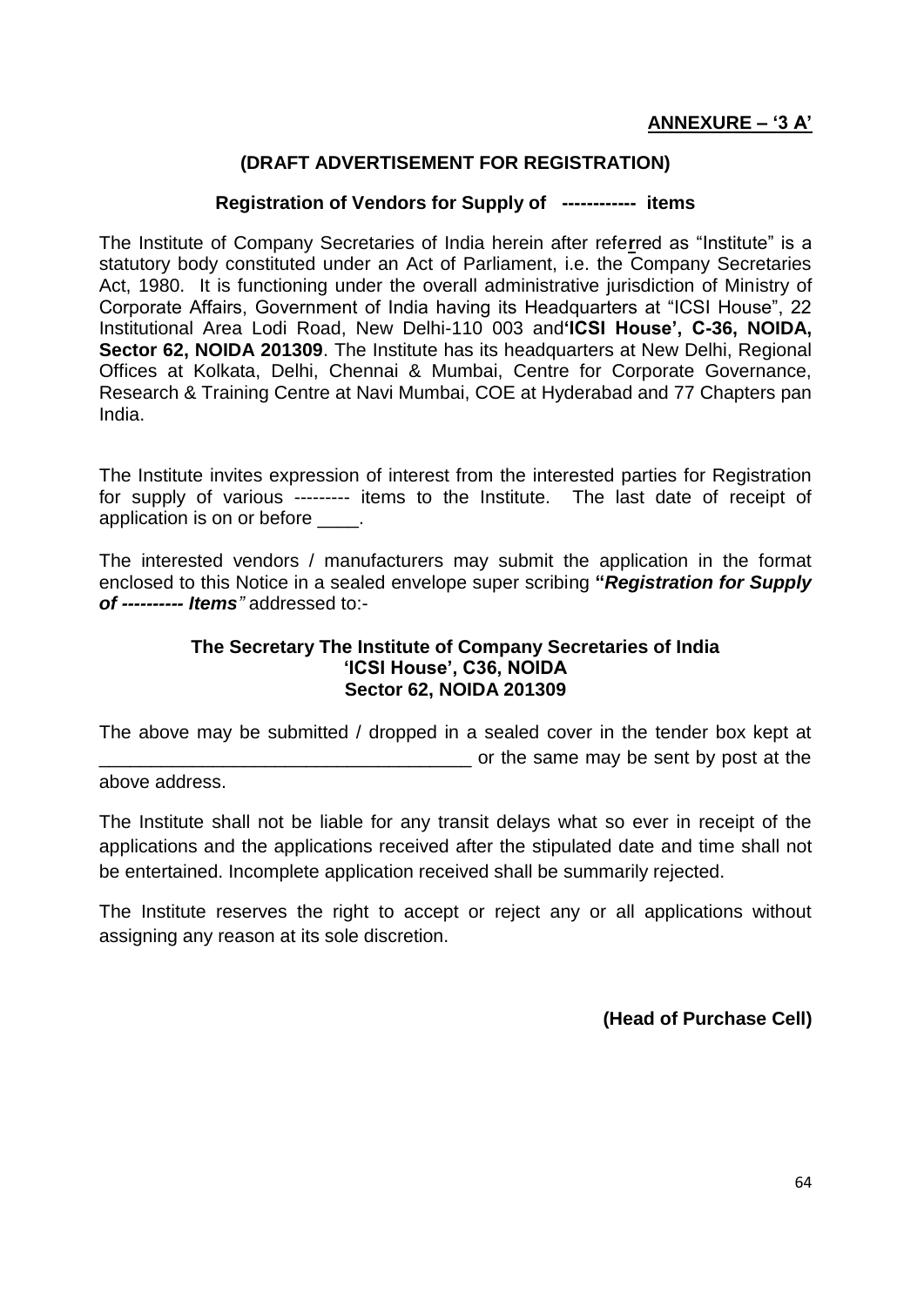**ANNEXURE – '3 A'**

**(DRAFT ADVERTISEMENT FOR REGISTRATION)**

**Registration of Vendors for Supply of ------------ items**

The Institute of Company Secretaries of India herein after referred as "Institute" is a statutory body constituted under an Act of Parliament, i.e. the Company Secretaries Act, 1980. It is functioning under the overall administrative jurisdiction of Ministry of Corporate Affairs, Government of India having its Headquarters at "ICSI House", 22 Institutional Area Lodi Road, New Delhi-110 003 and**'ICSI House', C-36, NOIDA, Sector 62, NOIDA 201309**. The Institute has its headquarters at New Delhi, Regional Offices at Kolkata, Delhi, Chennai & Mumbai, Centre for Corporate Governance, Research & Training Centre at Navi Mumbai, COE at Hyderabad and 77 Chapters pan India.

The Institute invites expression of interest from the interested parties for Registration for supply of various --------- items to the Institute. The last date of receipt of application is on or before ____.

The interested vendors / manufacturers may submit the application in the format enclosed to this Notice in a sealed envelope super scribing **"*Registration for Supply of ---------- Items*"** addressed to:-

**The Secretary The Institute of Company Secretaries of India**
**'ICSI House', C36, NOIDA**
**Sector 62, NOIDA 201309**

The above may be submitted / dropped in a sealed cover in the tender box kept at ____________________________________ or the same may be sent by post at the above address.

The Institute shall not be liable for any transit delays what so ever in receipt of the applications and the applications received after the stipulated date and time shall not be entertained. Incomplete application received shall be summarily rejected.

The Institute reserves the right to accept or reject any or all applications without assigning any reason at its sole discretion.

**(Head of Purchase Cell)**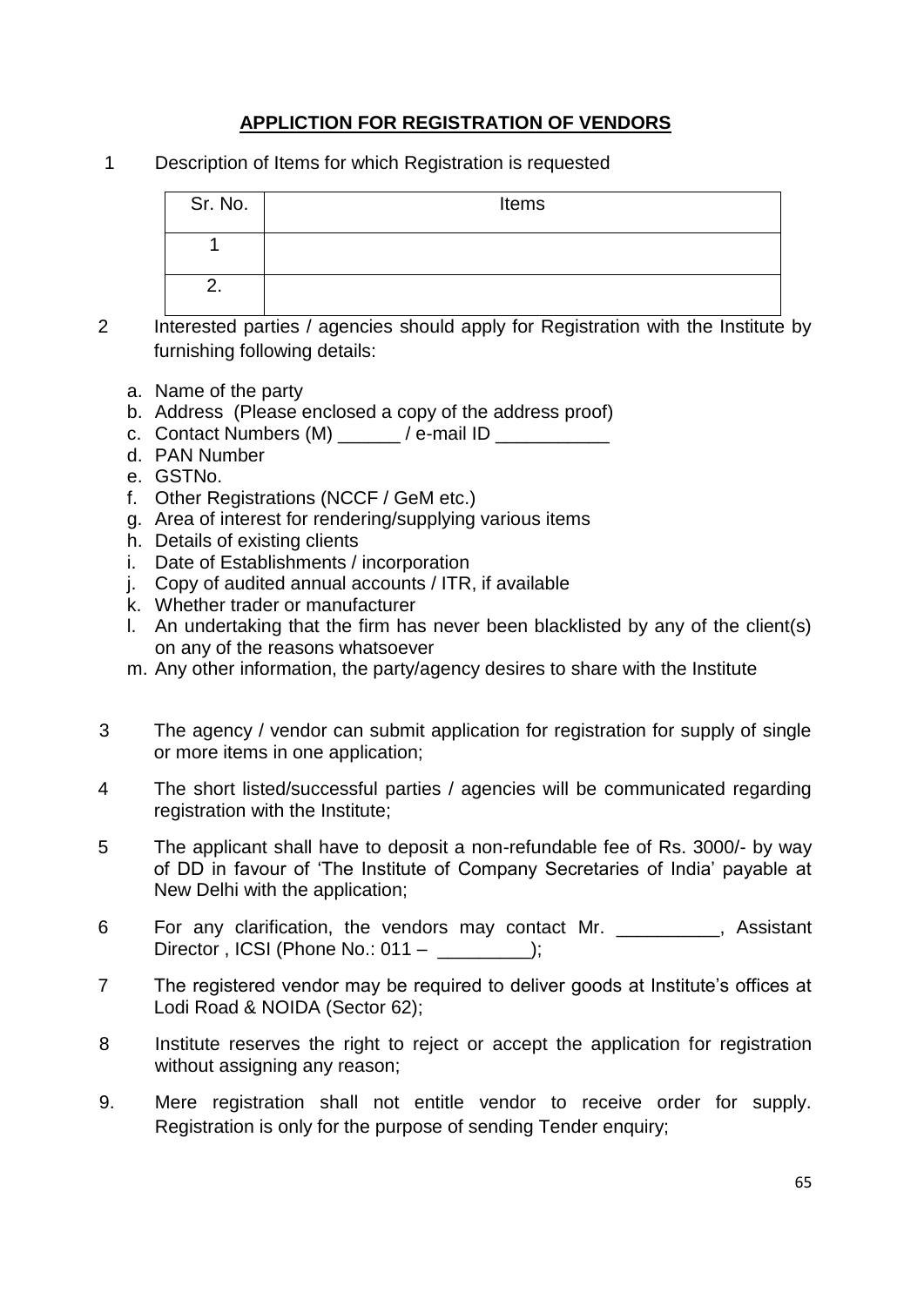## APPLICTION FOR REGISTRATION OF VENDORS

1 Description of Items for which Registration is requested

| Sr. No. | Items |
|---|---|
| 1 | |
| 2. | |

2 Interested parties / agencies should apply for Registration with the Institute by furnishing following details:

a. Name of the party
b. Address (Please enclosed a copy of the address proof)
c. Contact Numbers (M) ______ / e-mail ID ___________
d. PAN Number
e. GSTNo.
f. Other Registrations (NCCF / GeM etc.)
g. Area of interest for rendering/supplying various items
h. Details of existing clients
i. Date of Establishments / incorporation
j. Copy of audited annual accounts / ITR, if available
k. Whether trader or manufacturer
l. An undertaking that the firm has never been blacklisted by any of the client(s) on any of the reasons whatsoever
m. Any other information, the party/agency desires to share with the Institute

3 The agency / vendor can submit application for registration for supply of single or more items in one application;

4 The short listed/successful parties / agencies will be communicated regarding registration with the Institute;

5 The applicant shall have to deposit a non-refundable fee of Rs. 3000/- by way of DD in favour of 'The Institute of Company Secretaries of India' payable at New Delhi with the application;

6 For any clarification, the vendors may contact Mr. __________, Assistant Director , ICSI (Phone No.: 011 – _________);

7 The registered vendor may be required to deliver goods at Institute's offices at Lodi Road & NOIDA (Sector 62);

8 Institute reserves the right to reject or accept the application for registration without assigning any reason;

9. Mere registration shall not entitle vendor to receive order for supply. Registration is only for the purpose of sending Tender enquiry;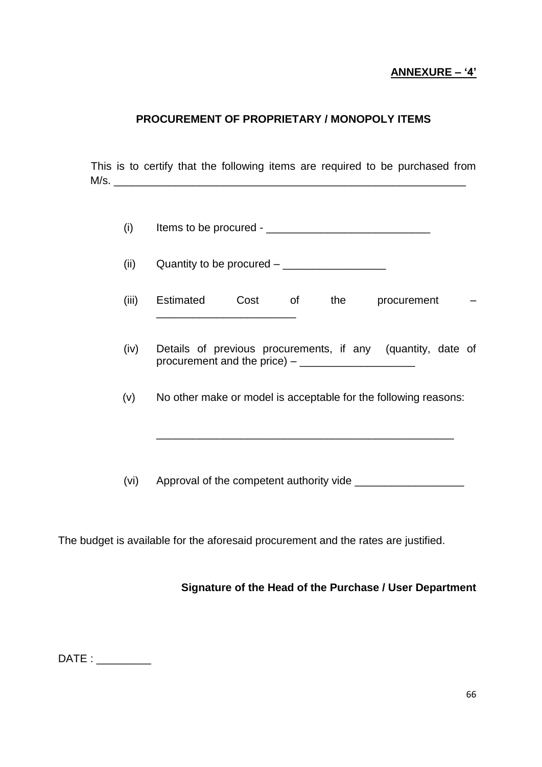**<u>ANNEXURE – '4'</u>**

## PROCUREMENT OF PROPRIETARY / MONOPOLY ITEMS

This is to certify that the following items are required to be purchased from M/s. ____________________________________________________________

(i) Items to be procured - ___________________________

(ii) Quantity to be procured – _________________

(iii) Estimated Cost of the procurement – _______________________

(iv) Details of previous procurements, if any (quantity, date of procurement and the price) – ___________________

(v) No other make or model is acceptable for the following reasons:

_________________________________________________

(vi) Approval of the competent authority vide __________________

The budget is available for the aforesaid procurement and the rates are justified.

**Signature of the Head of the Purchase / User Department**

DATE : _________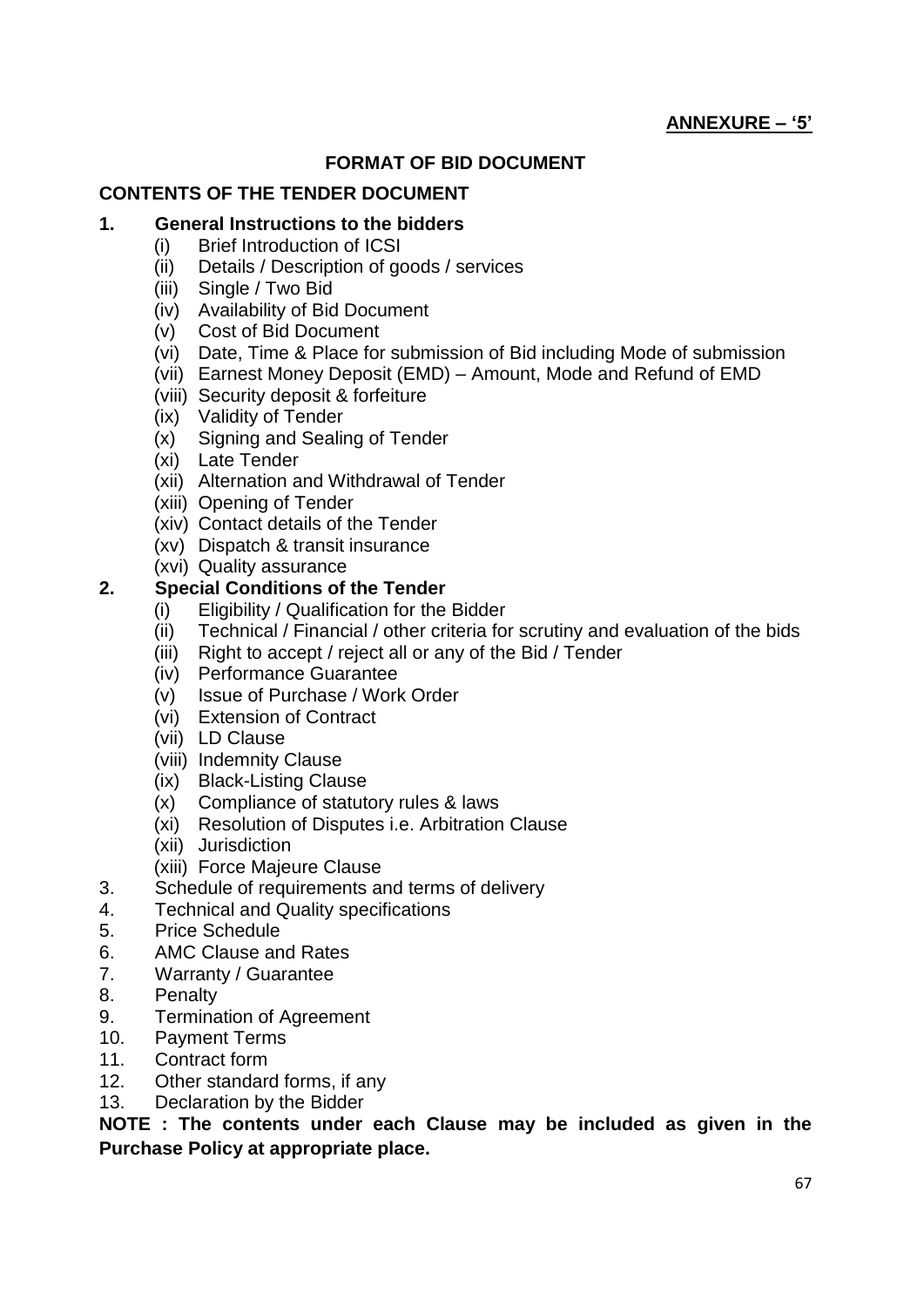**ANNEXURE – '5'**

## FORMAT OF BID DOCUMENT

### CONTENTS OF THE TENDER DOCUMENT

**1. General Instructions to the bidders**

- (i) Brief Introduction of ICSI
- (ii) Details / Description of goods / services
- (iii) Single / Two Bid
- (iv) Availability of Bid Document
- (v) Cost of Bid Document
- (vi) Date, Time & Place for submission of Bid including Mode of submission
- (vii) Earnest Money Deposit (EMD) – Amount, Mode and Refund of EMD
- (viii) Security deposit & forfeiture
- (ix) Validity of Tender
- (x) Signing and Sealing of Tender
- (xi) Late Tender
- (xii) Alternation and Withdrawal of Tender
- (xiii) Opening of Tender
- (xiv) Contact details of the Tender
- (xv) Dispatch & transit insurance
- (xvi) Quality assurance

**2. Special Conditions of the Tender**

- (i) Eligibility / Qualification for the Bidder
- (ii) Technical / Financial / other criteria for scrutiny and evaluation of the bids
- (iii) Right to accept / reject all or any of the Bid / Tender
- (iv) Performance Guarantee
- (v) Issue of Purchase / Work Order
- (vi) Extension of Contract
- (vii) LD Clause
- (viii) Indemnity Clause
- (ix) Black-Listing Clause
- (x) Compliance of statutory rules & laws
- (xi) Resolution of Disputes i.e. Arbitration Clause
- (xii) Jurisdiction
- (xiii) Force Majeure Clause

3. Schedule of requirements and terms of delivery
4. Technical and Quality specifications
5. Price Schedule
6. AMC Clause and Rates
7. Warranty / Guarantee
8. Penalty
9. Termination of Agreement
10. Payment Terms
11. Contract form
12. Other standard forms, if any
13. Declaration by the Bidder

**NOTE : The contents under each Clause may be included as given in the Purchase Policy at appropriate place.**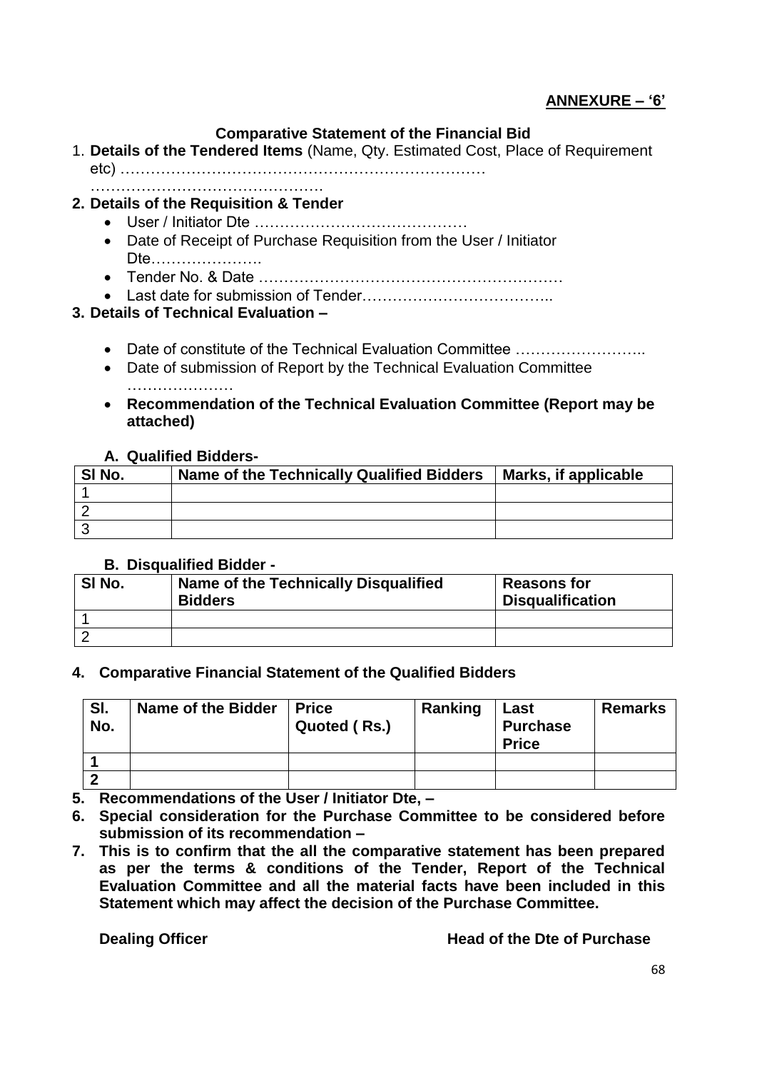**ANNEXURE – '6'**

**Comparative Statement of the Financial Bid**

1. **Details of the Tendered Items** (Name, Qty. Estimated Cost, Place of Requirement etc) ………………………………………………………………… ……………………………………….
2. **Details of the Requisition & Tender**
   - User / Initiator Dte ……………………………………
   - Date of Receipt of Purchase Requisition from the User / Initiator Dte………………….
   - Tender No. & Date ……………………………………………………
   - Last date for submission of Tender………………………………..
3. **Details of Technical Evaluation –**
   - Date of constitute of the Technical Evaluation Committee ……………………..
   - Date of submission of Report by the Technical Evaluation Committee …………………
   - **Recommendation of the Technical Evaluation Committee (Report may be attached)**

**A. Qualified Bidders-**

| Sl No. | Name of the Technically Qualified Bidders | Marks, if applicable |
|---|---|---|
| 1 | | |
| 2 | | |
| 3 | | |

**B. Disqualified Bidder -**

| Sl No. | Name of the Technically Disqualified Bidders | Reasons for Disqualification |
|---|---|---|
| 1 | | |
| 2 | | |

4. **Comparative Financial Statement of the Qualified Bidders**

| Sl. No. | Name of the Bidder | Price Quoted ( Rs.) | Ranking | Last Purchase Price | Remarks |
|---|---|---|---|---|---|
| **1** | | | | | |
| **2** | | | | | |

5. **Recommendations of the User / Initiator Dte, –**
6. **Special consideration for the Purchase Committee to be considered before submission of its recommendation –**
7. **This is to confirm that the all the comparative statement has been prepared as per the terms & conditions of the Tender, Report of the Technical Evaluation Committee and all the material facts have been included in this Statement which may affect the decision of the Purchase Committee.**

**Dealing Officer** **Head of the Dte of Purchase**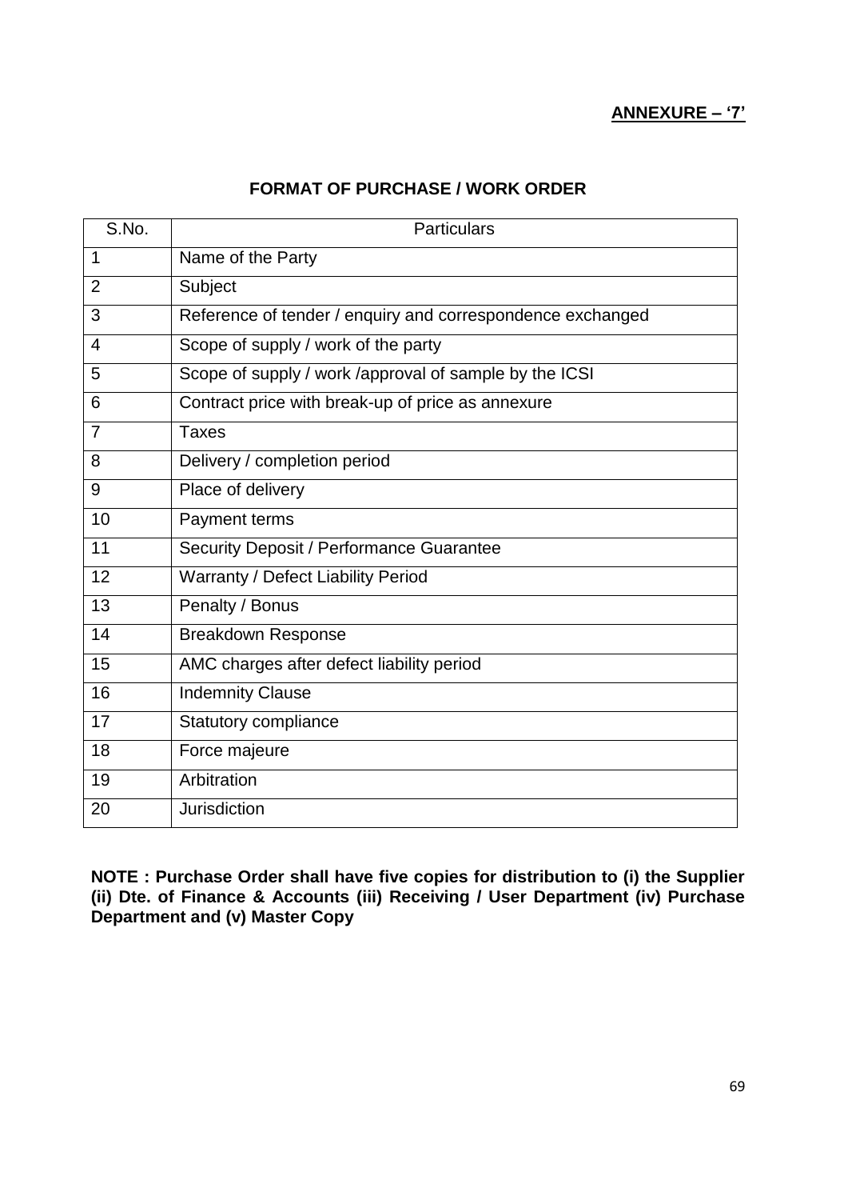**ANNEXURE – '7'**

## FORMAT OF PURCHASE / WORK ORDER

| S.No. | Particulars |
|---|---|
| 1 | Name of the Party |
| 2 | Subject |
| 3 | Reference of tender / enquiry and correspondence exchanged |
| 4 | Scope of supply / work of the party |
| 5 | Scope of supply / work /approval of sample by the ICSI |
| 6 | Contract price with break-up of price as annexure |
| 7 | Taxes |
| 8 | Delivery / completion period |
| 9 | Place of delivery |
| 10 | Payment terms |
| 11 | Security Deposit / Performance Guarantee |
| 12 | Warranty / Defect Liability Period |
| 13 | Penalty / Bonus |
| 14 | Breakdown Response |
| 15 | AMC charges after defect liability period |
| 16 | Indemnity Clause |
| 17 | Statutory compliance |
| 18 | Force majeure |
| 19 | Arbitration |
| 20 | Jurisdiction |

**NOTE : Purchase Order shall have five copies for distribution to (i) the Supplier (ii) Dte. of Finance & Accounts (iii) Receiving / User Department (iv) Purchase Department and (v) Master Copy**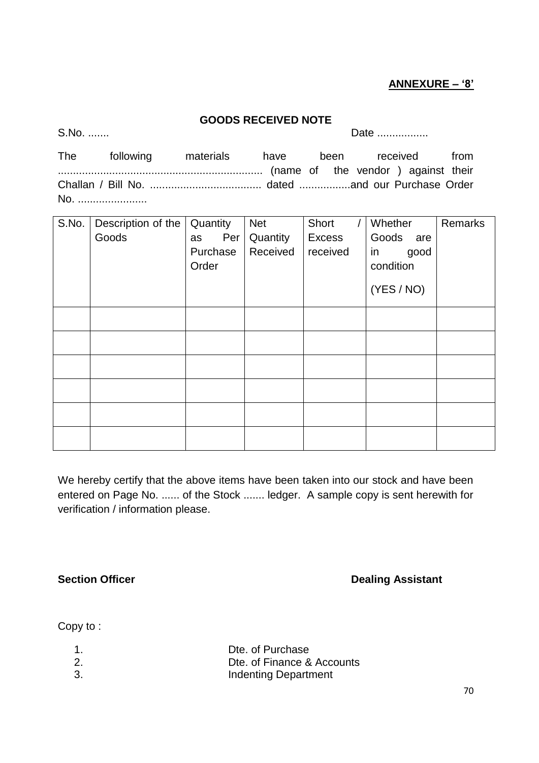**ANNEXURE – '8'**

**GOODS RECEIVED NOTE**

S.No. ....... Date .................

The following materials have been received from .................................................................. (name of the vendor ) against their Challan / Bill No. .................................... dated .................and our Purchase Order No. .......................

| S.No. | Description of the Goods | Quantity as Per Purchase Order | Net Quantity Received | Short / Excess received | Whether Goods are in good condition (YES / NO) | Remarks |
|---|---|---|---|---|---|---|
| | | | | | | |
| | | | | | | |
| | | | | | | |
| | | | | | | |
| | | | | | | |
| | | | | | | |

We hereby certify that the above items have been taken into our stock and have been entered on Page No. ...... of the Stock ....... ledger. A sample copy is sent herewith for verification / information please.

**Section Officer** **Dealing Assistant**

Copy to :

1. Dte. of Purchase
2. Dte. of Finance & Accounts
3. Indenting Department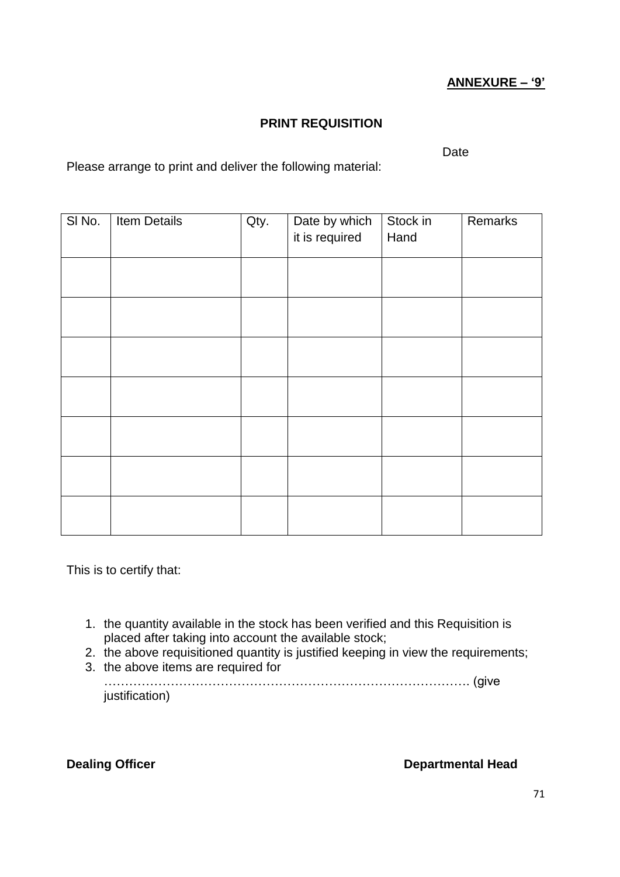**ANNEXURE – '9'**

**PRINT REQUISITION**

Date

Please arrange to print and deliver the following material:

| Sl No. | Item Details | Qty. | Date by which it is required | Stock in Hand | Remarks |
|---|---|---|---|---|---|
| | | | | | |
| | | | | | |
| | | | | | |
| | | | | | |
| | | | | | |
| | | | | | |
| | | | | | |

This is to certify that:

1. the quantity available in the stock has been verified and this Requisition is placed after taking into account the available stock;
2. the above requisitioned quantity is justified keeping in view the requirements;
3. the above items are required for ………………………………………………………………………… (give justification)

**Dealing Officer** **Departmental Head**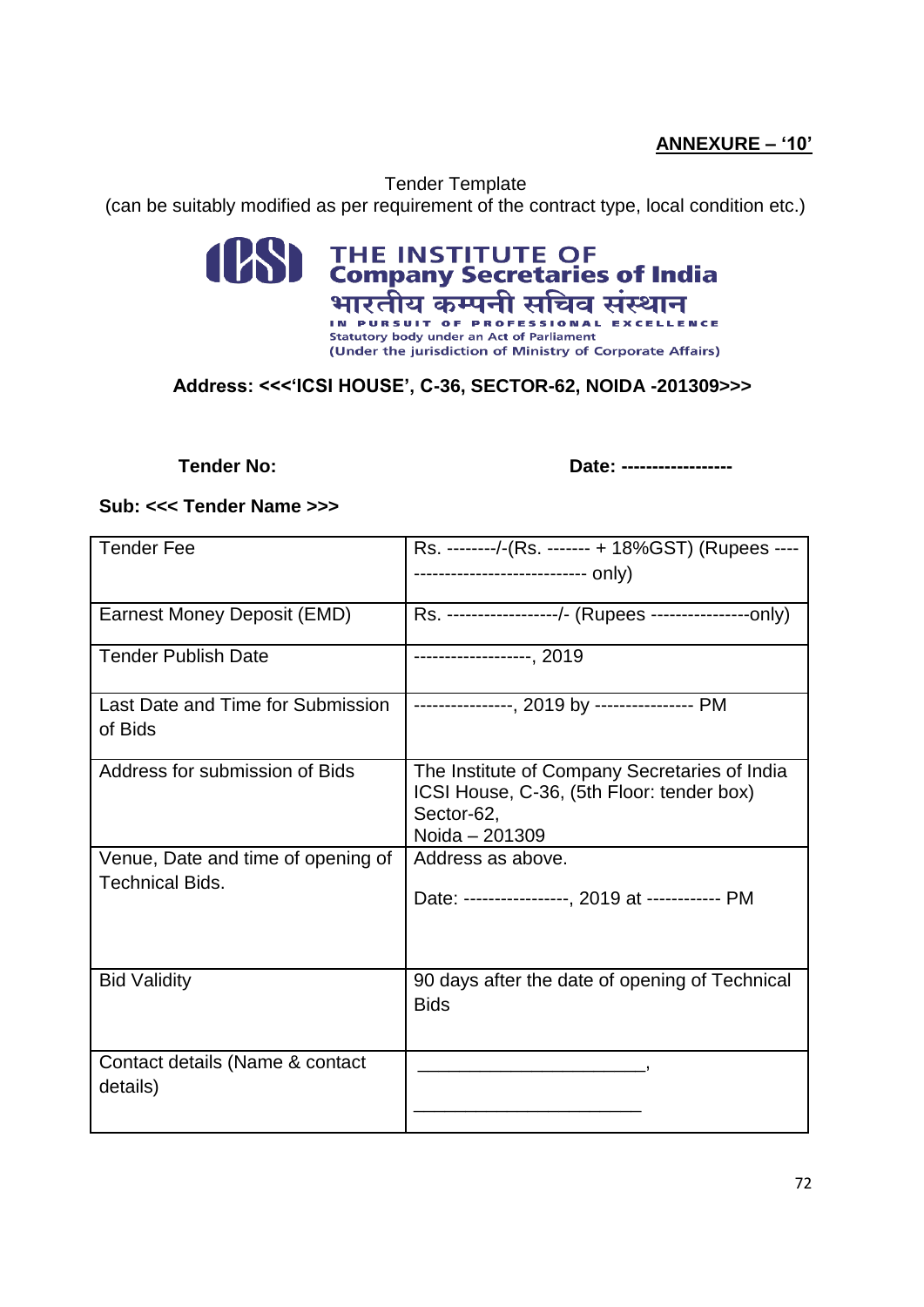**ANNEXURE – '10'**

Tender Template
(can be suitably modified as per requirement of the contract type, local condition etc.)

THE INSTITUTE OF
Company Secretaries of India
भारतीय कम्पनी सचिव संस्थान
IN PURSUIT OF PROFESSIONAL EXCELLENCE
Statutory body under an Act of Parliament
(Under the jurisdiction of Ministry of Corporate Affairs)

**Address: <<<'ICSI HOUSE', C-36, SECTOR-62, NOIDA -201309>>>**

**Tender No:** **Date: -----------------**

**Sub: <<< Tender Name >>>**

| | |
|---|---|
| Tender Fee | Rs. --------/-(Rs. ------- + 18%GST) (Rupees ---- ---------------------------- only) |
| Earnest Money Deposit (EMD) | Rs. ------------------/- (Rupees ---------------only) |
| Tender Publish Date | -------------------, 2019 |
| Last Date and Time for Submission of Bids | ----------------, 2019 by ---------------- PM |
| Address for submission of Bids | The Institute of Company Secretaries of India ICSI House, C-36, (5th Floor: tender box) Sector-62, Noida – 201309 |
| Venue, Date and time of opening of Technical Bids. | Address as above. Date: -----------------, 2019 at ------------ PM |
| Bid Validity | 90 days after the date of opening of Technical Bids |
| Contact details (Name & contact details) | ______________________, ______________________ |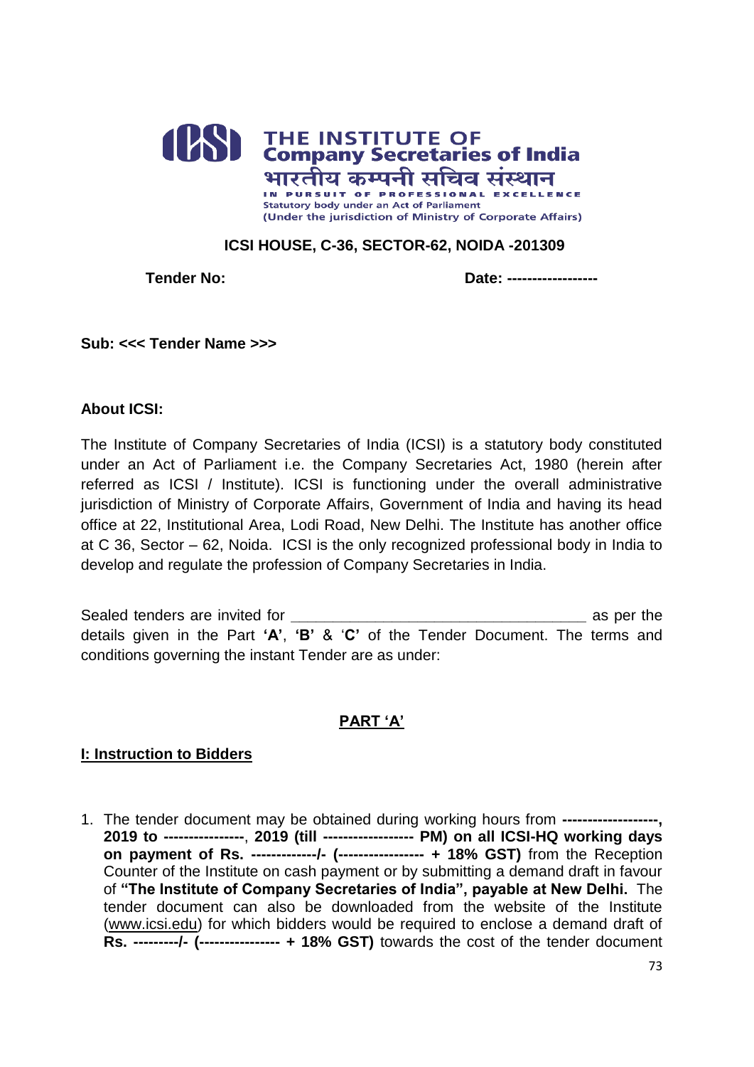THE INSTITUTE OF
Company Secretaries of India
भारतीय कम्पनी सचिव संस्थान
IN PURSUIT OF PROFESSIONAL EXCELLENCE
Statutory body under an Act of Parliament
(Under the jurisdiction of Ministry of Corporate Affairs)

**ICSI HOUSE, C-36, SECTOR-62, NOIDA -201309**

**Tender No:** **Date: ------------------**

**Sub: <<< Tender Name >>>**

**About ICSI:**

The Institute of Company Secretaries of India (ICSI) is a statutory body constituted under an Act of Parliament i.e. the Company Secretaries Act, 1980 (herein after referred as ICSI / Institute). ICSI is functioning under the overall administrative jurisdiction of Ministry of Corporate Affairs, Government of India and having its head office at 22, Institutional Area, Lodi Road, New Delhi. The Institute has another office at C 36, Sector – 62, Noida. ICSI is the only recognized professional body in India to develop and regulate the profession of Company Secretaries in India.

Sealed tenders are invited for ___________________________________ as per the details given in the Part **'A'**, **'B'** & '**C'** of the Tender Document. The terms and conditions governing the instant Tender are as under:

## PART 'A'

### I: Instruction to Bidders

1. The tender document may be obtained during working hours from **-------------------, 2019 to ----------------**, **2019 (till ------------------ PM) on all ICSI-HQ working days on payment of Rs. -------------/- (----------------- + 18% GST)** from the Reception Counter of the Institute on cash payment or by submitting a demand draft in favour of **"The Institute of Company Secretaries of India", payable at New Delhi.** The tender document can also be downloaded from the website of the Institute (www.icsi.edu) for which bidders would be required to enclose a demand draft of **Rs. ---------/- (---------------- + 18% GST)** towards the cost of the tender document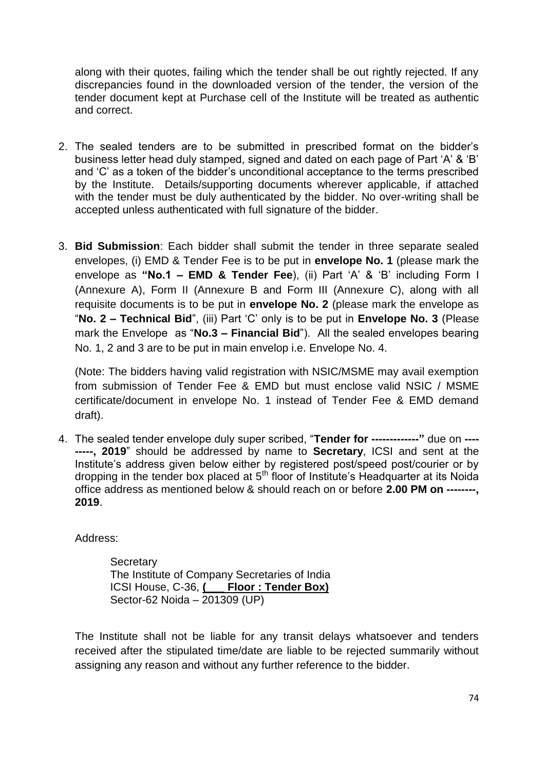along with their quotes, failing which the tender shall be out rightly rejected. If any discrepancies found in the downloaded version of the tender, the version of the tender document kept at Purchase cell of the Institute will be treated as authentic and correct.

2. The sealed tenders are to be submitted in prescribed format on the bidder's business letter head duly stamped, signed and dated on each page of Part 'A' & 'B' and 'C' as a token of the bidder's unconditional acceptance to the terms prescribed by the Institute. Details/supporting documents wherever applicable, if attached with the tender must be duly authenticated by the bidder. No over-writing shall be accepted unless authenticated with full signature of the bidder.

3. **Bid Submission**: Each bidder shall submit the tender in three separate sealed envelopes, (i) EMD & Tender Fee is to be put in **envelope No. 1** (please mark the envelope as **"No.1 – EMD & Tender Fee**), (ii) Part 'A' & 'B' including Form I (Annexure A), Form II (Annexure B and Form III (Annexure C), along with all requisite documents is to be put in **envelope No. 2** (please mark the envelope as "**No. 2 – Technical Bid**", (iii) Part 'C' only is to be put in **Envelope No. 3** (Please mark the Envelope as "**No.3 – Financial Bid**"). All the sealed envelopes bearing No. 1, 2 and 3 are to be put in main envelop i.e. Envelope No. 4.

   (Note: The bidders having valid registration with NSIC/MSME may avail exemption from submission of Tender Fee & EMD but must enclose valid NSIC / MSME certificate/document in envelope No. 1 instead of Tender Fee & EMD demand draft).

4. The sealed tender envelope duly super scribed, "**Tender for -------------"** due on **---------, 2019**" should be addressed by name to **Secretary**, ICSI and sent at the Institute's address given below either by registered post/speed post/courier or by dropping in the tender box placed at 5th floor of Institute's Headquarter at its Noida office address as mentioned below & should reach on or before **2.00 PM on --------, 2019**.

   Address:

   Secretary
   The Institute of Company Secretaries of India
   ICSI House, C-36, **(___ Floor : Tender Box)**
   Sector-62 Noida – 201309 (UP)

   The Institute shall not be liable for any transit delays whatsoever and tenders received after the stipulated time/date are liable to be rejected summarily without assigning any reason and without any further reference to the bidder.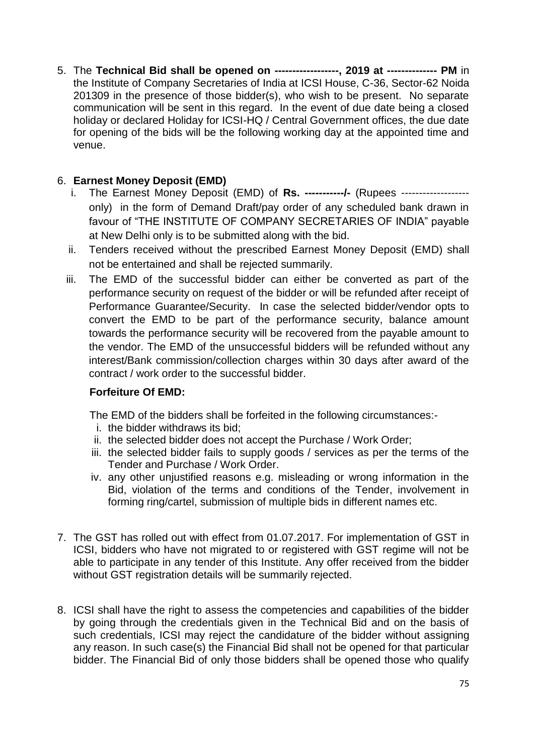5. The **Technical Bid shall be opened on ------------------, 2019 at -------------- PM** in the Institute of Company Secretaries of India at ICSI House, C-36, Sector-62 Noida 201309 in the presence of those bidder(s), who wish to be present. No separate communication will be sent in this regard. In the event of due date being a closed holiday or declared Holiday for ICSI-HQ / Central Government offices, the due date for opening of the bids will be the following working day at the appointed time and venue.

6. **Earnest Money Deposit (EMD)**
   i. The Earnest Money Deposit (EMD) of **Rs. -----------/-** (Rupees ------------------- only) in the form of Demand Draft/pay order of any scheduled bank drawn in favour of "THE INSTITUTE OF COMPANY SECRETARIES OF INDIA" payable at New Delhi only is to be submitted along with the bid.
   ii. Tenders received without the prescribed Earnest Money Deposit (EMD) shall not be entertained and shall be rejected summarily.
   iii. The EMD of the successful bidder can either be converted as part of the performance security on request of the bidder or will be refunded after receipt of Performance Guarantee/Security. In case the selected bidder/vendor opts to convert the EMD to be part of the performance security, balance amount towards the performance security will be recovered from the payable amount to the vendor. The EMD of the unsuccessful bidders will be refunded without any interest/Bank commission/collection charges within 30 days after award of the contract / work order to the successful bidder.

   **Forfeiture Of EMD:**

   The EMD of the bidders shall be forfeited in the following circumstances:-
   i. the bidder withdraws its bid;
   ii. the selected bidder does not accept the Purchase / Work Order;
   iii. the selected bidder fails to supply goods / services as per the terms of the Tender and Purchase / Work Order.
   iv. any other unjustified reasons e.g. misleading or wrong information in the Bid, violation of the terms and conditions of the Tender, involvement in forming ring/cartel, submission of multiple bids in different names etc.

7. The GST has rolled out with effect from 01.07.2017. For implementation of GST in ICSI, bidders who have not migrated to or registered with GST regime will not be able to participate in any tender of this Institute. Any offer received from the bidder without GST registration details will be summarily rejected.

8. ICSI shall have the right to assess the competencies and capabilities of the bidder by going through the credentials given in the Technical Bid and on the basis of such credentials, ICSI may reject the candidature of the bidder without assigning any reason. In such case(s) the Financial Bid shall not be opened for that particular bidder. The Financial Bid of only those bidders shall be opened those who qualify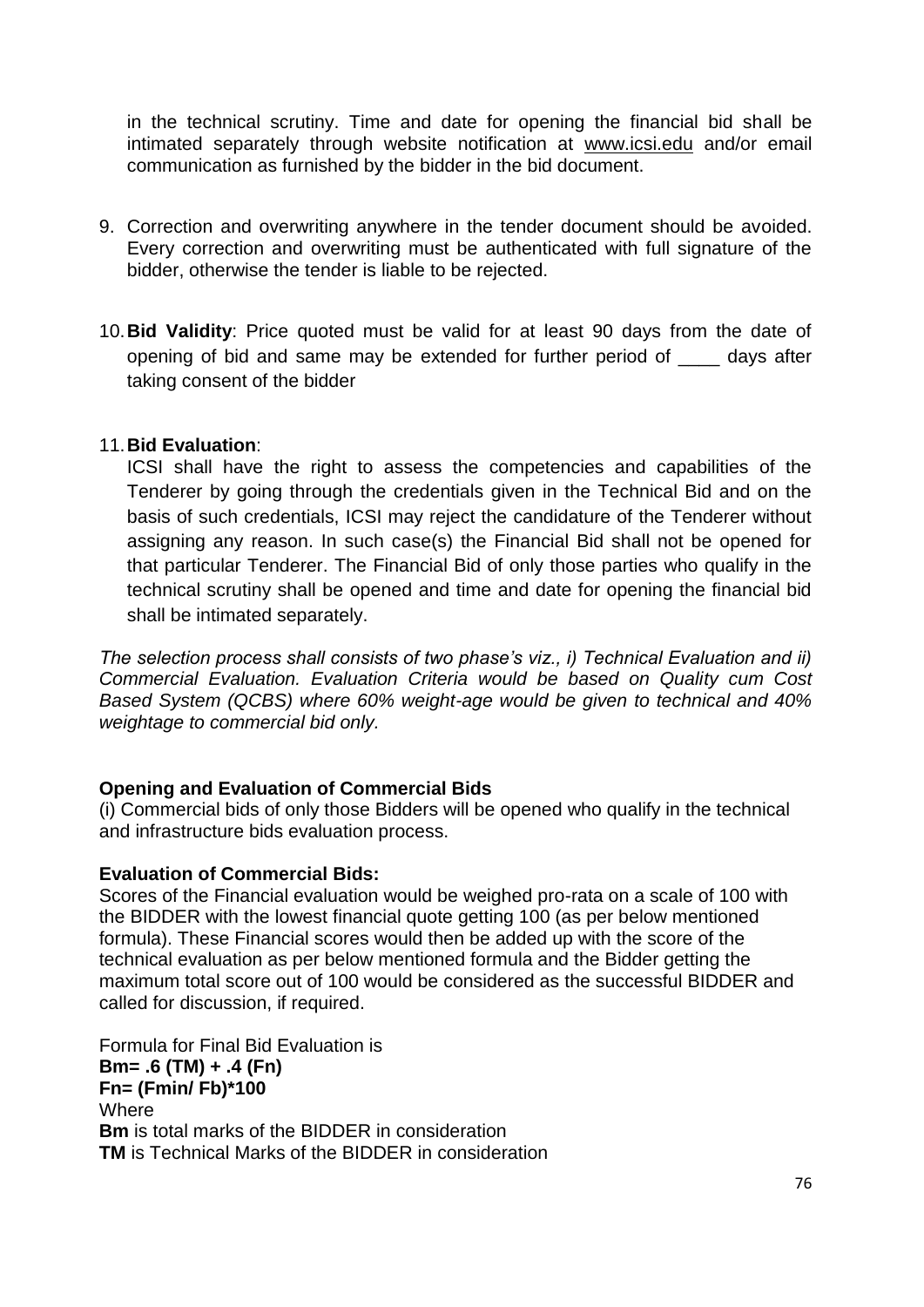in the technical scrutiny. Time and date for opening the financial bid shall be intimated separately through website notification at www.icsi.edu and/or email communication as furnished by the bidder in the bid document.

9. Correction and overwriting anywhere in the tender document should be avoided. Every correction and overwriting must be authenticated with full signature of the bidder, otherwise the tender is liable to be rejected.

10. **Bid Validity**: Price quoted must be valid for at least 90 days from the date of opening of bid and same may be extended for further period of ____ days after taking consent of the bidder

11. **Bid Evaluation**:
    ICSI shall have the right to assess the competencies and capabilities of the Tenderer by going through the credentials given in the Technical Bid and on the basis of such credentials, ICSI may reject the candidature of the Tenderer without assigning any reason. In such case(s) the Financial Bid shall not be opened for that particular Tenderer. The Financial Bid of only those parties who qualify in the technical scrutiny shall be opened and time and date for opening the financial bid shall be intimated separately.

*The selection process shall consists of two phase's viz., i) Technical Evaluation and ii) Commercial Evaluation. Evaluation Criteria would be based on Quality cum Cost Based System (QCBS) where 60% weight-age would be given to technical and 40% weightage to commercial bid only.*

**Opening and Evaluation of Commercial Bids**

(i) Commercial bids of only those Bidders will be opened who qualify in the technical and infrastructure bids evaluation process.

**Evaluation of Commercial Bids:**

Scores of the Financial evaluation would be weighed pro-rata on a scale of 100 with the BIDDER with the lowest financial quote getting 100 (as per below mentioned formula). These Financial scores would then be added up with the score of the technical evaluation as per below mentioned formula and the Bidder getting the maximum total score out of 100 would be considered as the successful BIDDER and called for discussion, if required.

Formula for Final Bid Evaluation is

$$Bm = .6\,(TM) + .4\,(Fn)$$

$$Fn = (Fmin / Fb) * 100$$

Where

**Bm** is total marks of the BIDDER in consideration

**TM** is Technical Marks of the BIDDER in consideration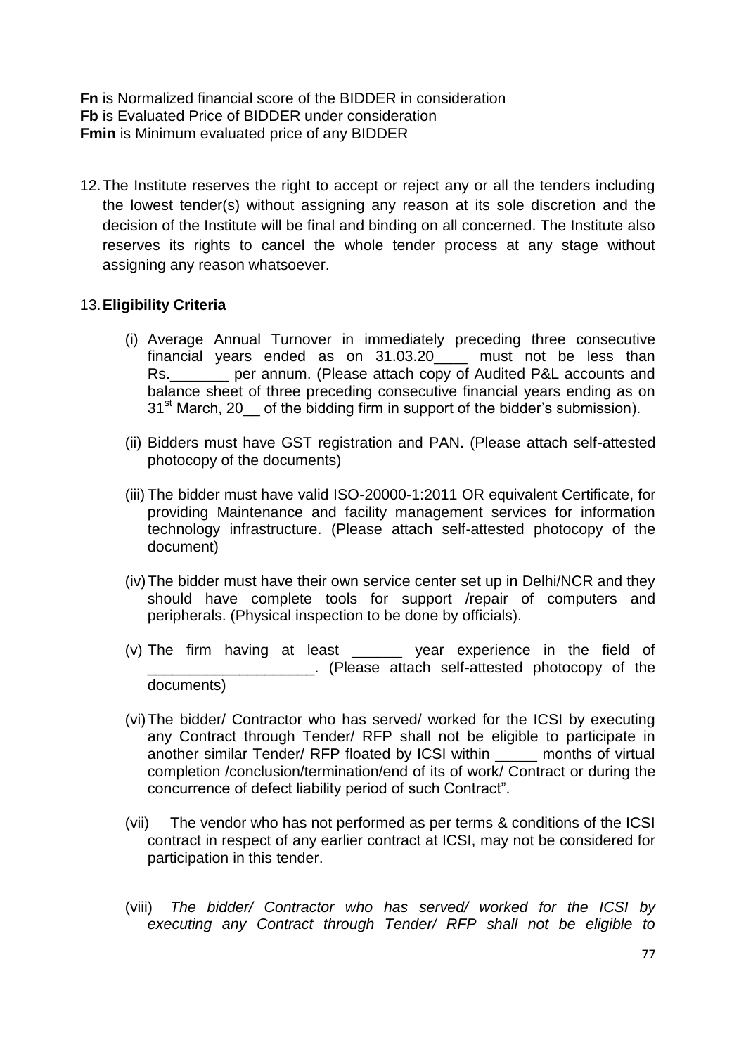**Fn** is Normalized financial score of the BIDDER in consideration
**Fb** is Evaluated Price of BIDDER under consideration
**Fmin** is Minimum evaluated price of any BIDDER

12. The Institute reserves the right to accept or reject any or all the tenders including the lowest tender(s) without assigning any reason at its sole discretion and the decision of the Institute will be final and binding on all concerned. The Institute also reserves its rights to cancel the whole tender process at any stage without assigning any reason whatsoever.

13. **Eligibility Criteria**

    (i) Average Annual Turnover in immediately preceding three consecutive financial years ended as on 31.03.20____ must not be less than Rs._______ per annum. (Please attach copy of Audited P&L accounts and balance sheet of three preceding consecutive financial years ending as on 31st March, 20__ of the bidding firm in support of the bidder's submission).

    (ii) Bidders must have GST registration and PAN. (Please attach self-attested photocopy of the documents)

    (iii) The bidder must have valid ISO-20000-1:2011 OR equivalent Certificate, for providing Maintenance and facility management services for information technology infrastructure. (Please attach self-attested photocopy of the document)

    (iv) The bidder must have their own service center set up in Delhi/NCR and they should have complete tools for support /repair of computers and peripherals. (Physical inspection to be done by officials).

    (v) The firm having at least ______ year experience in the field of ____________________. (Please attach self-attested photocopy of the documents)

    (vi) The bidder/ Contractor who has served/ worked for the ICSI by executing any Contract through Tender/ RFP shall not be eligible to participate in another similar Tender/ RFP floated by ICSI within _____ months of virtual completion /conclusion/termination/end of its of work/ Contract or during the concurrence of defect liability period of such Contract".

    (vii) The vendor who has not performed as per terms & conditions of the ICSI contract in respect of any earlier contract at ICSI, may not be considered for participation in this tender.

    (viii) *The bidder/ Contractor who has served/ worked for the ICSI by executing any Contract through Tender/ RFP shall not be eligible to*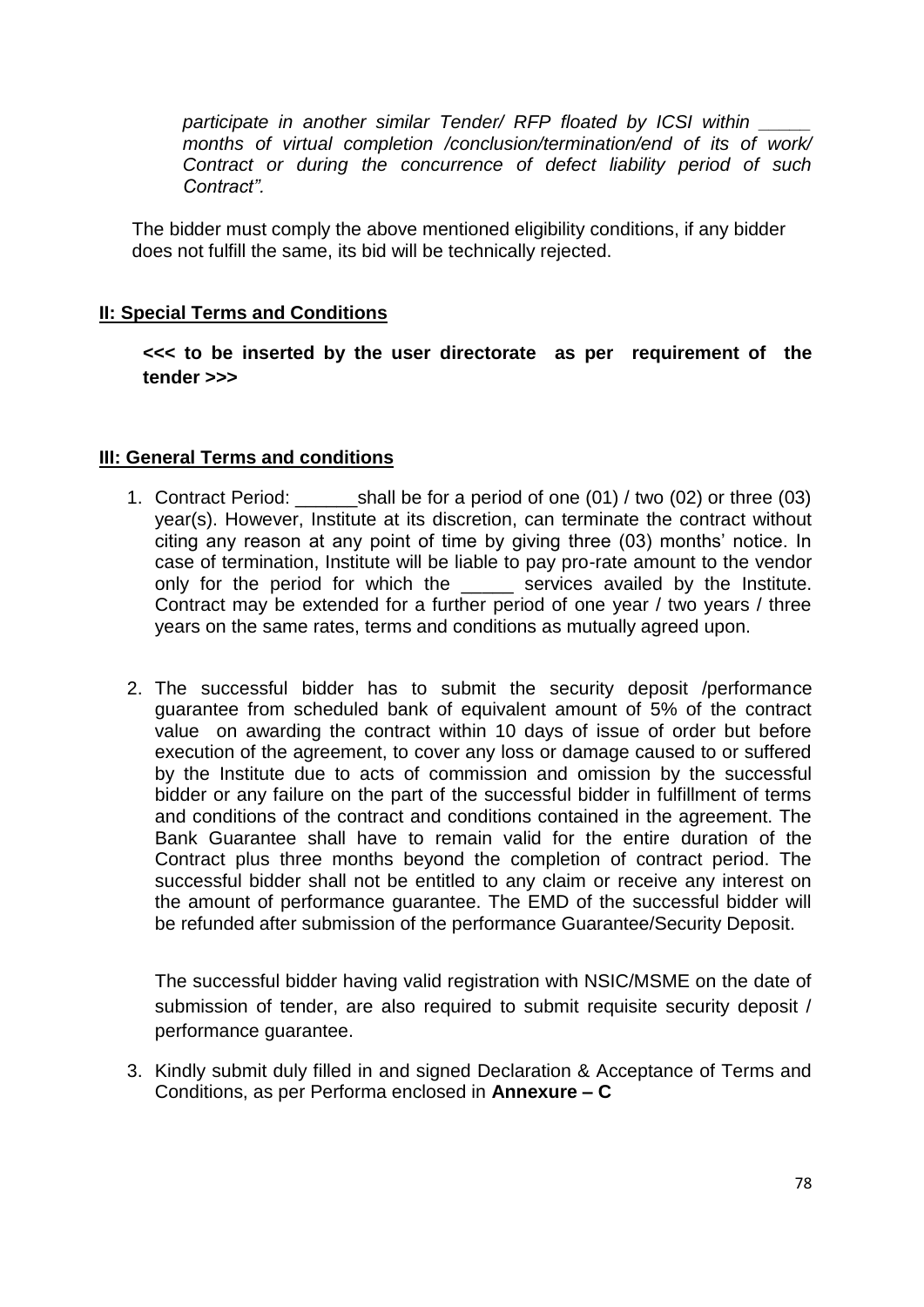*participate in another similar Tender/ RFP floated by ICSI within _____ months of virtual completion /conclusion/termination/end of its of work/ Contract or during the concurrence of defect liability period of such Contract".*

The bidder must comply the above mentioned eligibility conditions, if any bidder does not fulfill the same, its bid will be technically rejected.

**II: Special Terms and Conditions**

**<<< to be inserted by the user directorate as per requirement of the tender >>>**

**III: General Terms and conditions**

1. Contract Period: ______shall be for a period of one (01) / two (02) or three (03) year(s). However, Institute at its discretion, can terminate the contract without citing any reason at any point of time by giving three (03) months' notice. In case of termination, Institute will be liable to pay pro-rate amount to the vendor only for the period for which the _____ services availed by the Institute. Contract may be extended for a further period of one year / two years / three years on the same rates, terms and conditions as mutually agreed upon.

2. The successful bidder has to submit the security deposit /performance guarantee from scheduled bank of equivalent amount of 5% of the contract value on awarding the contract within 10 days of issue of order but before execution of the agreement, to cover any loss or damage caused to or suffered by the Institute due to acts of commission and omission by the successful bidder or any failure on the part of the successful bidder in fulfillment of terms and conditions of the contract and conditions contained in the agreement. The Bank Guarantee shall have to remain valid for the entire duration of the Contract plus three months beyond the completion of contract period. The successful bidder shall not be entitled to any claim or receive any interest on the amount of performance guarantee. The EMD of the successful bidder will be refunded after submission of the performance Guarantee/Security Deposit.

   The successful bidder having valid registration with NSIC/MSME on the date of submission of tender, are also required to submit requisite security deposit / performance guarantee.

3. Kindly submit duly filled in and signed Declaration & Acceptance of Terms and Conditions, as per Performa enclosed in **Annexure – C**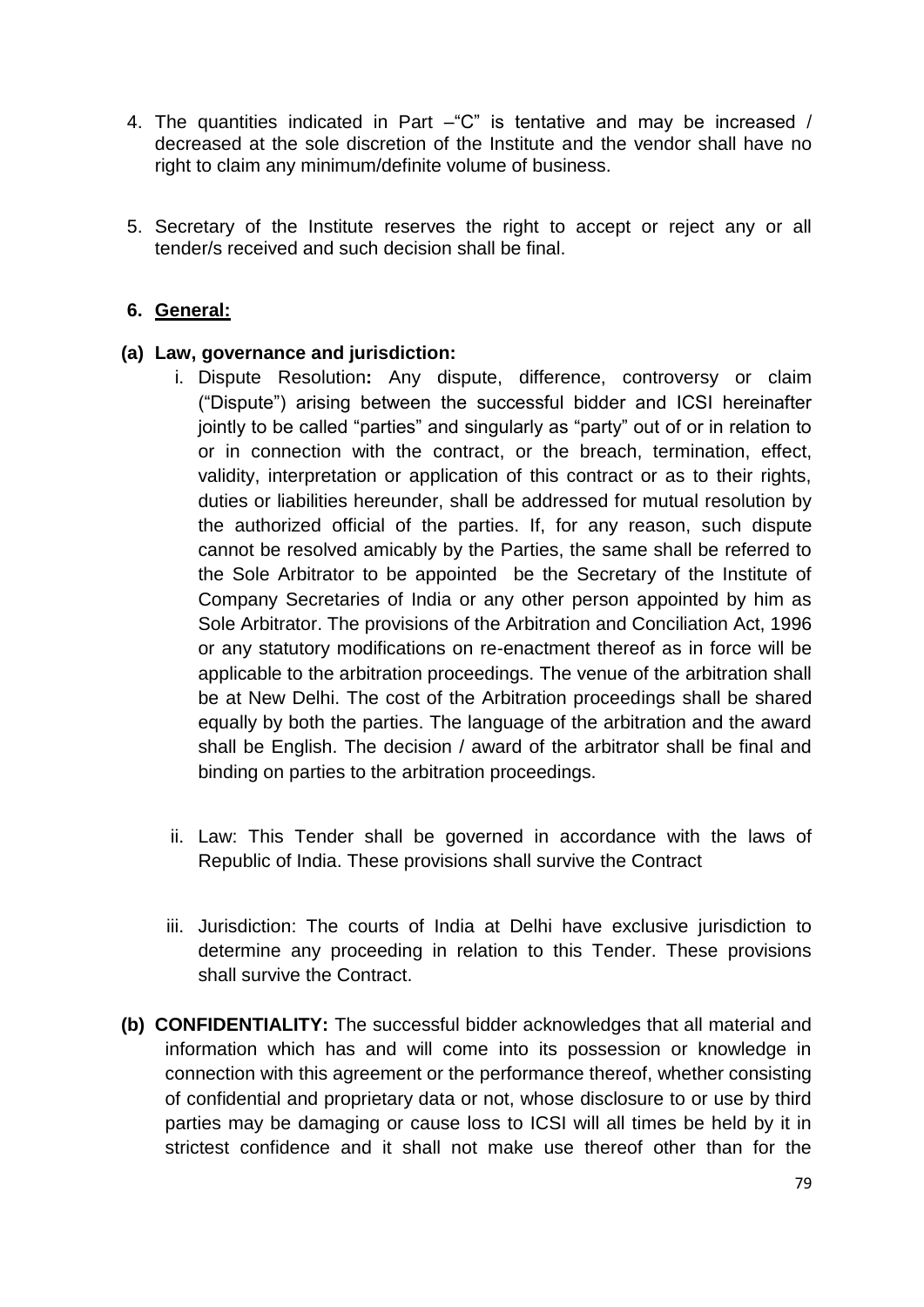4. The quantities indicated in Part –"C" is tentative and may be increased / decreased at the sole discretion of the Institute and the vendor shall have no right to claim any minimum/definite volume of business.

5. Secretary of the Institute reserves the right to accept or reject any or all tender/s received and such decision shall be final.

6. **General:**

**(a) Law, governance and jurisdiction:**

i. Dispute Resolution**:** Any dispute, difference, controversy or claim ("Dispute") arising between the successful bidder and ICSI hereinafter jointly to be called "parties" and singularly as "party" out of or in relation to or in connection with the contract, or the breach, termination, effect, validity, interpretation or application of this contract or as to their rights, duties or liabilities hereunder, shall be addressed for mutual resolution by the authorized official of the parties. If, for any reason, such dispute cannot be resolved amicably by the Parties, the same shall be referred to the Sole Arbitrator to be appointed be the Secretary of the Institute of Company Secretaries of India or any other person appointed by him as Sole Arbitrator. The provisions of the Arbitration and Conciliation Act, 1996 or any statutory modifications on re-enactment thereof as in force will be applicable to the arbitration proceedings. The venue of the arbitration shall be at New Delhi. The cost of the Arbitration proceedings shall be shared equally by both the parties. The language of the arbitration and the award shall be English. The decision / award of the arbitrator shall be final and binding on parties to the arbitration proceedings.

ii. Law: This Tender shall be governed in accordance with the laws of Republic of India. These provisions shall survive the Contract

iii. Jurisdiction: The courts of India at Delhi have exclusive jurisdiction to determine any proceeding in relation to this Tender. These provisions shall survive the Contract.

**(b) CONFIDENTIALITY:** The successful bidder acknowledges that all material and information which has and will come into its possession or knowledge in connection with this agreement or the performance thereof, whether consisting of confidential and proprietary data or not, whose disclosure to or use by third parties may be damaging or cause loss to ICSI will all times be held by it in strictest confidence and it shall not make use thereof other than for the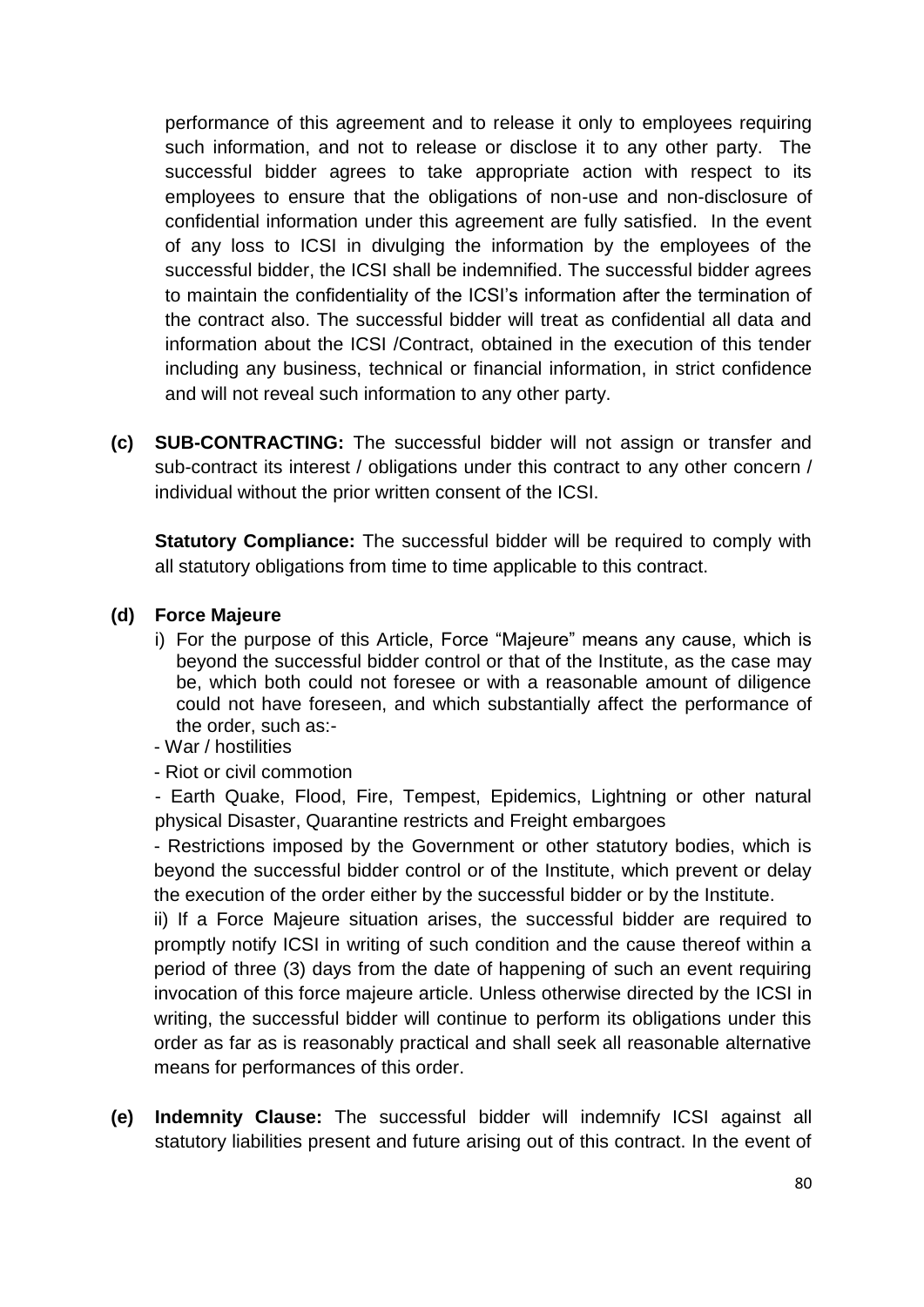performance of this agreement and to release it only to employees requiring such information, and not to release or disclose it to any other party. The successful bidder agrees to take appropriate action with respect to its employees to ensure that the obligations of non-use and non-disclosure of confidential information under this agreement are fully satisfied. In the event of any loss to ICSI in divulging the information by the employees of the successful bidder, the ICSI shall be indemnified. The successful bidder agrees to maintain the confidentiality of the ICSI's information after the termination of the contract also. The successful bidder will treat as confidential all data and information about the ICSI /Contract, obtained in the execution of this tender including any business, technical or financial information, in strict confidence and will not reveal such information to any other party.

**(c) SUB-CONTRACTING:** The successful bidder will not assign or transfer and sub-contract its interest / obligations under this contract to any other concern / individual without the prior written consent of the ICSI.

**Statutory Compliance:** The successful bidder will be required to comply with all statutory obligations from time to time applicable to this contract.

**(d) Force Majeure**

i) For the purpose of this Article, Force "Majeure" means any cause, which is beyond the successful bidder control or that of the Institute, as the case may be, which both could not foresee or with a reasonable amount of diligence could not have foreseen, and which substantially affect the performance of the order, such as:-

- War / hostilities
- Riot or civil commotion
- Earth Quake, Flood, Fire, Tempest, Epidemics, Lightning or other natural physical Disaster, Quarantine restricts and Freight embargoes
- Restrictions imposed by the Government or other statutory bodies, which is beyond the successful bidder control or of the Institute, which prevent or delay the execution of the order either by the successful bidder or by the Institute.

ii) If a Force Majeure situation arises, the successful bidder are required to promptly notify ICSI in writing of such condition and the cause thereof within a period of three (3) days from the date of happening of such an event requiring invocation of this force majeure article. Unless otherwise directed by the ICSI in writing, the successful bidder will continue to perform its obligations under this order as far as is reasonably practical and shall seek all reasonable alternative means for performances of this order.

**(e) Indemnity Clause:** The successful bidder will indemnify ICSI against all statutory liabilities present and future arising out of this contract. In the event of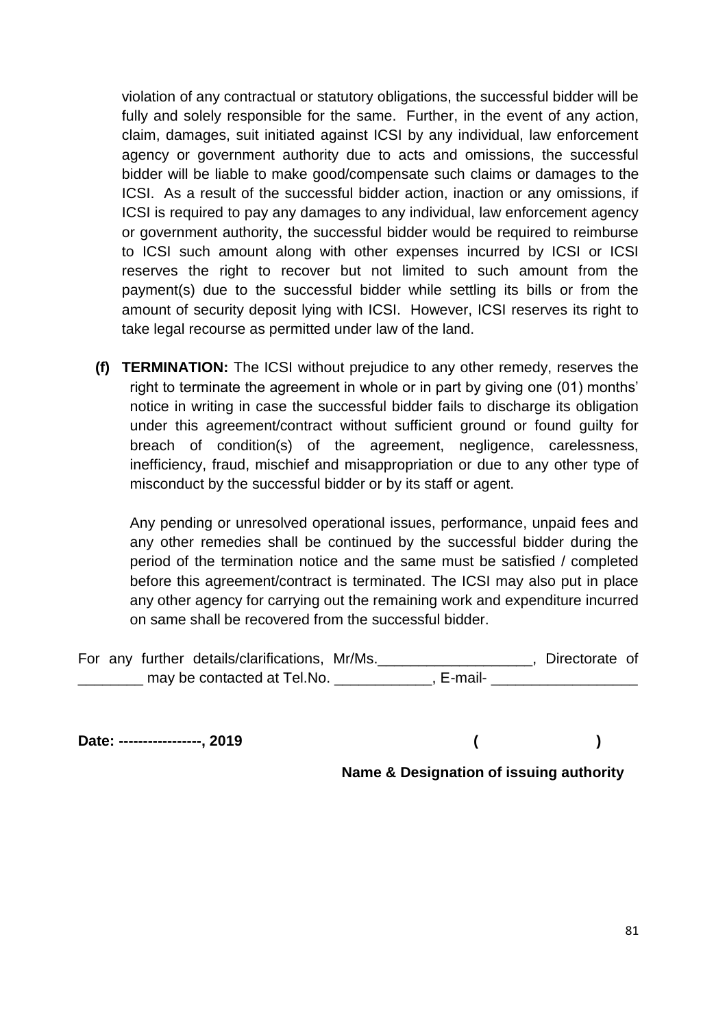violation of any contractual or statutory obligations, the successful bidder will be fully and solely responsible for the same. Further, in the event of any action, claim, damages, suit initiated against ICSI by any individual, law enforcement agency or government authority due to acts and omissions, the successful bidder will be liable to make good/compensate such claims or damages to the ICSI. As a result of the successful bidder action, inaction or any omissions, if ICSI is required to pay any damages to any individual, law enforcement agency or government authority, the successful bidder would be required to reimburse to ICSI such amount along with other expenses incurred by ICSI or ICSI reserves the right to recover but not limited to such amount from the payment(s) due to the successful bidder while settling its bills or from the amount of security deposit lying with ICSI. However, ICSI reserves its right to take legal recourse as permitted under law of the land.

**(f) TERMINATION:** The ICSI without prejudice to any other remedy, reserves the right to terminate the agreement in whole or in part by giving one (01) months' notice in writing in case the successful bidder fails to discharge its obligation under this agreement/contract without sufficient ground or found guilty for breach of condition(s) of the agreement, negligence, carelessness, inefficiency, fraud, mischief and misappropriation or due to any other type of misconduct by the successful bidder or by its staff or agent.

Any pending or unresolved operational issues, performance, unpaid fees and any other remedies shall be continued by the successful bidder during the period of the termination notice and the same must be satisfied / completed before this agreement/contract is terminated. The ICSI may also put in place any other agency for carrying out the remaining work and expenditure incurred on same shall be recovered from the successful bidder.

For any further details/clarifications, Mr/Ms.___________________, Directorate of ________ may be contacted at Tel.No. ____________, E-mail- __________________

**Date: -----------------, 2019** **( )**

**Name & Designation of issuing authority**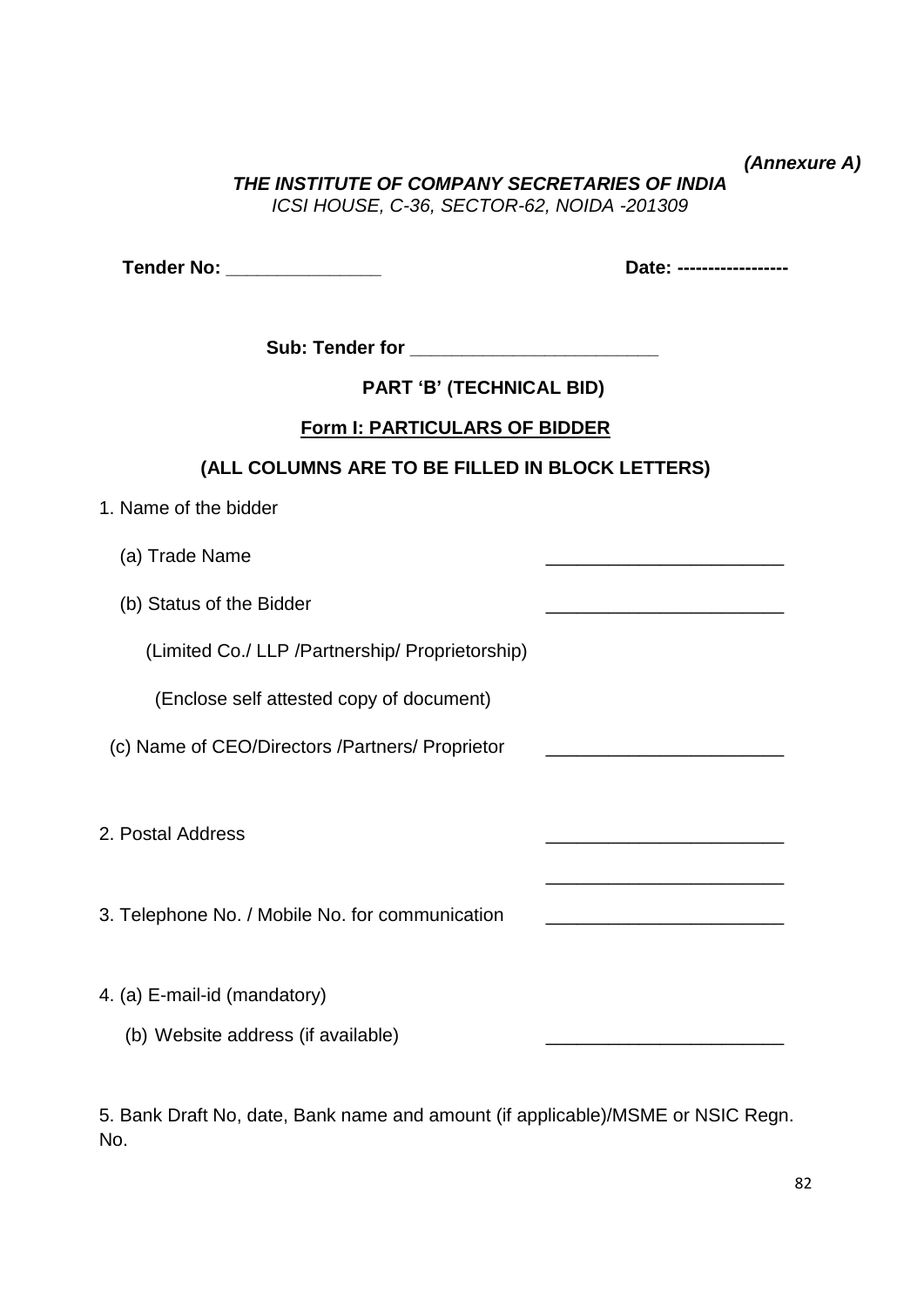*(Annexure A)*

***THE INSTITUTE OF COMPANY SECRETARIES OF INDIA***

*ICSI HOUSE, C-36, SECTOR-62, NOIDA -201309*

**Tender No: _______________** **Date: ------------------**

**Sub: Tender for _________________________**

**PART 'B' (TECHNICAL BID)**

**Form I: PARTICULARS OF BIDDER**

**(ALL COLUMNS ARE TO BE FILLED IN BLOCK LETTERS)**

1. Name of the bidder

   (a) Trade Name _______________________

   (b) Status of the Bidder _______________________

   (Limited Co./ LLP /Partnership/ Proprietorship)

   (Enclose self attested copy of document)

   (c) Name of CEO/Directors /Partners/ Proprietor _______________________

2. Postal Address _______________________

   _______________________

3. Telephone No. / Mobile No. for communication _______________________

4. (a) E-mail-id (mandatory)

   (b) Website address (if available) _______________________

5. Bank Draft No, date, Bank name and amount (if applicable)/MSME or NSIC Regn. No.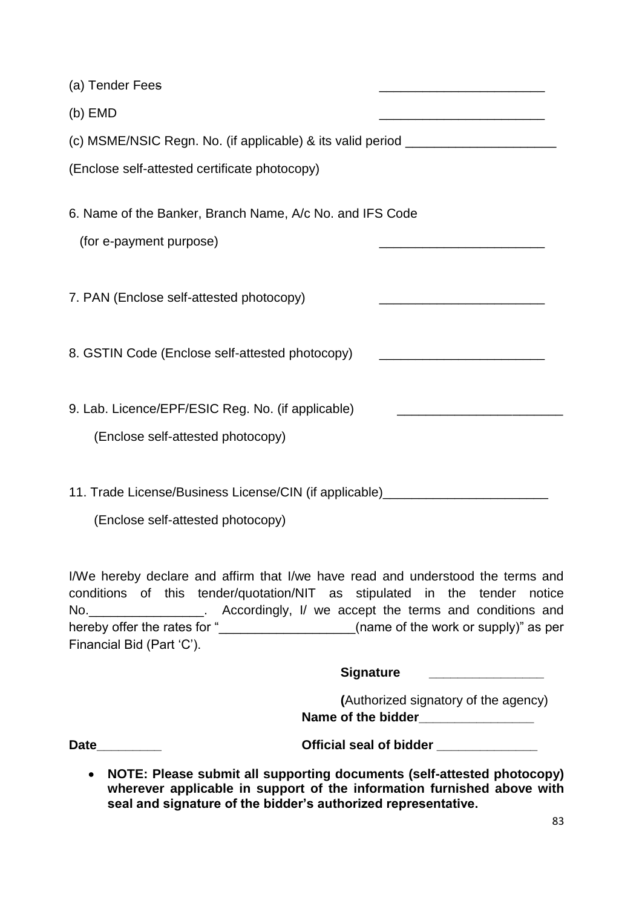(a) Tender Fees ________________________

(b) EMD ________________________

(c) MSME/NSIC Regn. No. (if applicable) & its valid period ______________________

(Enclose self-attested certificate photocopy)

6. Name of the Banker, Branch Name, A/c No. and IFS Code

(for e-payment purpose) ________________________

7. PAN (Enclose self-attested photocopy) ________________________

8. GSTIN Code (Enclose self-attested photocopy) ________________________

9. Lab. Licence/EPF/ESIC Reg. No. (if applicable) ________________________

(Enclose self-attested photocopy)

11. Trade License/Business License/CIN (if applicable)________________________

(Enclose self-attested photocopy)

I/We hereby declare and affirm that I/we have read and understood the terms and conditions of this tender/quotation/NIT as stipulated in the tender notice No.________________. Accordingly, I/ we accept the terms and conditions and hereby offer the rates for "___________________(name of the work or supply)" as per Financial Bid (Part 'C').

**Signature** ________________

**(**Authorized signatory of the agency)

**Name of the bidder**________________

**Date**_________ **Official seal of bidder** ______________

- **NOTE: Please submit all supporting documents (self-attested photocopy) wherever applicable in support of the information furnished above with seal and signature of the bidder's authorized representative.**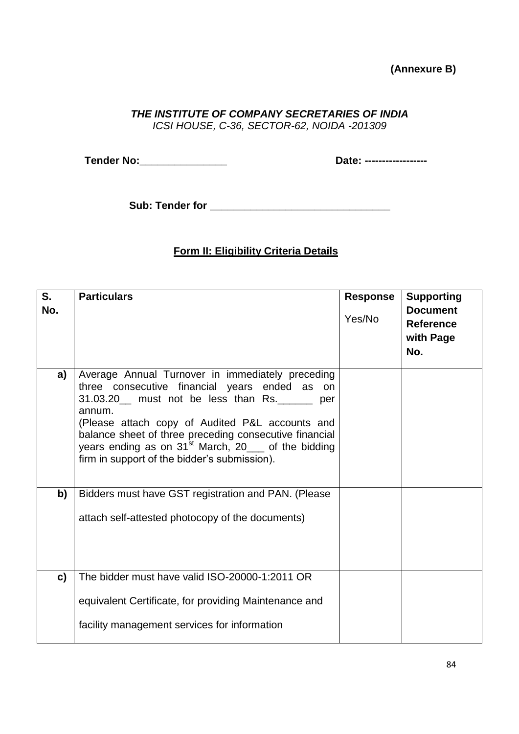**(Annexure B)**

***THE INSTITUTE OF COMPANY SECRETARIES OF INDIA***
*ICSI HOUSE, C-36, SECTOR-62, NOIDA -201309*

**Tender No:_______________** **Date: ------------------**

**Sub: Tender for _______________________________**

**Form II: Eligibility Criteria Details**

| S. No. | Particulars | Response Yes/No | Supporting Document Reference with Page No. |
|---|---|---|---|
| a) | Average Annual Turnover in immediately preceding three consecutive financial years ended as on 31.03.20__ must not be less than Rs.______ per annum. (Please attach copy of Audited P&L accounts and balance sheet of three preceding consecutive financial years ending as on 31st March, 20___ of the bidding firm in support of the bidder's submission). | | |
| b) | Bidders must have GST registration and PAN. (Please attach self-attested photocopy of the documents) | | |
| c) | The bidder must have valid ISO-20000-1:2011 OR equivalent Certificate, for providing Maintenance and facility management services for information | | |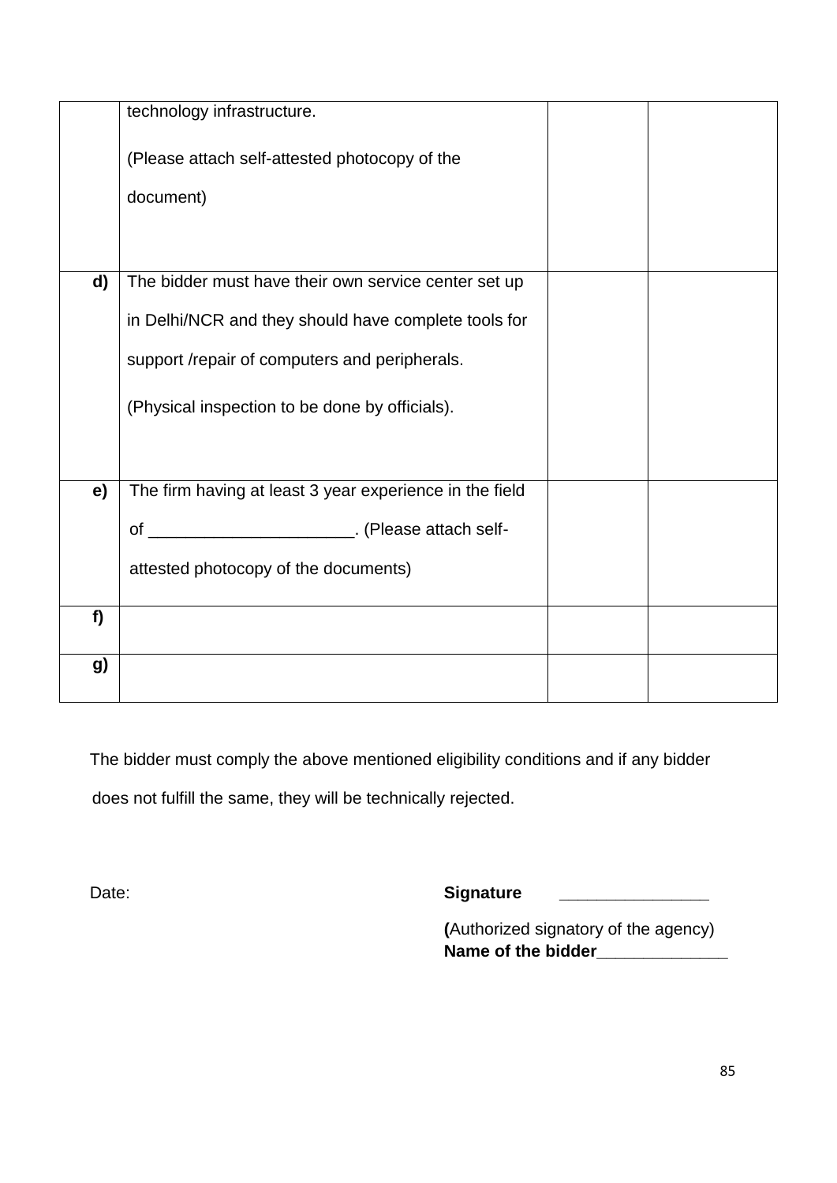| | | | |
|---|---|---|---|
| | technology infrastructure.<br><br>(Please attach self-attested photocopy of the document) | | |
| **d)** | The bidder must have their own service center set up in Delhi/NCR and they should have complete tools for support /repair of computers and peripherals.<br><br>(Physical inspection to be done by officials). | | |
| **e)** | The firm having at least 3 year experience in the field of _____________________. (Please attach self-attested photocopy of the documents) | | |
| **f)** | | | |
| **g)** | | | |

The bidder must comply the above mentioned eligibility conditions and if any bidder does not fulfill the same, they will be technically rejected.

Date: **Signature** _______________

**(**Authorized signatory of the agency)
**Name of the bidder**_____________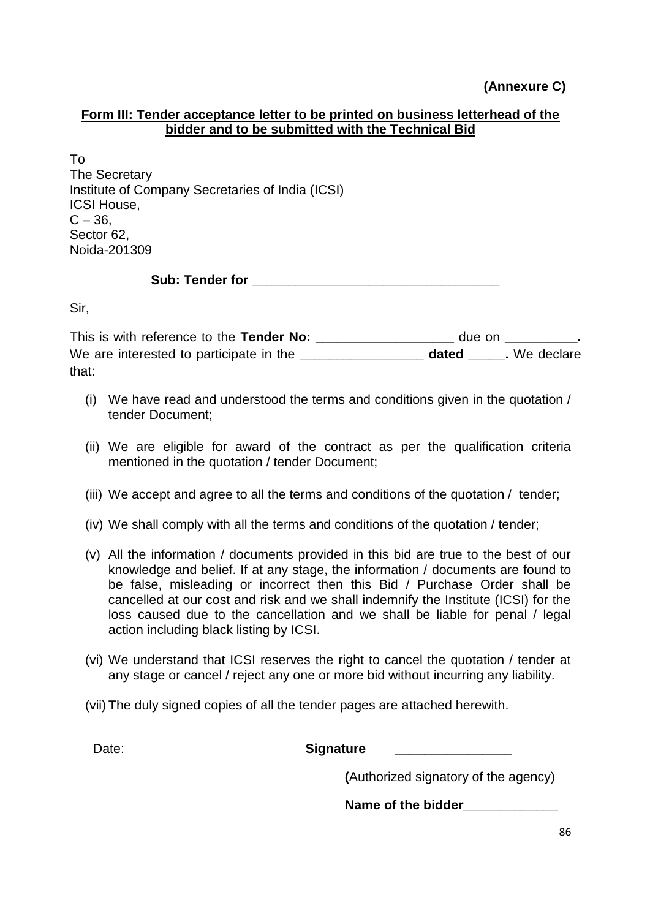**(Annexure C)**

**Form III: Tender acceptance letter to be printed on business letterhead of the bidder and to be submitted with the Technical Bid**

To
The Secretary
Institute of Company Secretaries of India (ICSI)
ICSI House,
C – 36,
Sector 62,
Noida-201309

**Sub: Tender for \_\_\_\_\_\_\_\_\_\_\_\_\_\_\_\_\_\_\_\_\_\_\_\_\_\_\_\_\_\_\_\_\_\_\_**

Sir,

This is with reference to the **Tender No:** \_\_\_\_\_\_\_\_\_\_\_\_\_\_\_\_\_\_\_ due on \_\_\_\_\_\_\_\_\_\_**.** We are interested to participate in the \_\_\_\_\_\_\_\_\_\_\_\_\_\_\_\_\_ **dated** \_\_\_\_\_**.** We declare that:

(i) We have read and understood the terms and conditions given in the quotation / tender Document;

(ii) We are eligible for award of the contract as per the qualification criteria mentioned in the quotation / tender Document;

(iii) We accept and agree to all the terms and conditions of the quotation / tender;

(iv) We shall comply with all the terms and conditions of the quotation / tender;

(v) All the information / documents provided in this bid are true to the best of our knowledge and belief. If at any stage, the information / documents are found to be false, misleading or incorrect then this Bid / Purchase Order shall be cancelled at our cost and risk and we shall indemnify the Institute (ICSI) for the loss caused due to the cancellation and we shall be liable for penal / legal action including black listing by ICSI.

(vi) We understand that ICSI reserves the right to cancel the quotation / tender at any stage or cancel / reject any one or more bid without incurring any liability.

(vii) The duly signed copies of all the tender pages are attached herewith.

Date: **Signature** \_\_\_\_\_\_\_\_\_\_\_\_\_\_\_\_

**(**Authorized signatory of the agency)

**Name of the bidder**\_\_\_\_\_\_\_\_\_\_\_\_\_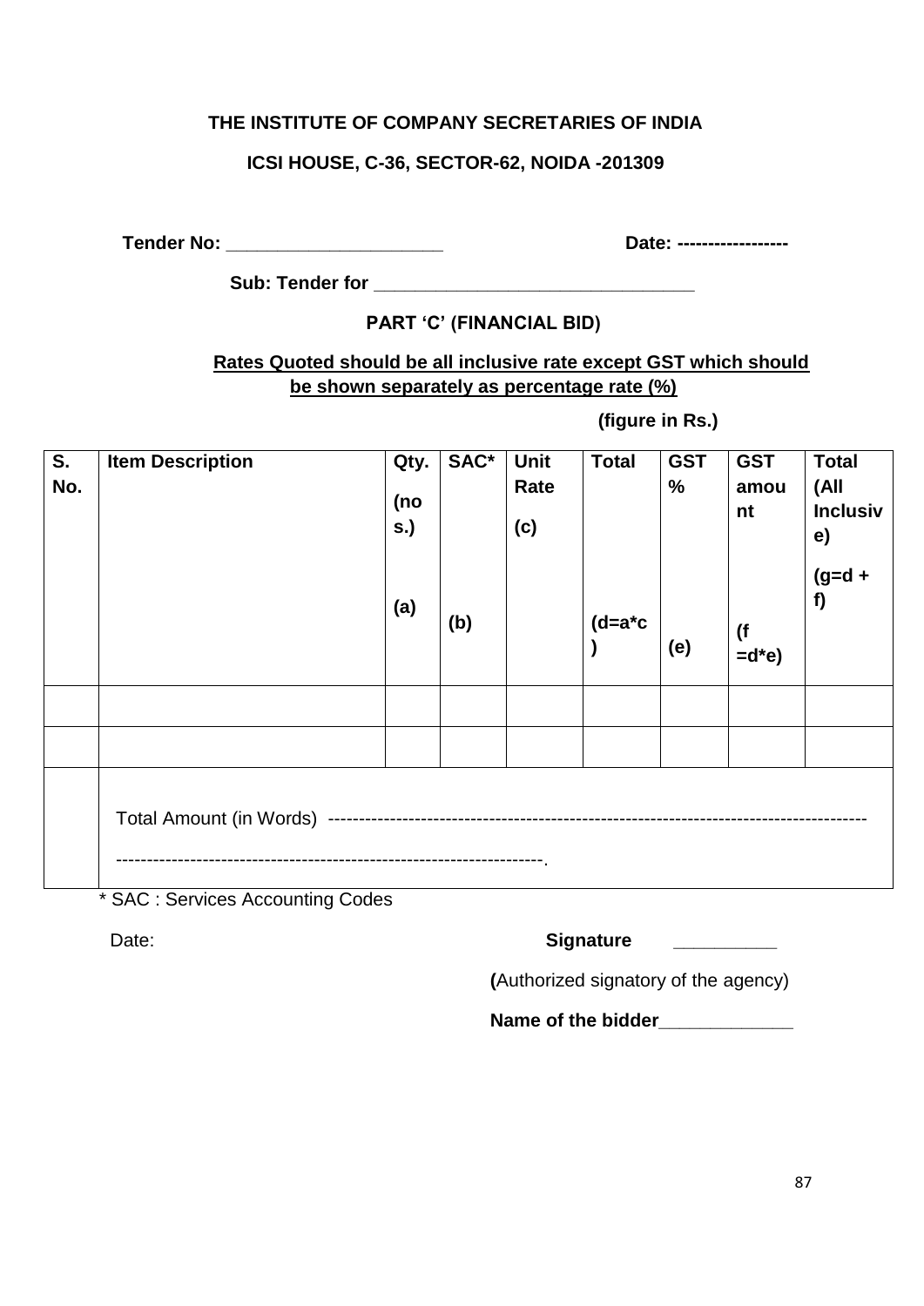**THE INSTITUTE OF COMPANY SECRETARIES OF INDIA**

**ICSI HOUSE, C-36, SECTOR-62, NOIDA -201309**

**Tender No: ____________________** **Date: -----------------**

**Sub: Tender for _______________________________**

**PART 'C' (FINANCIAL BID)**

**Rates Quoted should be all inclusive rate except GST which should be shown separately as percentage rate (%)**

**(figure in Rs.)**

| S. No. | Item Description | Qty. (nos.) (a) | SAC* (b) | Unit Rate (c) | Total (d=a*c) | GST % (e) | GST amount (f =d*e) | Total (All Inclusive) (g=d + f) |
|---|---|---|---|---|---|---|---|---|
| | | | | | | | | |
| | | | | | | | | |
| | Total Amount (in Words) ------------------------------------------------------------------------------------------------------------------------------------------------------------. | | | | | | | |

\* SAC : Services Accounting Codes

Date: **Signature** __________

**(**Authorized signatory of the agency)

**Name of the bidder**_____________